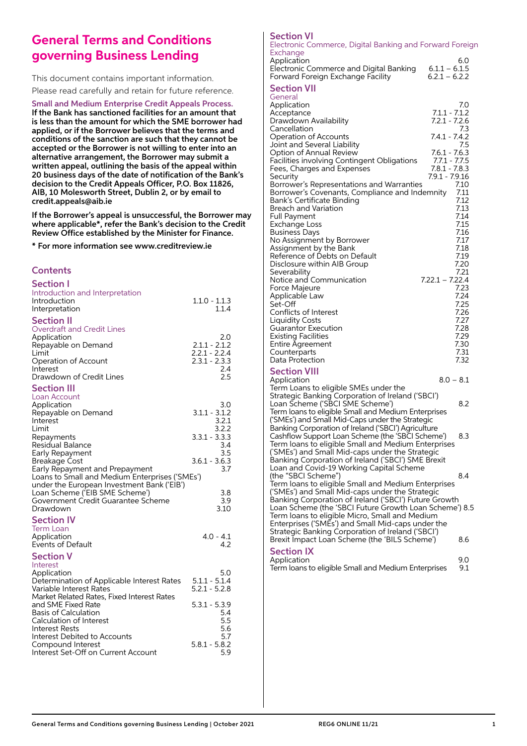# General Terms and Conditions governing Business Lending

This document contains important information.

Please read carefully and retain for future reference.

**Small and Medium Enterprise Credit Appeals Process.**

**If the Bank has sanctioned facilities for an amount that is less than the amount for which the SME borrower had applied, or if the Borrower believes that the terms and conditions of the sanction are such that they cannot be accepted or the Borrower is not willing to enter into an alternative arrangement, the Borrower may submit a written appeal, outlining the basis of the appeal within 20 business days of the date of notification of the Bank's decision to the Credit Appeals Officer, P.O. Box 11826, AIB, 10 Molesworth Street, Dublin 2, or by email to credit.appeals@aib.ie**

**If the Borrower's appeal is unsuccessful, the Borrower may where applicable*, refer the Bank's decision to the Credit Review Office established by the Minister for Finance.**

**\* For more information see www.creditreview.ie**

## Contents

### Section I
Introduction and Interpretation

| | |
|---|---|
| Introduction | 1.1.0 - 1.1.3 |
| Interpretation | 1.1.4 |

### Section II
Overdraft and Credit Lines

| | |
|---|---|
| Application | 2.0 |
| Repayable on Demand | 2.1.1 - 2.1.2 |
| Limit | 2.2.1 - 2.2.4 |
| Operation of Account | 2.3.1 - 2.3.3 |
| Interest | 2.4 |
| Drawdown of Credit Lines | 2.5 |

### Section III
Loan Account

| | |
|---|---|
| Application | 3.0 |
| Repayable on Demand | 3.1.1 - 3.1.2 |
| Interest | 3.2.1 |
| Limit | 3.2.2 |
| Repayments | 3.3.1 - 3.3.3 |
| Residual Balance | 3.4 |
| Early Repayment | 3.5 |
| Breakage Cost | 3.6.1 - 3.6.3 |
| Early Repayment and Prepayment | 3.7 |
| Loans to Small and Medium Enterprises ('SMEs') under the European Investment Bank ('EIB') Loan Scheme ('EIB SME Scheme') | 3.8 |
| Government Credit Guarantee Scheme | 3.9 |
| Drawdown | 3.10 |

### Section IV
Term Loan

| | |
|---|---|
| Application | 4.0 - 4.1 |
| Events of Default | 4.2 |

### Section V
Interest

| | |
|---|---|
| Application | 5.0 |
| Determination of Applicable Interest Rates | 5.1.1 - 5.1.4 |
| Variable Interest Rates | 5.2.1 - 5.2.8 |
| Market Related Rates, Fixed Interest Rates and SME Fixed Rate | 5.3.1 - 5.3.9 |
| Basis of Calculation | 5.4 |
| Calculation of Interest | 5.5 |
| Interest Rests | 5.6 |
| Interest Debited to Accounts | 5.7 |
| Compound Interest | 5.8.1 - 5.8.2 |
| Interest Set-Off on Current Account | 5.9 |

### Section VI
Electronic Commerce, Digital Banking and Forward Foreign Exchange

| | |
|---|---|
| Application | 6.0 |
| Electronic Commerce and Digital Banking | 6.1.1 – 6.1.5 |
| Forward Foreign Exchange Facility | 6.2.1 – 6.2.2 |

### Section VII
General

| | |
|---|---|
| Application | 7.0 |
| Acceptance | 7.1.1 - 7.1.2 |
| Drawdown Availability | 7.2.1 - 7.2.6 |
| Cancellation | 7.3 |
| Operation of Accounts | 7.4.1 - 7.4.2 |
| Joint and Several Liability | 7.5 |
| Option of Annual Review | 7.6.1 - 7.6.3 |
| Facilities involving Contingent Obligations | 7.7.1 - 7.7.5 |
| Fees, Charges and Expenses | 7.8.1 - 7.8.3 |
| Security | 7.9.1 - 7.9.16 |
| Borrower's Representations and Warranties | 7.10 |
| Borrower's Covenants, Compliance and Indemnity | 7.11 |
| Bank's Certificate Binding | 7.12 |
| Breach and Variation | 7.13 |
| Full Payment | 7.14 |
| Exchange Loss | 7.15 |
| Business Days | 7.16 |
| No Assignment by Borrower | 7.17 |
| Assignment by the Bank | 7.18 |
| Reference of Debts on Default | 7.19 |
| Disclosure within AIB Group | 7.20 |
| Severability | 7.21 |
| Notice and Communication | 7.22.1 – 7.22.4 |
| Force Majeure | 7.23 |
| Applicable Law | 7.24 |
| Set-Off | 7.25 |
| Conflicts of Interest | 7.26 |
| Liquidity Costs | 7.27 |
| Guarantor Execution | 7.28 |
| Existing Facilities | 7.29 |
| Entire Agreement | 7.30 |
| Counterparts | 7.31 |
| Data Protection | 7.32 |

### Section VIII

| | |
|---|---|
| Application | 8.0 – 8.1 |
| Term Loans to eligible SMEs under the Strategic Banking Corporation of Ireland ('SBCI') Loan Scheme ('SBCI SME Scheme') | 8.2 |
| Term loans to eligible Small and Medium Enterprises ('SMEs') and Small Mid-Caps under the Strategic Banking Corporation of Ireland ('SBCI') Agriculture Cashflow Support Loan Scheme (the 'SBCI Scheme') | 8.3 |
| Term loans to eligible Small and Medium Enterprises ('SMEs') and Small Mid-caps under the Strategic Banking Corporation of Ireland ('SBCI') SME Brexit Loan and Covid-19 Working Capital Scheme (the "SBCI Scheme") | 8.4 |
| Term loans to eligible Small and Medium Enterprises ('SMEs') and Small Mid-caps under the Strategic Banking Corporation of Ireland ('SBCI') Future Growth Loan Scheme (the 'SBCI Future Growth Loan Scheme') | 8.5 |
| Term loans to eligible Micro, Small and Medium Enterprises ('SMEs') and Small Mid-caps under the Strategic Banking Corporation of Ireland ('SBCI') Brexit Impact Loan Scheme (the 'BILS Scheme') | 8.6 |

### Section IX

| | |
|---|---|
| Application | 9.0 |
| Term loans to eligible Small and Medium Enterprises | 9.1 |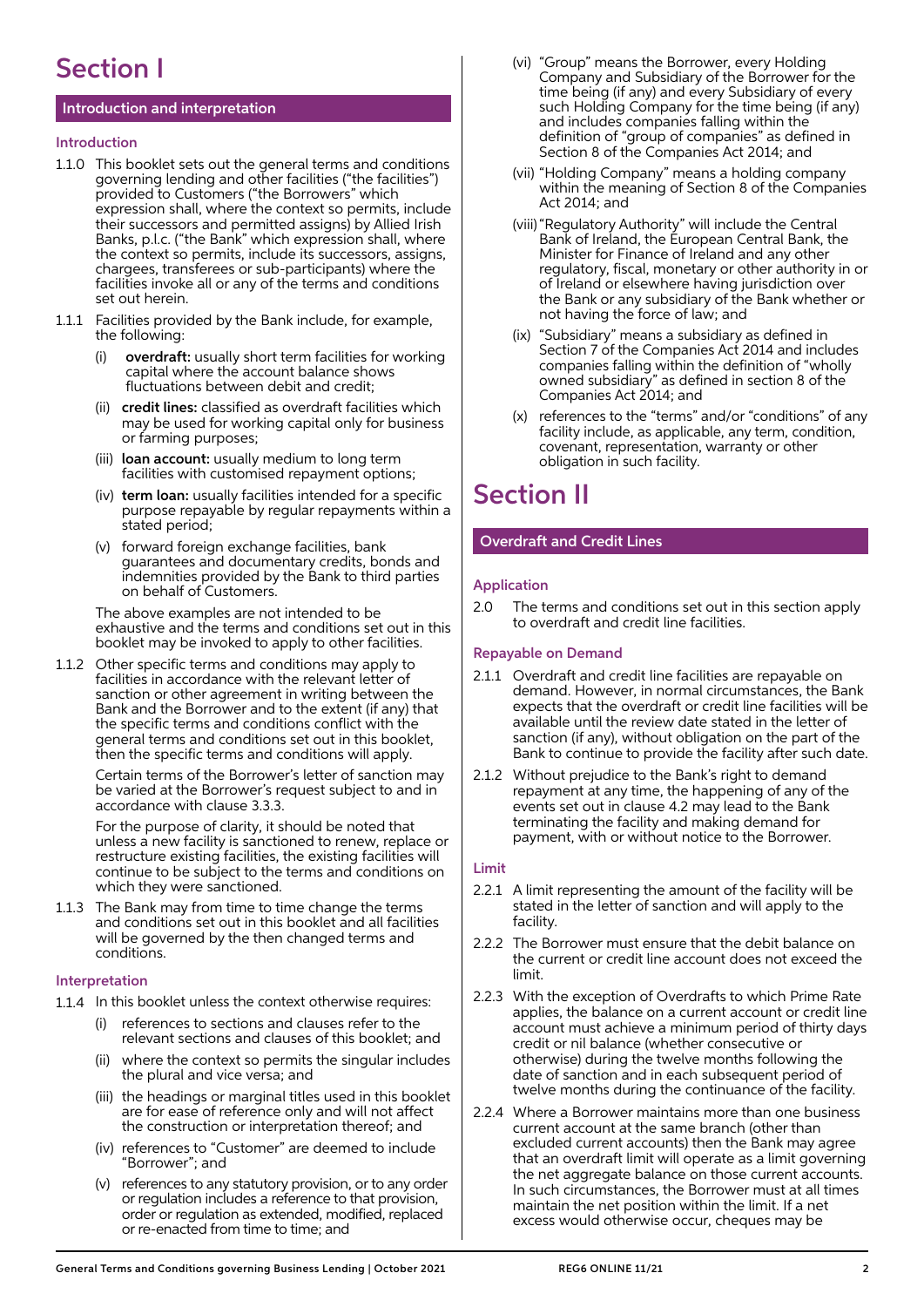# Section I

## Introduction and interpretation

### Introduction

1.1.0 This booklet sets out the general terms and conditions governing lending and other facilities ("the facilities") provided to Customers ("the Borrowers" which expression shall, where the context so permits, include their successors and permitted assigns) by Allied Irish Banks, p.l.c. ("the Bank" which expression shall, where the context so permits, include its successors, assigns, chargees, transferees or sub-participants) where the facilities invoke all or any of the terms and conditions set out herein.

1.1.1 Facilities provided by the Bank include, for example, the following:

- (i) **overdraft:** usually short term facilities for working capital where the account balance shows fluctuations between debit and credit;
- (ii) **credit lines:** classified as overdraft facilities which may be used for working capital only for business or farming purposes;
- (iii) **loan account:** usually medium to long term facilities with customised repayment options;
- (iv) **term loan:** usually facilities intended for a specific purpose repayable by regular repayments within a stated period;
- (v) forward foreign exchange facilities, bank guarantees and documentary credits, bonds and indemnities provided by the Bank to third parties on behalf of Customers.

The above examples are not intended to be exhaustive and the terms and conditions set out in this booklet may be invoked to apply to other facilities.

1.1.2 Other specific terms and conditions may apply to facilities in accordance with the relevant letter of sanction or other agreement in writing between the Bank and the Borrower and to the extent (if any) that the specific terms and conditions conflict with the general terms and conditions set out in this booklet, then the specific terms and conditions will apply.

Certain terms of the Borrower's letter of sanction may be varied at the Borrower's request subject to and in accordance with clause 3.3.3.

For the purpose of clarity, it should be noted that unless a new facility is sanctioned to renew, replace or restructure existing facilities, the existing facilities will continue to be subject to the terms and conditions on which they were sanctioned.

1.1.3 The Bank may from time to time change the terms and conditions set out in this booklet and all facilities will be governed by the then changed terms and conditions.

### Interpretation

1.1.4 In this booklet unless the context otherwise requires:

- (i) references to sections and clauses refer to the relevant sections and clauses of this booklet; and
- (ii) where the context so permits the singular includes the plural and vice versa; and
- (iii) the headings or marginal titles used in this booklet are for ease of reference only and will not affect the construction or interpretation thereof; and
- (iv) references to "Customer" are deemed to include "Borrower"; and
- (v) references to any statutory provision, or to any order or regulation includes a reference to that provision, order or regulation as extended, modified, replaced or re-enacted from time to time; and
- (vi) "Group" means the Borrower, every Holding Company and Subsidiary of the Borrower for the time being (if any) and every Subsidiary of every such Holding Company for the time being (if any) and includes companies falling within the definition of "group of companies" as defined in Section 8 of the Companies Act 2014; and
- (vii) "Holding Company" means a holding company within the meaning of Section 8 of the Companies Act 2014; and
- (viii) "Regulatory Authority" will include the Central Bank of Ireland, the European Central Bank, the Minister for Finance of Ireland and any other regulatory, fiscal, monetary or other authority in or of Ireland or elsewhere having jurisdiction over the Bank or any subsidiary of the Bank whether or not having the force of law; and
- (ix) "Subsidiary" means a subsidiary as defined in Section 7 of the Companies Act 2014 and includes companies falling within the definition of "wholly owned subsidiary" as defined in section 8 of the Companies Act 2014; and
- (x) references to the "terms" and/or "conditions" of any facility include, as applicable, any term, condition, covenant, representation, warranty or other obligation in such facility.

# Section II

## Overdraft and Credit Lines

### Application

2.0 The terms and conditions set out in this section apply to overdraft and credit line facilities.

### Repayable on Demand

2.1.1 Overdraft and credit line facilities are repayable on demand. However, in normal circumstances, the Bank expects that the overdraft or credit line facilities will be available until the review date stated in the letter of sanction (if any), without obligation on the part of the Bank to continue to provide the facility after such date.

2.1.2 Without prejudice to the Bank's right to demand repayment at any time, the happening of any of the events set out in clause 4.2 may lead to the Bank terminating the facility and making demand for payment, with or without notice to the Borrower.

### Limit

2.2.1 A limit representing the amount of the facility will be stated in the letter of sanction and will apply to the facility.

2.2.2 The Borrower must ensure that the debit balance on the current or credit line account does not exceed the limit.

2.2.3 With the exception of Overdrafts to which Prime Rate applies, the balance on a current account or credit line account must achieve a minimum period of thirty days credit or nil balance (whether consecutive or otherwise) during the twelve months following the date of sanction and in each subsequent period of twelve months during the continuance of the facility.

2.2.4 Where a Borrower maintains more than one business current account at the same branch (other than excluded current accounts) then the Bank may agree that an overdraft limit will operate as a limit governing the net aggregate balance on those current accounts. In such circumstances, the Borrower must at all times maintain the net position within the limit. If a net excess would otherwise occur, cheques may be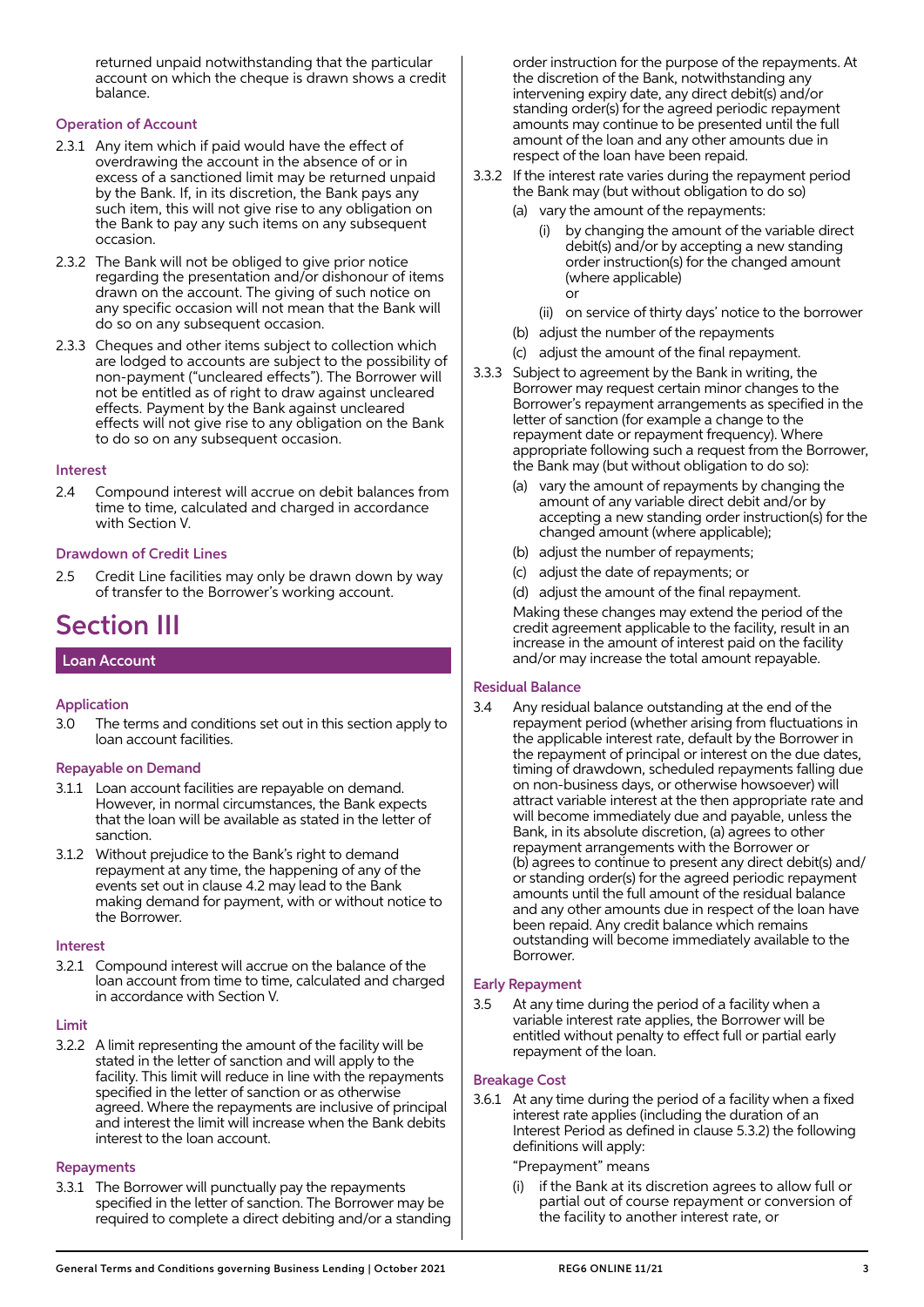returned unpaid notwithstanding that the particular account on which the cheque is drawn shows a credit balance.

### Operation of Account

2.3.1 Any item which if paid would have the effect of overdrawing the account in the absence of or in excess of a sanctioned limit may be returned unpaid by the Bank. If, in its discretion, the Bank pays any such item, this will not give rise to any obligation on the Bank to pay any such items on any subsequent occasion.

2.3.2 The Bank will not be obliged to give prior notice regarding the presentation and/or dishonour of items drawn on the account. The giving of such notice on any specific occasion will not mean that the Bank will do so on any subsequent occasion.

2.3.3 Cheques and other items subject to collection which are lodged to accounts are subject to the possibility of non-payment ("uncleared effects"). The Borrower will not be entitled as of right to draw against uncleared effects. Payment by the Bank against uncleared effects will not give rise to any obligation on the Bank to do so on any subsequent occasion.

### Interest

2.4 Compound interest will accrue on debit balances from time to time, calculated and charged in accordance with Section V.

### Drawdown of Credit Lines

2.5 Credit Line facilities may only be drawn down by way of transfer to the Borrower's working account.

# Section III

## Loan Account

### Application

3.0 The terms and conditions set out in this section apply to loan account facilities.

### Repayable on Demand

3.1.1 Loan account facilities are repayable on demand. However, in normal circumstances, the Bank expects that the loan will be available as stated in the letter of sanction.

3.1.2 Without prejudice to the Bank's right to demand repayment at any time, the happening of any of the events set out in clause 4.2 may lead to the Bank making demand for payment, with or without notice to the Borrower.

### Interest

3.2.1 Compound interest will accrue on the balance of the loan account from time to time, calculated and charged in accordance with Section V.

### Limit

3.2.2 A limit representing the amount of the facility will be stated in the letter of sanction and will apply to the facility. This limit will reduce in line with the repayments specified in the letter of sanction or as otherwise agreed. Where the repayments are inclusive of principal and interest the limit will increase when the Bank debits interest to the loan account.

### Repayments

3.3.1 The Borrower will punctually pay the repayments specified in the letter of sanction. The Borrower may be required to complete a direct debiting and/or a standing order instruction for the purpose of the repayments. At the discretion of the Bank, notwithstanding any intervening expiry date, any direct debit(s) and/or standing order(s) for the agreed periodic repayment amounts may continue to be presented until the full amount of the loan and any other amounts due in respect of the loan have been repaid.

3.3.2 If the interest rate varies during the repayment period the Bank may (but without obligation to do so)

(a) vary the amount of the repayments:

(i) by changing the amount of the variable direct debit(s) and/or by accepting a new standing order instruction(s) for the changed amount (where applicable)
or

(ii) on service of thirty days' notice to the borrower

(b) adjust the number of the repayments

(c) adjust the amount of the final repayment.

3.3.3 Subject to agreement by the Bank in writing, the Borrower may request certain minor changes to the Borrower's repayment arrangements as specified in the letter of sanction (for example a change to the repayment date or repayment frequency). Where appropriate following such a request from the Borrower, the Bank may (but without obligation to do so):

(a) vary the amount of repayments by changing the amount of any variable direct debit and/or by accepting a new standing order instruction(s) for the changed amount (where applicable);

(b) adjust the number of repayments;

(c) adjust the date of repayments; or

(d) adjust the amount of the final repayment.

Making these changes may extend the period of the credit agreement applicable to the facility, result in an increase in the amount of interest paid on the facility and/or may increase the total amount repayable.

### Residual Balance

3.4 Any residual balance outstanding at the end of the repayment period (whether arising from fluctuations in the applicable interest rate, default by the Borrower in the repayment of principal or interest on the due dates, timing of drawdown, scheduled repayments falling due on non-business days, or otherwise howsoever) will attract variable interest at the then appropriate rate and will become immediately due and payable, unless the Bank, in its absolute discretion, (a) agrees to other repayment arrangements with the Borrower or (b) agrees to continue to present any direct debit(s) and/or standing order(s) for the agreed periodic repayment amounts until the full amount of the residual balance and any other amounts due in respect of the loan have been repaid. Any credit balance which remains outstanding will become immediately available to the Borrower.

### Early Repayment

3.5 At any time during the period of a facility when a variable interest rate applies, the Borrower will be entitled without penalty to effect full or partial early repayment of the loan.

### Breakage Cost

3.6.1 At any time during the period of a facility when a fixed interest rate applies (including the duration of an Interest Period as defined in clause 5.3.2) the following definitions will apply:

"Prepayment" means

(i) if the Bank at its discretion agrees to allow full or partial out of course repayment or conversion of the facility to another interest rate, or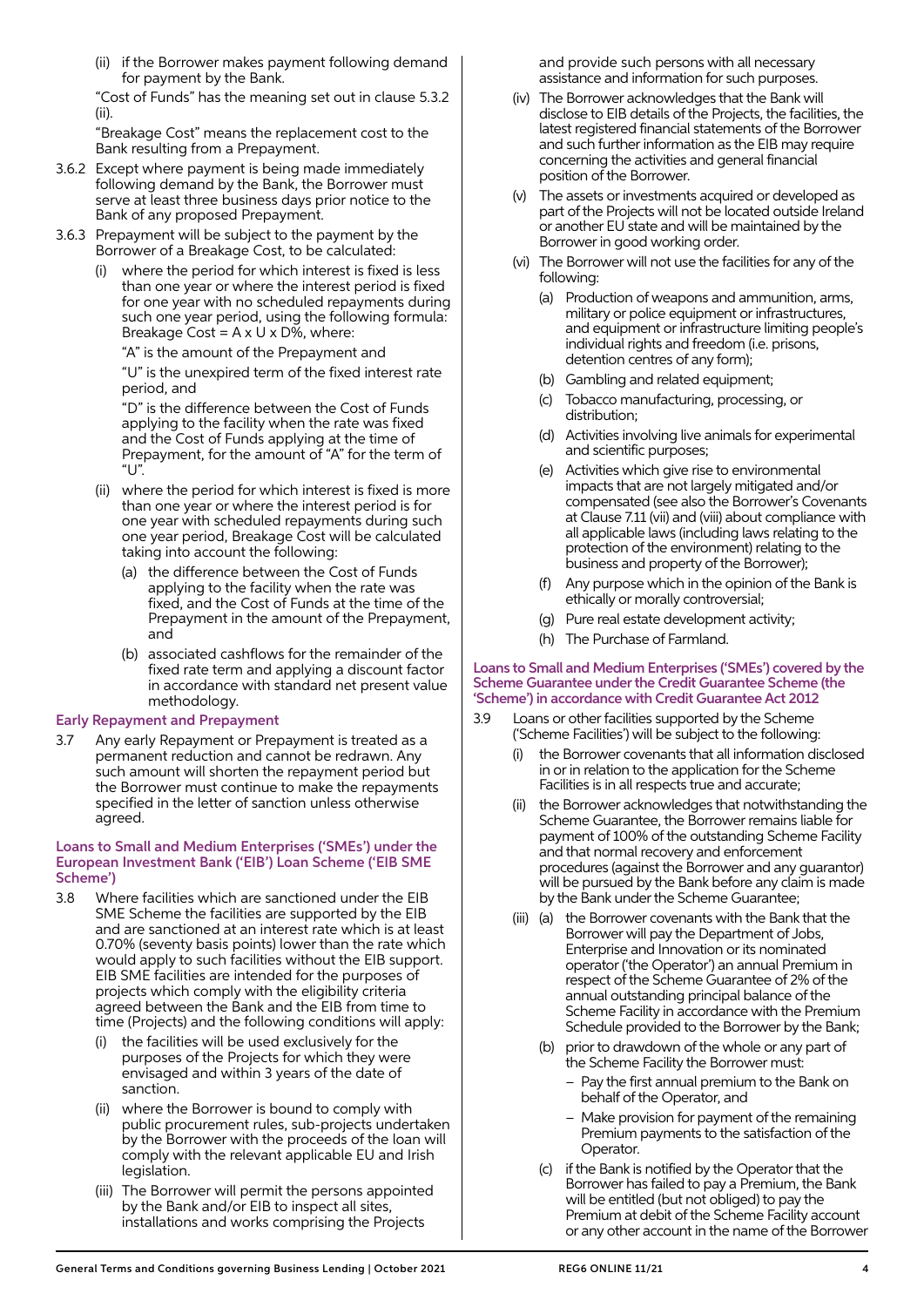(ii) if the Borrower makes payment following demand for payment by the Bank.

"Cost of Funds" has the meaning set out in clause 5.3.2 (ii).

"Breakage Cost" means the replacement cost to the Bank resulting from a Prepayment.

3.6.2 Except where payment is being made immediately following demand by the Bank, the Borrower must serve at least three business days prior notice to the Bank of any proposed Prepayment.

3.6.3 Prepayment will be subject to the payment by the Borrower of a Breakage Cost, to be calculated:

(i) where the period for which interest is fixed is less than one year or where the interest period is fixed for one year with no scheduled repayments during such one year period, using the following formula: Breakage Cost = A x U x D%, where:

"A" is the amount of the Prepayment and

"U" is the unexpired term of the fixed interest rate period, and

"D" is the difference between the Cost of Funds applying to the facility when the rate was fixed and the Cost of Funds applying at the time of Prepayment, for the amount of "A" for the term of "U".

(ii) where the period for which interest is fixed is more than one year or where the interest period is for one year with scheduled repayments during such one year period, Breakage Cost will be calculated taking into account the following:

(a) the difference between the Cost of Funds applying to the facility when the rate was fixed, and the Cost of Funds at the time of the Prepayment in the amount of the Prepayment, and

(b) associated cashflows for the remainder of the fixed rate term and applying a discount factor in accordance with standard net present value methodology.

### Early Repayment and Prepayment

3.7 Any early Repayment or Prepayment is treated as a permanent reduction and cannot be redrawn. Any such amount will shorten the repayment period but the Borrower must continue to make the repayments specified in the letter of sanction unless otherwise agreed.

### Loans to Small and Medium Enterprises ('SMEs') under the European Investment Bank ('EIB') Loan Scheme ('EIB SME Scheme')

3.8 Where facilities which are sanctioned under the EIB SME Scheme the facilities are supported by the EIB and are sanctioned at an interest rate which is at least 0.70% (seventy basis points) lower than the rate which would apply to such facilities without the EIB support. EIB SME facilities are intended for the purposes of projects which comply with the eligibility criteria agreed between the Bank and the EIB from time to time (Projects) and the following conditions will apply:

(i) the facilities will be used exclusively for the purposes of the Projects for which they were envisaged and within 3 years of the date of sanction.

(ii) where the Borrower is bound to comply with public procurement rules, sub-projects undertaken by the Borrower with the proceeds of the loan will comply with the relevant applicable EU and Irish legislation.

(iii) The Borrower will permit the persons appointed by the Bank and/or EIB to inspect all sites, installations and works comprising the Projects and provide such persons with all necessary assistance and information for such purposes.

(iv) The Borrower acknowledges that the Bank will disclose to EIB details of the Projects, the facilities, the latest registered financial statements of the Borrower and such further information as the EIB may require concerning the activities and general financial position of the Borrower.

(v) The assets or investments acquired or developed as part of the Projects will not be located outside Ireland or another EU state and will be maintained by the Borrower in good working order.

(vi) The Borrower will not use the facilities for any of the following:

(a) Production of weapons and ammunition, arms, military or police equipment or infrastructures, and equipment or infrastructure limiting people's individual rights and freedom (i.e. prisons, detention centres of any form);

(b) Gambling and related equipment;

(c) Tobacco manufacturing, processing, or distribution;

(d) Activities involving live animals for experimental and scientific purposes;

(e) Activities which give rise to environmental impacts that are not largely mitigated and/or compensated (see also the Borrower's Covenants at Clause 7.11 (vii) and (viii) about compliance with all applicable laws (including laws relating to the protection of the environment) relating to the business and property of the Borrower);

(f) Any purpose which in the opinion of the Bank is ethically or morally controversial;

(g) Pure real estate development activity;

(h) The Purchase of Farmland.

### Loans to Small and Medium Enterprises ('SMEs') covered by the Scheme Guarantee under the Credit Guarantee Scheme (the 'Scheme') in accordance with Credit Guarantee Act 2012

3.9 Loans or other facilities supported by the Scheme ('Scheme Facilities') will be subject to the following:

(i) the Borrower covenants that all information disclosed in or in relation to the application for the Scheme Facilities is in all respects true and accurate;

(ii) the Borrower acknowledges that notwithstanding the Scheme Guarantee, the Borrower remains liable for payment of 100% of the outstanding Scheme Facility and that normal recovery and enforcement procedures (against the Borrower and any guarantor) will be pursued by the Bank before any claim is made by the Bank under the Scheme Guarantee;

(iii) (a) the Borrower covenants with the Bank that the Borrower will pay the Department of Jobs, Enterprise and Innovation or its nominated operator ('the Operator') an annual Premium in respect of the Scheme Guarantee of 2% of the annual outstanding principal balance of the Scheme Facility in accordance with the Premium Schedule provided to the Borrower by the Bank;

(b) prior to drawdown of the whole or any part of the Scheme Facility the Borrower must:

- Pay the first annual premium to the Bank on behalf of the Operator, and
- Make provision for payment of the remaining Premium payments to the satisfaction of the Operator.

(c) if the Bank is notified by the Operator that the Borrower has failed to pay a Premium, the Bank will be entitled (but not obliged) to pay the Premium at debit of the Scheme Facility account or any other account in the name of the Borrower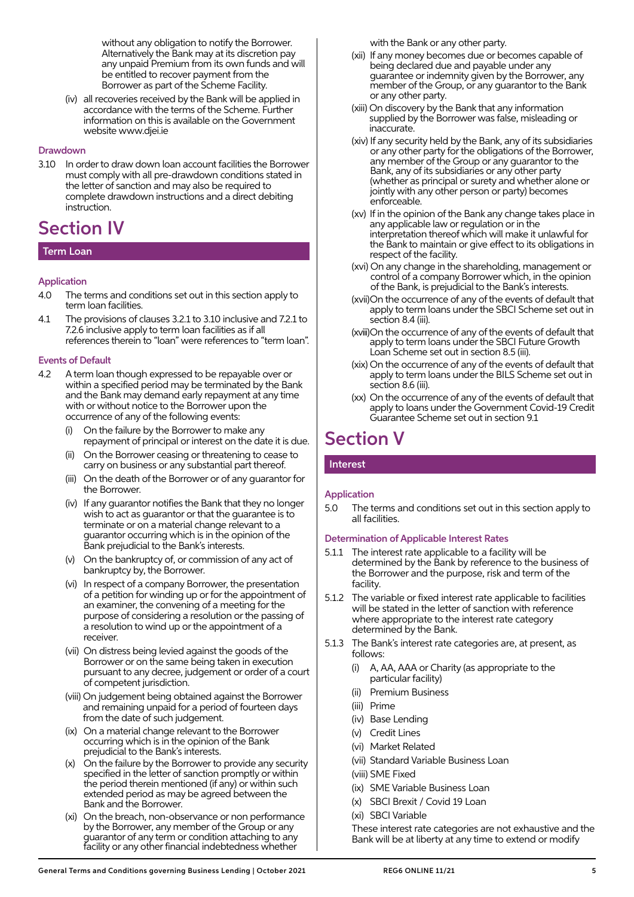without any obligation to notify the Borrower. Alternatively the Bank may at its discretion pay any unpaid Premium from its own funds and will be entitled to recover payment from the Borrower as part of the Scheme Facility.

(iv) all recoveries received by the Bank will be applied in accordance with the terms of the Scheme. Further information on this is available on the Government website www.djei.ie

### Drawdown

3.10 In order to draw down loan account facilities the Borrower must comply with all pre-drawdown conditions stated in the letter of sanction and may also be required to complete drawdown instructions and a direct debiting instruction.

# Section IV

## Term Loan

### Application

4.0 The terms and conditions set out in this section apply to term loan facilities.

4.1 The provisions of clauses 3.2.1 to 3.10 inclusive and 7.2.1 to 7.2.6 inclusive apply to term loan facilities as if all references therein to "loan" were references to "term loan".

### Events of Default

4.2 A term loan though expressed to be repayable over or within a specified period may be terminated by the Bank and the Bank may demand early repayment at any time with or without notice to the Borrower upon the occurrence of any of the following events:

(i) On the failure by the Borrower to make any repayment of principal or interest on the date it is due.

(ii) On the Borrower ceasing or threatening to cease to carry on business or any substantial part thereof.

(iii) On the death of the Borrower or of any guarantor for the Borrower.

(iv) If any guarantor notifies the Bank that they no longer wish to act as guarantor or that the guarantee is to terminate or on a material change relevant to a guarantor occurring which is in the opinion of the Bank prejudicial to the Bank's interests.

(v) On the bankruptcy of, or commission of any act of bankruptcy by, the Borrower.

(vi) In respect of a company Borrower, the presentation of a petition for winding up or for the appointment of an examiner, the convening of a meeting for the purpose of considering a resolution or the passing of a resolution to wind up or the appointment of a receiver.

(vii) On distress being levied against the goods of the Borrower or on the same being taken in execution pursuant to any decree, judgement or order of a court of competent jurisdiction.

(viii) On judgement being obtained against the Borrower and remaining unpaid for a period of fourteen days from the date of such judgement.

(ix) On a material change relevant to the Borrower occurring which is in the opinion of the Bank prejudicial to the Bank's interests.

(x) On the failure by the Borrower to provide any security specified in the letter of sanction promptly or within the period therein mentioned (if any) or within such extended period as may be agreed between the Bank and the Borrower.

(xi) On the breach, non-observance or non performance by the Borrower, any member of the Group or any guarantor of any term or condition attaching to any facility or any other financial indebtedness whether with the Bank or any other party.

(xii) If any money becomes due or becomes capable of being declared due and payable under any guarantee or indemnity given by the Borrower, any member of the Group, or any guarantor to the Bank or any other party.

(xiii) On discovery by the Bank that any information supplied by the Borrower was false, misleading or inaccurate.

(xiv) If any security held by the Bank, any of its subsidiaries or any other party for the obligations of the Borrower, any member of the Group or any guarantor to the Bank, any of its subsidiaries or any other party (whether as principal or surety and whether alone or jointly with any other person or party) becomes enforceable.

(xv) If in the opinion of the Bank any change takes place in any applicable law or regulation or in the interpretation thereof which will make it unlawful for the Bank to maintain or give effect to its obligations in respect of the facility.

(xvi) On any change in the shareholding, management or control of a company Borrower which, in the opinion of the Bank, is prejudicial to the Bank's interests.

(xvii) On the occurrence of any of the events of default that apply to term loans under the SBCI Scheme set out in section 8.4 (iii).

(xviii) On the occurrence of any of the events of default that apply to term loans under the SBCI Future Growth Loan Scheme set out in section 8.5 (iii).

(xix) On the occurrence of any of the events of default that apply to term loans under the BILS Scheme set out in section 8.6 (iii).

(xx) On the occurrence of any of the events of default that apply to loans under the Government Covid-19 Credit Guarantee Scheme set out in section 9.1

# Section V

## Interest

### Application

5.0 The terms and conditions set out in this section apply to all facilities.

### Determination of Applicable Interest Rates

5.1.1 The interest rate applicable to a facility will be determined by the Bank by reference to the business of the Borrower and the purpose, risk and term of the facility.

5.1.2 The variable or fixed interest rate applicable to facilities will be stated in the letter of sanction with reference where appropriate to the interest rate category determined by the Bank.

5.1.3 The Bank's interest rate categories are, at present, as follows:

(i) A, AA, AAA or Charity (as appropriate to the particular facility)

(ii) Premium Business

(iii) Prime

(iv) Base Lending

(v) Credit Lines

(vi) Market Related

(vii) Standard Variable Business Loan

(viii) SME Fixed

(ix) SME Variable Business Loan

(x) SBCI Brexit / Covid 19 Loan

(xi) SBCI Variable

These interest rate categories are not exhaustive and the Bank will be at liberty at any time to extend or modify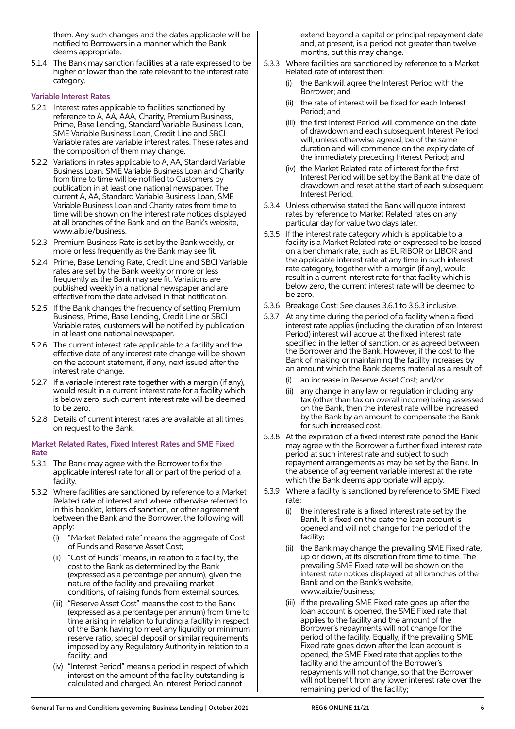them. Any such changes and the dates applicable will be notified to Borrowers in a manner which the Bank deems appropriate.

5.1.4 The Bank may sanction facilities at a rate expressed to be higher or lower than the rate relevant to the interest rate category.

### Variable Interest Rates

5.2.1 Interest rates applicable to facilities sanctioned by reference to A, AA, AAA, Charity, Premium Business, Prime, Base Lending, Standard Variable Business Loan, SME Variable Business Loan, Credit Line and SBCI Variable rates are variable interest rates. These rates and the composition of them may change.

5.2.2 Variations in rates applicable to A, AA, Standard Variable Business Loan, SME Variable Business Loan and Charity from time to time will be notified to Customers by publication in at least one national newspaper. The current A, AA, Standard Variable Business Loan, SME Variable Business Loan and Charity rates from time to time will be shown on the interest rate notices displayed at all branches of the Bank and on the Bank's website, www.aib.ie/business.

5.2.3 Premium Business Rate is set by the Bank weekly, or more or less frequently as the Bank may see fit.

5.2.4 Prime, Base Lending Rate, Credit Line and SBCI Variable rates are set by the Bank weekly or more or less frequently as the Bank may see fit. Variations are published weekly in a national newspaper and are effective from the date advised in that notification.

5.2.5 If the Bank changes the frequency of setting Premium Business, Prime, Base Lending, Credit Line or SBCI Variable rates, customers will be notified by publication in at least one national newspaper.

5.2.6 The current interest rate applicable to a facility and the effective date of any interest rate change will be shown on the account statement, if any, next issued after the interest rate change.

5.2.7 If a variable interest rate together with a margin (if any), would result in a current interest rate for a facility which is below zero, such current interest rate will be deemed to be zero.

5.2.8 Details of current interest rates are available at all times on request to the Bank.

### Market Related Rates, Fixed Interest Rates and SME Fixed Rate

5.3.1 The Bank may agree with the Borrower to fix the applicable interest rate for all or part of the period of a facility.

5.3.2 Where facilities are sanctioned by reference to a Market Related rate of interest and where otherwise referred to in this booklet, letters of sanction, or other agreement between the Bank and the Borrower, the following will apply:

(i) "Market Related rate" means the aggregate of Cost of Funds and Reserve Asset Cost;

(ii) "Cost of Funds" means, in relation to a facility, the cost to the Bank as determined by the Bank (expressed as a percentage per annum), given the nature of the facility and prevailing market conditions, of raising funds from external sources.

(iii) "Reserve Asset Cost" means the cost to the Bank (expressed as a percentage per annum) from time to time arising in relation to funding a facility in respect of the Bank having to meet any liquidity or minimum reserve ratio, special deposit or similar requirements imposed by any Regulatory Authority in relation to a facility; and

(iv) "Interest Period" means a period in respect of which interest on the amount of the facility outstanding is calculated and charged. An Interest Period cannot extend beyond a capital or principal repayment date and, at present, is a period not greater than twelve months, but this may change.

5.3.3 Where facilities are sanctioned by reference to a Market Related rate of interest then:

(i) the Bank will agree the Interest Period with the Borrower; and

(ii) the rate of interest will be fixed for each Interest Period; and

(iii) the first Interest Period will commence on the date of drawdown and each subsequent Interest Period will, unless otherwise agreed, be of the same duration and will commence on the expiry date of the immediately preceding Interest Period; and

(iv) the Market Related rate of interest for the first Interest Period will be set by the Bank at the date of drawdown and reset at the start of each subsequent Interest Period.

5.3.4 Unless otherwise stated the Bank will quote interest rates by reference to Market Related rates on any particular day for value two days later.

5.3.5 If the interest rate category which is applicable to a facility is a Market Related rate or expressed to be based on a benchmark rate, such as EURIBOR or LIBOR and the applicable interest rate at any time in such interest rate category, together with a margin (if any), would result in a current interest rate for that facility which is below zero, the current interest rate will be deemed to be zero.

5.3.6 Breakage Cost: See clauses 3.6.1 to 3.6.3 inclusive.

5.3.7 At any time during the period of a facility when a fixed interest rate applies (including the duration of an Interest Period) interest will accrue at the fixed interest rate specified in the letter of sanction, or as agreed between the Borrower and the Bank. However, if the cost to the Bank of making or maintaining the facility increases by an amount which the Bank deems material as a result of:

(i) an increase in Reserve Asset Cost; and/or

(ii) any change in any law or regulation including any tax (other than tax on overall income) being assessed on the Bank, then the interest rate will be increased by the Bank by an amount to compensate the Bank for such increased cost.

5.3.8 At the expiration of a fixed interest rate period the Bank may agree with the Borrower a further fixed interest rate period at such interest rate and subject to such repayment arrangements as may be set by the Bank. In the absence of agreement variable interest at the rate which the Bank deems appropriate will apply.

5.3.9 Where a facility is sanctioned by reference to SME Fixed rate:

(i) the interest rate is a fixed interest rate set by the Bank. It is fixed on the date the loan account is opened and will not change for the period of the facility;

(ii) the Bank may change the prevailing SME Fixed rate, up or down, at its discretion from time to time. The prevailing SME Fixed rate will be shown on the interest rate notices displayed at all branches of the Bank and on the Bank's website, www.aib.ie/business;

(iii) if the prevailing SME Fixed rate goes up after the loan account is opened, the SME Fixed rate that applies to the facility and the amount of the Borrower's repayments will not change for the period of the facility. Equally, if the prevailing SME Fixed rate goes down after the loan account is opened, the SME Fixed rate that applies to the facility and the amount of the Borrower's repayments will not change, so that the Borrower will not benefit from any lower interest rate over the remaining period of the facility;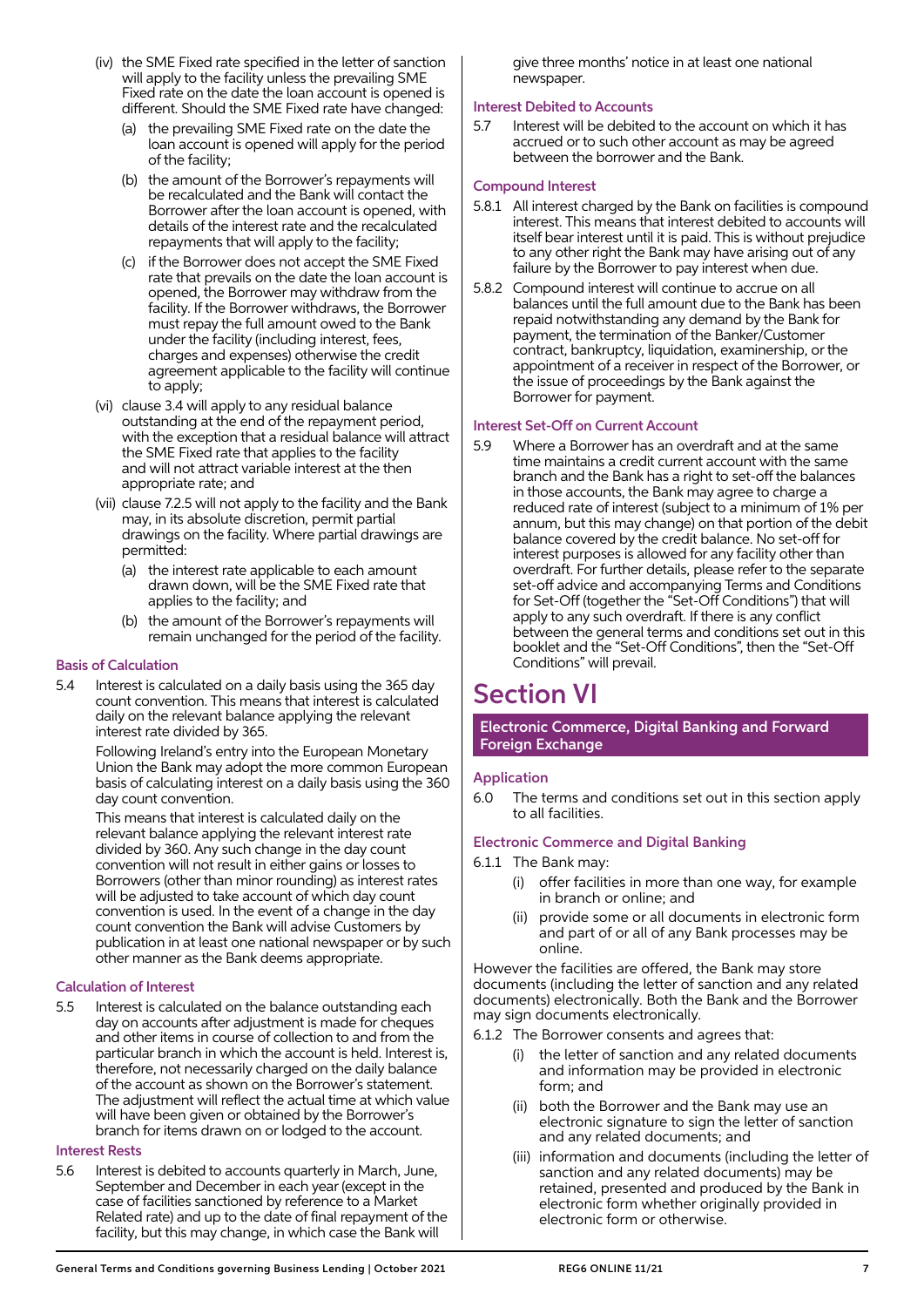(iv) the SME Fixed rate specified in the letter of sanction will apply to the facility unless the prevailing SME Fixed rate on the date the loan account is opened is different. Should the SME Fixed rate have changed:

(a) the prevailing SME Fixed rate on the date the loan account is opened will apply for the period of the facility;

(b) the amount of the Borrower's repayments will be recalculated and the Bank will contact the Borrower after the loan account is opened, with details of the interest rate and the recalculated repayments that will apply to the facility;

(c) if the Borrower does not accept the SME Fixed rate that prevails on the date the loan account is opened, the Borrower may withdraw from the facility. If the Borrower withdraws, the Borrower must repay the full amount owed to the Bank under the facility (including interest, fees, charges and expenses) otherwise the credit agreement applicable to the facility will continue to apply;

(vi) clause 3.4 will apply to any residual balance outstanding at the end of the repayment period, with the exception that a residual balance will attract the SME Fixed rate that applies to the facility and will not attract variable interest at the then appropriate rate; and

(vii) clause 7.2.5 will not apply to the facility and the Bank may, in its absolute discretion, permit partial drawings on the facility. Where partial drawings are permitted:

(a) the interest rate applicable to each amount drawn down, will be the SME Fixed rate that applies to the facility; and

(b) the amount of the Borrower's repayments will remain unchanged for the period of the facility.

### Basis of Calculation

5.4 Interest is calculated on a daily basis using the 365 day count convention. This means that interest is calculated daily on the relevant balance applying the relevant interest rate divided by 365.

Following Ireland's entry into the European Monetary Union the Bank may adopt the more common European basis of calculating interest on a daily basis using the 360 day count convention.

This means that interest is calculated daily on the relevant balance applying the relevant interest rate divided by 360. Any such change in the day count convention will not result in either gains or losses to Borrowers (other than minor rounding) as interest rates will be adjusted to take account of which day count convention is used. In the event of a change in the day count convention the Bank will advise Customers by publication in at least one national newspaper or by such other manner as the Bank deems appropriate.

### Calculation of Interest

5.5 Interest is calculated on the balance outstanding each day on accounts after adjustment is made for cheques and other items in course of collection to and from the particular branch in which the account is held. Interest is, therefore, not necessarily charged on the daily balance of the account as shown on the Borrower's statement. The adjustment will reflect the actual time at which value will have been given or obtained by the Borrower's branch for items drawn on or lodged to the account.

### Interest Rests

5.6 Interest is debited to accounts quarterly in March, June, September and December in each year (except in the case of facilities sanctioned by reference to a Market Related rate) and up to the date of final repayment of the facility, but this may change, in which case the Bank will give three months' notice in at least one national newspaper.

### Interest Debited to Accounts

5.7 Interest will be debited to the account on which it has accrued or to such other account as may be agreed between the borrower and the Bank.

### Compound Interest

5.8.1 All interest charged by the Bank on facilities is compound interest. This means that interest debited to accounts will itself bear interest until it is paid. This is without prejudice to any other right the Bank may have arising out of any failure by the Borrower to pay interest when due.

5.8.2 Compound interest will continue to accrue on all balances until the full amount due to the Bank has been repaid notwithstanding any demand by the Bank for payment, the termination of the Banker/Customer contract, bankruptcy, liquidation, examinership, or the appointment of a receiver in respect of the Borrower, or the issue of proceedings by the Bank against the Borrower for payment.

### Interest Set-Off on Current Account

5.9 Where a Borrower has an overdraft and at the same time maintains a credit current account with the same branch and the Bank has a right to set-off the balances in those accounts, the Bank may agree to charge a reduced rate of interest (subject to a minimum of 1% per annum, but this may change) on that portion of the debit balance covered by the credit balance. No set-off for interest purposes is allowed for any facility other than overdraft. For further details, please refer to the separate set-off advice and accompanying Terms and Conditions for Set-Off (together the "Set-Off Conditions") that will apply to any such overdraft. If there is any conflict between the general terms and conditions set out in this booklet and the "Set-Off Conditions", then the "Set-Off Conditions" will prevail.

# Section VI

## Electronic Commerce, Digital Banking and Forward Foreign Exchange

### Application

6.0 The terms and conditions set out in this section apply to all facilities.

### Electronic Commerce and Digital Banking

6.1.1 The Bank may:

(i) offer facilities in more than one way, for example in branch or online; and

(ii) provide some or all documents in electronic form and part of or all of any Bank processes may be online.

However the facilities are offered, the Bank may store documents (including the letter of sanction and any related documents) electronically. Both the Bank and the Borrower may sign documents electronically.

6.1.2 The Borrower consents and agrees that:

(i) the letter of sanction and any related documents and information may be provided in electronic form; and

(ii) both the Borrower and the Bank may use an electronic signature to sign the letter of sanction and any related documents; and

(iii) information and documents (including the letter of sanction and any related documents) may be retained, presented and produced by the Bank in electronic form whether originally provided in electronic form or otherwise.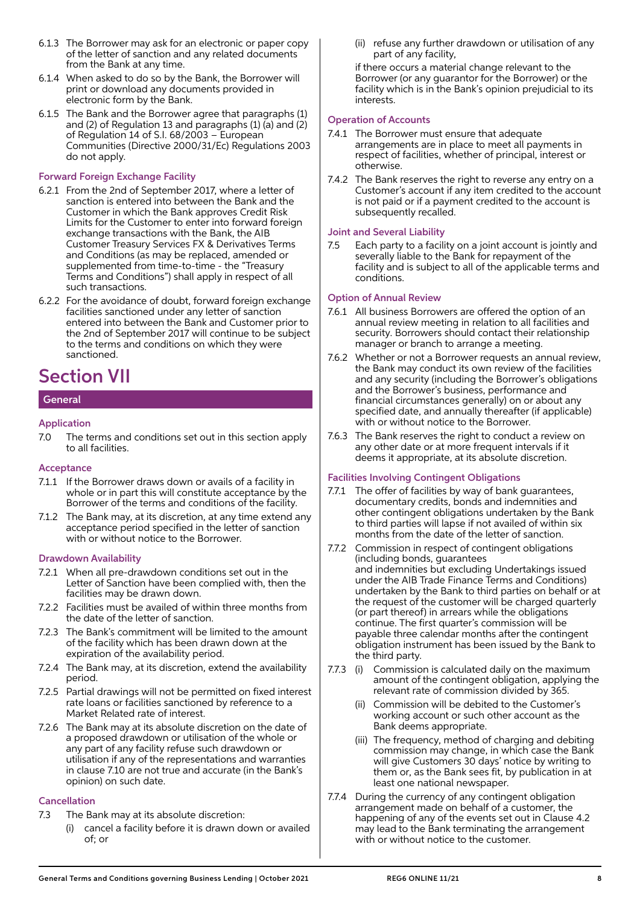6.1.3 The Borrower may ask for an electronic or paper copy of the letter of sanction and any related documents from the Bank at any time.

6.1.4 When asked to do so by the Bank, the Borrower will print or download any documents provided in electronic form by the Bank.

6.1.5 The Bank and the Borrower agree that paragraphs (1) and (2) of Regulation 13 and paragraphs (1) (a) and (2) of Regulation 14 of S.I. 68/2003 – European Communities (Directive 2000/31/Ec) Regulations 2003 do not apply.

### Forward Foreign Exchange Facility

6.2.1 From the 2nd of September 2017, where a letter of sanction is entered into between the Bank and the Customer in which the Bank approves Credit Risk Limits for the Customer to enter into forward foreign exchange transactions with the Bank, the AIB Customer Treasury Services FX & Derivatives Terms and Conditions (as may be replaced, amended or supplemented from time-to-time - the "Treasury Terms and Conditions") shall apply in respect of all such transactions.

6.2.2 For the avoidance of doubt, forward foreign exchange facilities sanctioned under any letter of sanction entered into between the Bank and Customer prior to the 2nd of September 2017 will continue to be subject to the terms and conditions on which they were sanctioned.

# Section VII

## General

### Application

7.0 The terms and conditions set out in this section apply to all facilities.

### Acceptance

7.1.1 If the Borrower draws down or avails of a facility in whole or in part this will constitute acceptance by the Borrower of the terms and conditions of the facility.

7.1.2 The Bank may, at its discretion, at any time extend any acceptance period specified in the letter of sanction with or without notice to the Borrower.

### Drawdown Availability

7.2.1 When all pre-drawdown conditions set out in the Letter of Sanction have been complied with, then the facilities may be drawn down.

7.2.2 Facilities must be availed of within three months from the date of the letter of sanction.

7.2.3 The Bank's commitment will be limited to the amount of the facility which has been drawn down at the expiration of the availability period.

7.2.4 The Bank may, at its discretion, extend the availability period.

7.2.5 Partial drawings will not be permitted on fixed interest rate loans or facilities sanctioned by reference to a Market Related rate of interest.

7.2.6 The Bank may at its absolute discretion on the date of a proposed drawdown or utilisation of the whole or any part of any facility refuse such drawdown or utilisation if any of the representations and warranties in clause 7.10 are not true and accurate (in the Bank's opinion) on such date.

### Cancellation

7.3 The Bank may at its absolute discretion:

(i) cancel a facility before it is drawn down or availed of; or

(ii) refuse any further drawdown or utilisation of any part of any facility,

if there occurs a material change relevant to the Borrower (or any guarantor for the Borrower) or the facility which is in the Bank's opinion prejudicial to its interests.

### Operation of Accounts

7.4.1 The Borrower must ensure that adequate arrangements are in place to meet all payments in respect of facilities, whether of principal, interest or otherwise.

7.4.2 The Bank reserves the right to reverse any entry on a Customer's account if any item credited to the account is not paid or if a payment credited to the account is subsequently recalled.

### Joint and Several Liability

7.5 Each party to a facility on a joint account is jointly and severally liable to the Bank for repayment of the facility and is subject to all of the applicable terms and conditions.

### Option of Annual Review

7.6.1 All business Borrowers are offered the option of an annual review meeting in relation to all facilities and security. Borrowers should contact their relationship manager or branch to arrange a meeting.

7.6.2 Whether or not a Borrower requests an annual review, the Bank may conduct its own review of the facilities and any security (including the Borrower's obligations and the Borrower's business, performance and financial circumstances generally) on or about any specified date, and annually thereafter (if applicable) with or without notice to the Borrower.

7.6.3 The Bank reserves the right to conduct a review on any other date or at more frequent intervals if it deems it appropriate, at its absolute discretion.

### Facilities Involving Contingent Obligations

7.7.1 The offer of facilities by way of bank guarantees, documentary credits, bonds and indemnities and other contingent obligations undertaken by the Bank to third parties will lapse if not availed of within six months from the date of the letter of sanction.

7.7.2 Commission in respect of contingent obligations (including bonds, guarantees and indemnities but excluding Undertakings issued under the AIB Trade Finance Terms and Conditions) undertaken by the Bank to third parties on behalf or at the request of the customer will be charged quarterly (or part thereof) in arrears while the obligations continue. The first quarter's commission will be payable three calendar months after the contingent obligation instrument has been issued by the Bank to the third party.

7.7.3 (i) Commission is calculated daily on the maximum amount of the contingent obligation, applying the relevant rate of commission divided by 365.

(ii) Commission will be debited to the Customer's working account or such other account as the Bank deems appropriate.

(iii) The frequency, method of charging and debiting commission may change, in which case the Bank will give Customers 30 days' notice by writing to them or, as the Bank sees fit, by publication in at least one national newspaper.

7.7.4 During the currency of any contingent obligation arrangement made on behalf of a customer, the happening of any of the events set out in Clause 4.2 may lead to the Bank terminating the arrangement with or without notice to the customer.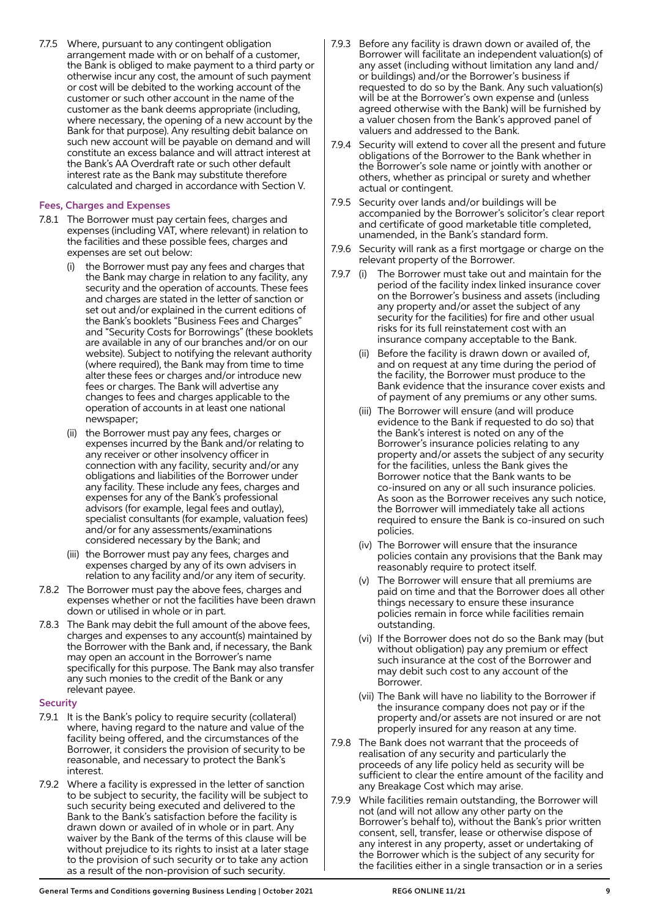7.7.5 Where, pursuant to any contingent obligation arrangement made with or on behalf of a customer, the Bank is obliged to make payment to a third party or otherwise incur any cost, the amount of such payment or cost will be debited to the working account of the customer or such other account in the name of the customer as the bank deems appropriate (including, where necessary, the opening of a new account by the Bank for that purpose). Any resulting debit balance on such new account will be payable on demand and will constitute an excess balance and will attract interest at the Bank's AA Overdraft rate or such other default interest rate as the Bank may substitute therefore calculated and charged in accordance with Section V.

### Fees, Charges and Expenses

7.8.1 The Borrower must pay certain fees, charges and expenses (including VAT, where relevant) in relation to the facilities and these possible fees, charges and expenses are set out below:

(i) the Borrower must pay any fees and charges that the Bank may charge in relation to any facility, any security and the operation of accounts. These fees and charges are stated in the letter of sanction or set out and/or explained in the current editions of the Bank's booklets "Business Fees and Charges" and "Security Costs for Borrowings" (these booklets are available in any of our branches and/or on our website). Subject to notifying the relevant authority (where required), the Bank may from time to time alter these fees or charges and/or introduce new fees or charges. The Bank will advertise any changes to fees and charges applicable to the operation of accounts in at least one national newspaper;

(ii) the Borrower must pay any fees, charges or expenses incurred by the Bank and/or relating to any receiver or other insolvency officer in connection with any facility, security and/or any obligations and liabilities of the Borrower under any facility. These include any fees, charges and expenses for any of the Bank's professional advisors (for example, legal fees and outlay), specialist consultants (for example, valuation fees) and/or for any assessments/examinations considered necessary by the Bank; and

(iii) the Borrower must pay any fees, charges and expenses charged by any of its own advisers in relation to any facility and/or any item of security.

7.8.2 The Borrower must pay the above fees, charges and expenses whether or not the facilities have been drawn down or utilised in whole or in part.

7.8.3 The Bank may debit the full amount of the above fees, charges and expenses to any account(s) maintained by the Borrower with the Bank and, if necessary, the Bank may open an account in the Borrower's name specifically for this purpose. The Bank may also transfer any such monies to the credit of the Bank or any relevant payee.

### Security

7.9.1 It is the Bank's policy to require security (collateral) where, having regard to the nature and value of the facility being offered, and the circumstances of the Borrower, it considers the provision of security to be reasonable, and necessary to protect the Bank's interest.

7.9.2 Where a facility is expressed in the letter of sanction to be subject to security, the facility will be subject to such security being executed and delivered to the Bank to the Bank's satisfaction before the facility is drawn down or availed of in whole or in part. Any waiver by the Bank of the terms of this clause will be without prejudice to its rights to insist at a later stage to the provision of such security or to take any action as a result of the non-provision of such security.

7.9.3 Before any facility is drawn down or availed of, the Borrower will facilitate an independent valuation(s) of any asset (including without limitation any land and/or buildings) and/or the Borrower's business if requested to do so by the Bank. Any such valuation(s) will be at the Borrower's own expense and (unless agreed otherwise with the Bank) will be furnished by a valuer chosen from the Bank's approved panel of valuers and addressed to the Bank.

7.9.4 Security will extend to cover all the present and future obligations of the Borrower to the Bank whether in the Borrower's sole name or jointly with another or others, whether as principal or surety and whether actual or contingent.

7.9.5 Security over lands and/or buildings will be accompanied by the Borrower's solicitor's clear report and certificate of good marketable title completed, unamended, in the Bank's standard form.

7.9.6 Security will rank as a first mortgage or charge on the relevant property of the Borrower.

7.9.7 (i) The Borrower must take out and maintain for the period of the facility index linked insurance cover on the Borrower's business and assets (including any property and/or asset the subject of any security for the facilities) for fire and other usual risks for its full reinstatement cost with an insurance company acceptable to the Bank.

(ii) Before the facility is drawn down or availed of, and on request at any time during the period of the facility, the Borrower must produce to the Bank evidence that the insurance cover exists and of payment of any premiums or any other sums.

(iii) The Borrower will ensure (and will produce evidence to the Bank if requested to do so) that the Bank's interest is noted on any of the Borrower's insurance policies relating to any property and/or assets the subject of any security for the facilities, unless the Bank gives the Borrower notice that the Bank wants to be co-insured on any or all such insurance policies. As soon as the Borrower receives any such notice, the Borrower will immediately take all actions required to ensure the Bank is co-insured on such policies.

(iv) The Borrower will ensure that the insurance policies contain any provisions that the Bank may reasonably require to protect itself.

(v) The Borrower will ensure that all premiums are paid on time and that the Borrower does all other things necessary to ensure these insurance policies remain in force while facilities remain outstanding.

(vi) If the Borrower does not do so the Bank may (but without obligation) pay any premium or effect such insurance at the cost of the Borrower and may debit such cost to any account of the Borrower.

(vii) The Bank will have no liability to the Borrower if the insurance company does not pay or if the property and/or assets are not insured or are not properly insured for any reason at any time.

7.9.8 The Bank does not warrant that the proceeds of realisation of any security and particularly the proceeds of any life policy held as security will be sufficient to clear the entire amount of the facility and any Breakage Cost which may arise.

7.9.9 While facilities remain outstanding, the Borrower will not (and will not allow any other party on the Borrower's behalf to), without the Bank's prior written consent, sell, transfer, lease or otherwise dispose of any interest in any property, asset or undertaking of the Borrower which is the subject of any security for the facilities either in a single transaction or in a series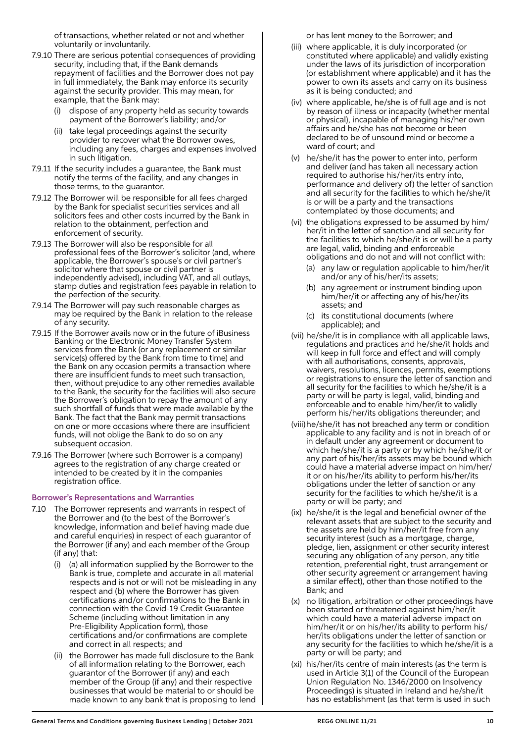of transactions, whether related or not and whether voluntarily or involuntarily.

7.9.10 There are serious potential consequences of providing security, including that, if the Bank demands repayment of facilities and the Borrower does not pay in full immediately, the Bank may enforce its security against the security provider. This may mean, for example, that the Bank may:

- (i) dispose of any property held as security towards payment of the Borrower's liability; and/or
- (ii) take legal proceedings against the security provider to recover what the Borrower owes, including any fees, charges and expenses involved in such litigation.

7.9.11 If the security includes a guarantee, the Bank must notify the terms of the facility, and any changes in those terms, to the guarantor.

7.9.12 The Borrower will be responsible for all fees charged by the Bank for specialist securities services and all solicitors fees and other costs incurred by the Bank in relation to the obtainment, perfection and enforcement of security.

7.9.13 The Borrower will also be responsible for all professional fees of the Borrower's solicitor (and, where applicable, the Borrower's spouse's or civil partner's solicitor where that spouse or civil partner is independently advised), including VAT, and all outlays, stamp duties and registration fees payable in relation to the perfection of the security.

7.9.14 The Borrower will pay such reasonable charges as may be required by the Bank in relation to the release of any security.

7.9.15 If the Borrower avails now or in the future of iBusiness Banking or the Electronic Money Transfer System services from the Bank (or any replacement or similar service(s) offered by the Bank from time to time) and the Bank on any occasion permits a transaction where there are insufficient funds to meet such transaction, then, without prejudice to any other remedies available to the Bank, the security for the facilities will also secure the Borrower's obligation to repay the amount of any such shortfall of funds that were made available by the Bank. The fact that the Bank may permit transactions on one or more occasions where there are insufficient funds, will not oblige the Bank to do so on any subsequent occasion.

7.9.16 The Borrower (where such Borrower is a company) agrees to the registration of any charge created or intended to be created by it in the companies registration office.

### Borrower's Representations and Warranties

7.10 The Borrower represents and warrants in respect of the Borrower and (to the best of the Borrower's knowledge, information and belief having made due and careful enquiries) in respect of each guarantor of the Borrower (if any) and each member of the Group (if any) that:

- (i) (a) all information supplied by the Borrower to the Bank is true, complete and accurate in all material respects and is not or will not be misleading in any respect and (b) where the Borrower has given certifications and/or confirmations to the Bank in connection with the Covid-19 Credit Guarantee Scheme (including without limitation in any Pre-Eligibility Application form), those certifications and/or confirmations are complete and correct in all respects; and
- (ii) the Borrower has made full disclosure to the Bank of all information relating to the Borrower, each guarantor of the Borrower (if any) and each member of the Group (if any) and their respective businesses that would be material to or should be made known to any bank that is proposing to lend or has lent money to the Borrower; and
- (iii) where applicable, it is duly incorporated (or constituted where applicable) and validly existing under the laws of its jurisdiction of incorporation (or establishment where applicable) and it has the power to own its assets and carry on its business as it is being conducted; and
- (iv) where applicable, he/she is of full age and is not by reason of illness or incapacity (whether mental or physical), incapable of managing his/her own affairs and he/she has not become or been declared to be of unsound mind or become a ward of court; and
- (v) he/she/it has the power to enter into, perform and deliver (and has taken all necessary action required to authorise his/her/its entry into, performance and delivery of) the letter of sanction and all security for the facilities to which he/she/it is or will be a party and the transactions contemplated by those documents; and
- (vi) the obligations expressed to be assumed by him/her/it in the letter of sanction and all security for the facilities to which he/she/it is or will be a party are legal, valid, binding and enforceable obligations and do not and will not conflict with:
  - (a) any law or regulation applicable to him/her/it and/or any of his/her/its assets;
  - (b) any agreement or instrument binding upon him/her/it or affecting any of his/her/its assets; and
  - (c) its constitutional documents (where applicable); and
- (vii) he/she/it is in compliance with all applicable laws, regulations and practices and he/she/it holds and will keep in full force and effect and will comply with all authorisations, consents, approvals, waivers, resolutions, licences, permits, exemptions or registrations to ensure the letter of sanction and all security for the facilities to which he/she/it is a party or will be party is legal, valid, binding and enforceable and to enable him/her/it to validly perform his/her/its obligations thereunder; and
- (viii) he/she/it has not breached any term or condition applicable to any facility and is not in breach of or in default under any agreement or document to which he/she/it is a party or by which he/she/it or any part of his/her/its assets may be bound which could have a material adverse impact on him/her/it or on his/her/its ability to perform his/her/its obligations under the letter of sanction or any security for the facilities to which he/she/it is a party or will be party; and
- (ix) he/she/it is the legal and beneficial owner of the relevant assets that are subject to the security and the assets are held by him/her/it free from any security interest (such as a mortgage, charge, pledge, lien, assignment or other security interest securing any obligation of any person, any title retention, preferential right, trust arrangement or other security agreement or arrangement having a similar effect), other than those notified to the Bank; and
- (x) no litigation, arbitration or other proceedings have been started or threatened against him/her/it which could have a material adverse impact on him/her/it or on his/her/its ability to perform his/her/its obligations under the letter of sanction or any security for the facilities to which he/she/it is a party or will be party; and
- (xi) his/her/its centre of main interests (as the term is used in Article 3(1) of the Council of the European Union Regulation No. 1346/2000 on Insolvency Proceedings) is situated in Ireland and he/she/it has no establishment (as that term is used in such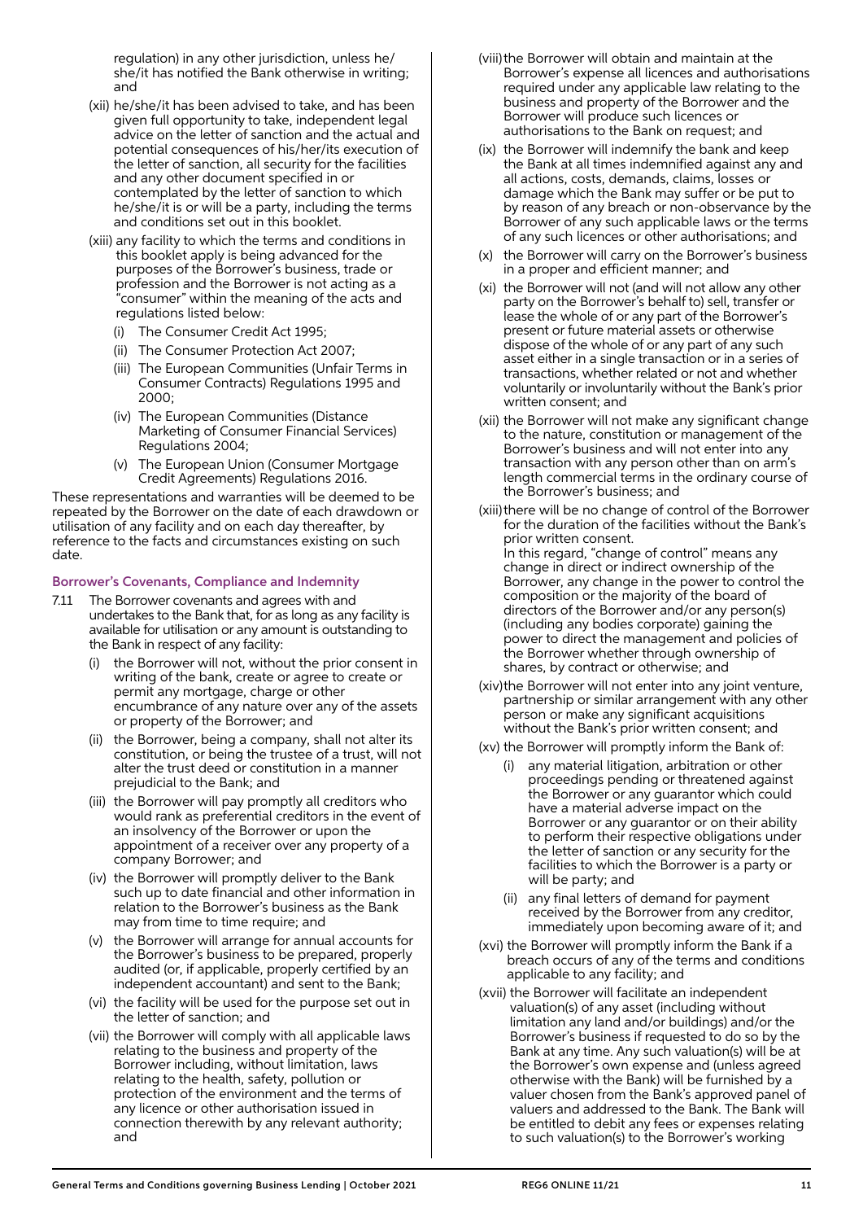regulation) in any other jurisdiction, unless he/she/it has notified the Bank otherwise in writing; and

(xii) he/she/it has been advised to take, and has been given full opportunity to take, independent legal advice on the letter of sanction and the actual and potential consequences of his/her/its execution of the letter of sanction, all security for the facilities and any other document specified in or contemplated by the letter of sanction to which he/she/it is or will be a party, including the terms and conditions set out in this booklet.

(xiii) any facility to which the terms and conditions in this booklet apply is being advanced for the purposes of the Borrower's business, trade or profession and the Borrower is not acting as a "consumer" within the meaning of the acts and regulations listed below:

- (i) The Consumer Credit Act 1995;
- (ii) The Consumer Protection Act 2007;
- (iii) The European Communities (Unfair Terms in Consumer Contracts) Regulations 1995 and 2000;
- (iv) The European Communities (Distance Marketing of Consumer Financial Services) Regulations 2004;
- (v) The European Union (Consumer Mortgage Credit Agreements) Regulations 2016.

These representations and warranties will be deemed to be repeated by the Borrower on the date of each drawdown or utilisation of any facility and on each day thereafter, by reference to the facts and circumstances existing on such date.

### Borrower's Covenants, Compliance and Indemnity

7.11 The Borrower covenants and agrees with and undertakes to the Bank that, for as long as any facility is available for utilisation or any amount is outstanding to the Bank in respect of any facility:

(i) the Borrower will not, without the prior consent in writing of the bank, create or agree to create or permit any mortgage, charge or other encumbrance of any nature over any of the assets or property of the Borrower; and

(ii) the Borrower, being a company, shall not alter its constitution, or being the trustee of a trust, will not alter the trust deed or constitution in a manner prejudicial to the Bank; and

(iii) the Borrower will pay promptly all creditors who would rank as preferential creditors in the event of an insolvency of the Borrower or upon the appointment of a receiver over any property of a company Borrower; and

(iv) the Borrower will promptly deliver to the Bank such up to date financial and other information in relation to the Borrower's business as the Bank may from time to time require; and

(v) the Borrower will arrange for annual accounts for the Borrower's business to be prepared, properly audited (or, if applicable, properly certified by an independent accountant) and sent to the Bank;

(vi) the facility will be used for the purpose set out in the letter of sanction; and

(vii) the Borrower will comply with all applicable laws relating to the business and property of the Borrower including, without limitation, laws relating to the health, safety, pollution or protection of the environment and the terms of any licence or other authorisation issued in connection therewith by any relevant authority; and

(viii) the Borrower will obtain and maintain at the Borrower's expense all licences and authorisations required under any applicable law relating to the business and property of the Borrower and the Borrower will produce such licences or authorisations to the Bank on request; and

(ix) the Borrower will indemnify the bank and keep the Bank at all times indemnified against any and all actions, costs, demands, claims, losses or damage which the Bank may suffer or be put to by reason of any breach or non-observance by the Borrower of any such applicable laws or the terms of any such licences or other authorisations; and

(x) the Borrower will carry on the Borrower's business in a proper and efficient manner; and

(xi) the Borrower will not (and will not allow any other party on the Borrower's behalf to) sell, transfer or lease the whole of or any part of the Borrower's present or future material assets or otherwise dispose of the whole of or any part of any such asset either in a single transaction or in a series of transactions, whether related or not and whether voluntarily or involuntarily without the Bank's prior written consent; and

(xii) the Borrower will not make any significant change to the nature, constitution or management of the Borrower's business and will not enter into any transaction with any person other than on arm's length commercial terms in the ordinary course of the Borrower's business; and

(xiii) there will be no change of control of the Borrower for the duration of the facilities without the Bank's prior written consent.
In this regard, "change of control" means any change in direct or indirect ownership of the Borrower, any change in the power to control the composition or the majority of the board of directors of the Borrower and/or any person(s) (including any bodies corporate) gaining the power to direct the management and policies of the Borrower whether through ownership of shares, by contract or otherwise; and

(xiv) the Borrower will not enter into any joint venture, partnership or similar arrangement with any other person or make any significant acquisitions without the Bank's prior written consent; and

(xv) the Borrower will promptly inform the Bank of:

- (i) any material litigation, arbitration or other proceedings pending or threatened against the Borrower or any guarantor which could have a material adverse impact on the Borrower or any guarantor or on their ability to perform their respective obligations under the letter of sanction or any security for the facilities to which the Borrower is a party or will be party; and
- (ii) any final letters of demand for payment received by the Borrower from any creditor, immediately upon becoming aware of it; and

(xvi) the Borrower will promptly inform the Bank if a breach occurs of any of the terms and conditions applicable to any facility; and

(xvii) the Borrower will facilitate an independent valuation(s) of any asset (including without limitation any land and/or buildings) and/or the Borrower's business if requested to do so by the Bank at any time. Any such valuation(s) will be at the Borrower's own expense and (unless agreed otherwise with the Bank) will be furnished by a valuer chosen from the Bank's approved panel of valuers and addressed to the Bank. The Bank will be entitled to debit any fees or expenses relating to such valuation(s) to the Borrower's working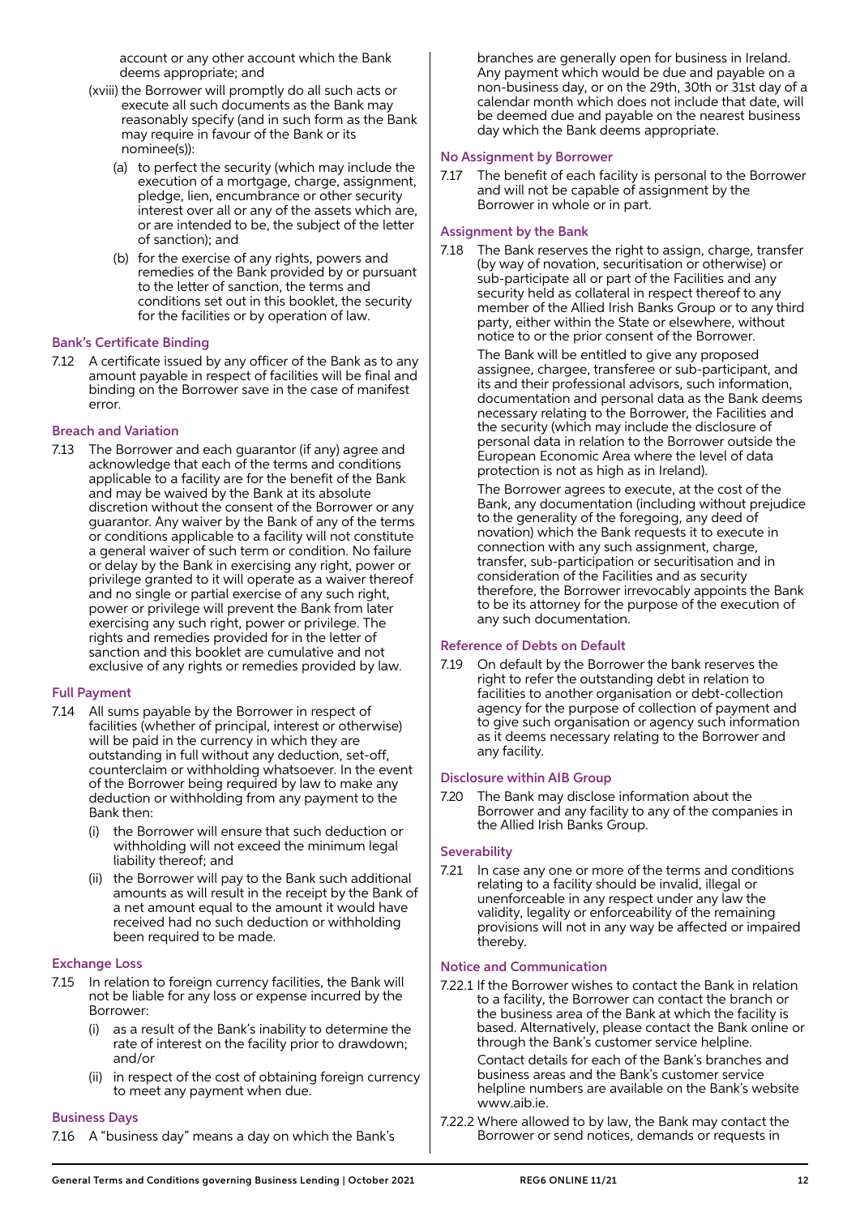account or any other account which the Bank deems appropriate; and

(xviii) the Borrower will promptly do all such acts or execute all such documents as the Bank may reasonably specify (and in such form as the Bank may require in favour of the Bank or its nominee(s)):

(a) to perfect the security (which may include the execution of a mortgage, charge, assignment, pledge, lien, encumbrance or other security interest over all or any of the assets which are, or are intended to be, the subject of the letter of sanction); and

(b) for the exercise of any rights, powers and remedies of the Bank provided by or pursuant to the letter of sanction, the terms and conditions set out in this booklet, the security for the facilities or by operation of law.

### Bank's Certificate Binding

7.12 A certificate issued by any officer of the Bank as to any amount payable in respect of facilities will be final and binding on the Borrower save in the case of manifest error.

### Breach and Variation

7.13 The Borrower and each guarantor (if any) agree and acknowledge that each of the terms and conditions applicable to a facility are for the benefit of the Bank and may be waived by the Bank at its absolute discretion without the consent of the Borrower or any guarantor. Any waiver by the Bank of any of the terms or conditions applicable to a facility will not constitute a general waiver of such term or condition. No failure or delay by the Bank in exercising any right, power or privilege granted to it will operate as a waiver thereof and no single or partial exercise of any such right, power or privilege will prevent the Bank from later exercising any such right, power or privilege. The rights and remedies provided for in the letter of sanction and this booklet are cumulative and not exclusive of any rights or remedies provided by law.

### Full Payment

7.14 All sums payable by the Borrower in respect of facilities (whether of principal, interest or otherwise) will be paid in the currency in which they are outstanding in full without any deduction, set-off, counterclaim or withholding whatsoever. In the event of the Borrower being required by law to make any deduction or withholding from any payment to the Bank then:

(i) the Borrower will ensure that such deduction or withholding will not exceed the minimum legal liability thereof; and

(ii) the Borrower will pay to the Bank such additional amounts as will result in the receipt by the Bank of a net amount equal to the amount it would have received had no such deduction or withholding been required to be made.

### Exchange Loss

7.15 In relation to foreign currency facilities, the Bank will not be liable for any loss or expense incurred by the Borrower:

(i) as a result of the Bank's inability to determine the rate of interest on the facility prior to drawdown; and/or

(ii) in respect of the cost of obtaining foreign currency to meet any payment when due.

### Business Days

7.16 A "business day" means a day on which the Bank's branches are generally open for business in Ireland. Any payment which would be due and payable on a non-business day, or on the 29th, 30th or 31st day of a calendar month which does not include that date, will be deemed due and payable on the nearest business day which the Bank deems appropriate.

### No Assignment by Borrower

7.17 The benefit of each facility is personal to the Borrower and will not be capable of assignment by the Borrower in whole or in part.

### Assignment by the Bank

7.18 The Bank reserves the right to assign, charge, transfer (by way of novation, securitisation or otherwise) or sub-participate all or part of the Facilities and any security held as collateral in respect thereof to any member of the Allied Irish Banks Group or to any third party, either within the State or elsewhere, without notice to or the prior consent of the Borrower.

The Bank will be entitled to give any proposed assignee, chargee, transferee or sub-participant, and its and their professional advisors, such information, documentation and personal data as the Bank deems necessary relating to the Borrower, the Facilities and the security (which may include the disclosure of personal data in relation to the Borrower outside the European Economic Area where the level of data protection is not as high as in Ireland).

The Borrower agrees to execute, at the cost of the Bank, any documentation (including without prejudice to the generality of the foregoing, any deed of novation) which the Bank requests it to execute in connection with any such assignment, charge, transfer, sub-participation or securitisation and in consideration of the Facilities and as security therefore, the Borrower irrevocably appoints the Bank to be its attorney for the purpose of the execution of any such documentation.

### Reference of Debts on Default

7.19 On default by the Borrower the bank reserves the right to refer the outstanding debt in relation to facilities to another organisation or debt-collection agency for the purpose of collection of payment and to give such organisation or agency such information as it deems necessary relating to the Borrower and any facility.

### Disclosure within AIB Group

7.20 The Bank may disclose information about the Borrower and any facility to any of the companies in the Allied Irish Banks Group.

### Severability

7.21 In case any one or more of the terms and conditions relating to a facility should be invalid, illegal or unenforceable in any respect under any law the validity, legality or enforceability of the remaining provisions will not in any way be affected or impaired thereby.

### Notice and Communication

7.22.1 If the Borrower wishes to contact the Bank in relation to a facility, the Borrower can contact the branch or the business area of the Bank at which the facility is based. Alternatively, please contact the Bank online or through the Bank's customer service helpline.

Contact details for each of the Bank's branches and business areas and the Bank's customer service helpline numbers are available on the Bank's website www.aib.ie.

7.22.2 Where allowed to by law, the Bank may contact the Borrower or send notices, demands or requests in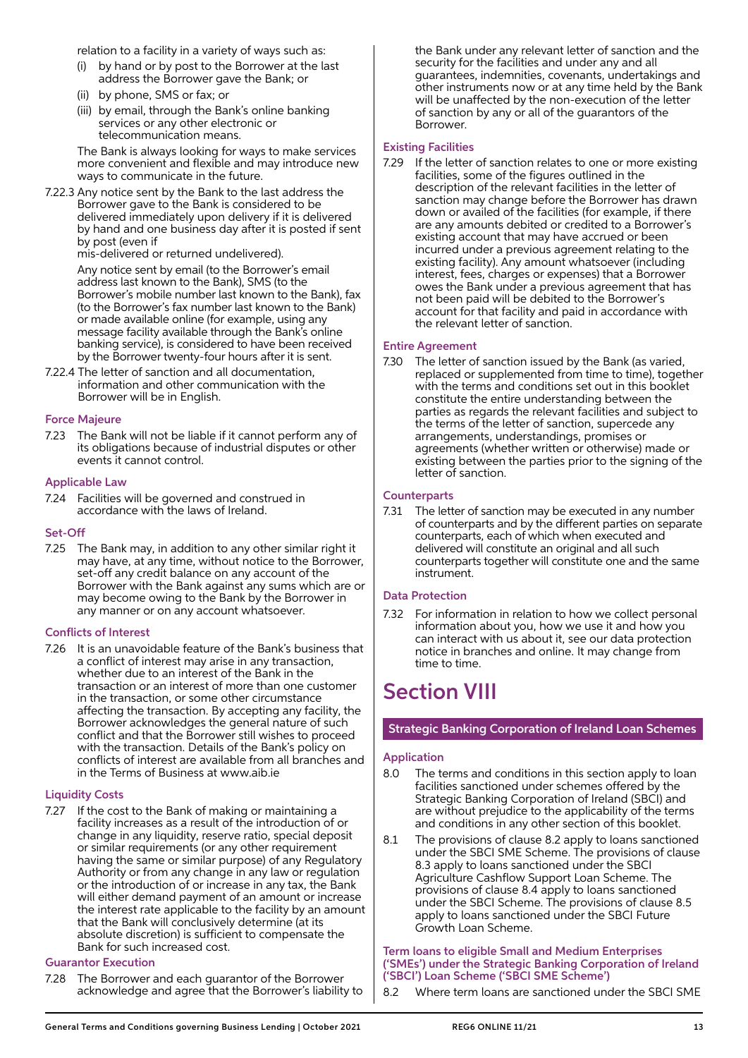relation to a facility in a variety of ways such as:

(i) by hand or by post to the Borrower at the last address the Borrower gave the Bank; or

(ii) by phone, SMS or fax; or

(iii) by email, through the Bank's online banking services or any other electronic or telecommunication means.

The Bank is always looking for ways to make services more convenient and flexible and may introduce new ways to communicate in the future.

7.22.3 Any notice sent by the Bank to the last address the Borrower gave to the Bank is considered to be delivered immediately upon delivery if it is delivered by hand and one business day after it is posted if sent by post (even if mis-delivered or returned undelivered).

Any notice sent by email (to the Borrower's email address last known to the Bank), SMS (to the Borrower's mobile number last known to the Bank), fax (to the Borrower's fax number last known to the Bank) or made available online (for example, using any message facility available through the Bank's online banking service), is considered to have been received by the Borrower twenty-four hours after it is sent.

7.22.4 The letter of sanction and all documentation, information and other communication with the Borrower will be in English.

### Force Majeure

7.23 The Bank will not be liable if it cannot perform any of its obligations because of industrial disputes or other events it cannot control.

### Applicable Law

7.24 Facilities will be governed and construed in accordance with the laws of Ireland.

### Set-Off

7.25 The Bank may, in addition to any other similar right it may have, at any time, without notice to the Borrower, set-off any credit balance on any account of the Borrower with the Bank against any sums which are or may become owing to the Bank by the Borrower in any manner or on any account whatsoever.

### Conflicts of Interest

7.26 It is an unavoidable feature of the Bank's business that a conflict of interest may arise in any transaction, whether due to an interest of the Bank in the transaction or an interest of more than one customer in the transaction, or some other circumstance affecting the transaction. By accepting any facility, the Borrower acknowledges the general nature of such conflict and that the Borrower still wishes to proceed with the transaction. Details of the Bank's policy on conflicts of interest are available from all branches and in the Terms of Business at www.aib.ie

### Liquidity Costs

7.27 If the cost to the Bank of making or maintaining a facility increases as a result of the introduction of or change in any liquidity, reserve ratio, special deposit or similar requirements (or any other requirement having the same or similar purpose) of any Regulatory Authority or from any change in any law or regulation or the introduction of or increase in any tax, the Bank will either demand payment of an amount or increase the interest rate applicable to the facility by an amount that the Bank will conclusively determine (at its absolute discretion) is sufficient to compensate the Bank for such increased cost.

### Guarantor Execution

7.28 The Borrower and each guarantor of the Borrower acknowledge and agree that the Borrower's liability to the Bank under any relevant letter of sanction and the security for the facilities and under any and all guarantees, indemnities, covenants, undertakings and other instruments now or at any time held by the Bank will be unaffected by the non-execution of the letter of sanction by any or all of the guarantors of the Borrower.

### Existing Facilities

7.29 If the letter of sanction relates to one or more existing facilities, some of the figures outlined in the description of the relevant facilities in the letter of sanction may change before the Borrower has drawn down or availed of the facilities (for example, if there are any amounts debited or credited to a Borrower's existing account that may have accrued or been incurred under a previous agreement relating to the existing facility). Any amount whatsoever (including interest, fees, charges or expenses) that a Borrower owes the Bank under a previous agreement that has not been paid will be debited to the Borrower's account for that facility and paid in accordance with the relevant letter of sanction.

### Entire Agreement

7.30 The letter of sanction issued by the Bank (as varied, replaced or supplemented from time to time), together with the terms and conditions set out in this booklet constitute the entire understanding between the parties as regards the relevant facilities and subject to the terms of the letter of sanction, supercede any arrangements, understandings, promises or agreements (whether written or otherwise) made or existing between the parties prior to the signing of the letter of sanction.

### Counterparts

7.31 The letter of sanction may be executed in any number of counterparts and by the different parties on separate counterparts, each of which when executed and delivered will constitute an original and all such counterparts together will constitute one and the same instrument.

### Data Protection

7.32 For information in relation to how we collect personal information about you, how we use it and how you can interact with us about it, see our data protection notice in branches and online. It may change from time to time.

# Section VIII

## Strategic Banking Corporation of Ireland Loan Schemes

### Application

8.0 The terms and conditions in this section apply to loan facilities sanctioned under schemes offered by the Strategic Banking Corporation of Ireland (SBCI) and are without prejudice to the applicability of the terms and conditions in any other section of this booklet.

8.1 The provisions of clause 8.2 apply to loans sanctioned under the SBCI SME Scheme. The provisions of clause 8.3 apply to loans sanctioned under the SBCI Agriculture Cashflow Support Loan Scheme. The provisions of clause 8.4 apply to loans sanctioned under the SBCI Scheme. The provisions of clause 8.5 apply to loans sanctioned under the SBCI Future Growth Loan Scheme.

### Term loans to eligible Small and Medium Enterprises ('SMEs') under the Strategic Banking Corporation of Ireland ('SBCI') Loan Scheme ('SBCI SME Scheme')

8.2 Where term loans are sanctioned under the SBCI SME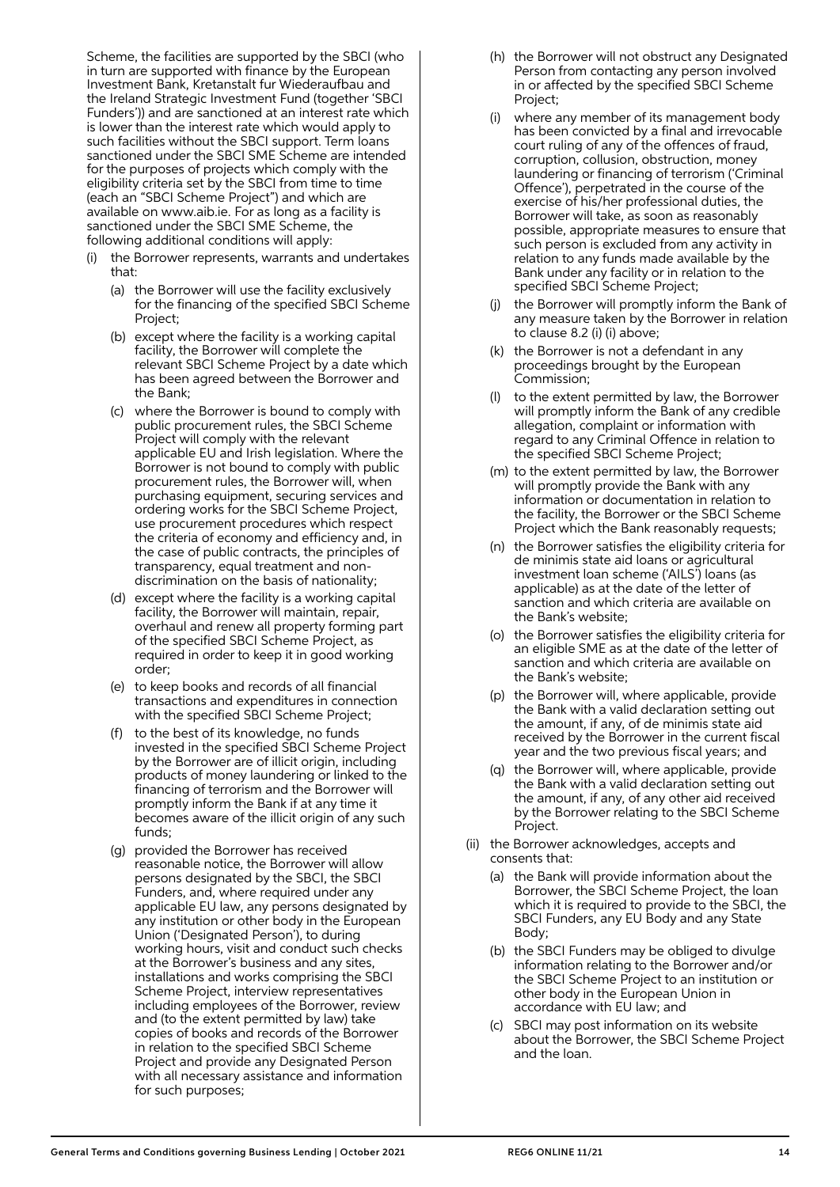Scheme, the facilities are supported by the SBCI (who in turn are supported with finance by the European Investment Bank, Kretanstalt fur Wiederaufbau and the Ireland Strategic Investment Fund (together 'SBCI Funders')) and are sanctioned at an interest rate which is lower than the interest rate which would apply to such facilities without the SBCI support. Term loans sanctioned under the SBCI SME Scheme are intended for the purposes of projects which comply with the eligibility criteria set by the SBCI from time to time (each an "SBCI Scheme Project") and which are available on www.aib.ie. For as long as a facility is sanctioned under the SBCI SME Scheme, the following additional conditions will apply:

(i) the Borrower represents, warrants and undertakes that:

  (a) the Borrower will use the facility exclusively for the financing of the specified SBCI Scheme Project;

  (b) except where the facility is a working capital facility, the Borrower will complete the relevant SBCI Scheme Project by a date which has been agreed between the Borrower and the Bank;

  (c) where the Borrower is bound to comply with public procurement rules, the SBCI Scheme Project will comply with the relevant applicable EU and Irish legislation. Where the Borrower is not bound to comply with public procurement rules, the Borrower will, when purchasing equipment, securing services and ordering works for the SBCI Scheme Project, use procurement procedures which respect the criteria of economy and efficiency and, in the case of public contracts, the principles of transparency, equal treatment and non-discrimination on the basis of nationality;

  (d) except where the facility is a working capital facility, the Borrower will maintain, repair, overhaul and renew all property forming part of the specified SBCI Scheme Project, as required in order to keep it in good working order;

  (e) to keep books and records of all financial transactions and expenditures in connection with the specified SBCI Scheme Project;

  (f) to the best of its knowledge, no funds invested in the specified SBCI Scheme Project by the Borrower are of illicit origin, including products of money laundering or linked to the financing of terrorism and the Borrower will promptly inform the Bank if at any time it becomes aware of the illicit origin of any such funds;

  (g) provided the Borrower has received reasonable notice, the Borrower will allow persons designated by the SBCI, the SBCI Funders, and, where required under any applicable EU law, any persons designated by any institution or other body in the European Union ('Designated Person'), to during working hours, visit and conduct such checks at the Borrower's business and any sites, installations and works comprising the SBCI Scheme Project, interview representatives including employees of the Borrower, review and (to the extent permitted by law) take copies of books and records of the Borrower in relation to the specified SBCI Scheme Project and provide any Designated Person with all necessary assistance and information for such purposes;

  (h) the Borrower will not obstruct any Designated Person from contacting any person involved in or affected by the specified SBCI Scheme Project;

  (i) where any member of its management body has been convicted by a final and irrevocable court ruling of any of the offences of fraud, corruption, collusion, obstruction, money laundering or financing of terrorism ('Criminal Offence'), perpetrated in the course of the exercise of his/her professional duties, the Borrower will take, as soon as reasonably possible, appropriate measures to ensure that such person is excluded from any activity in relation to any funds made available by the Bank under any facility or in relation to the specified SBCI Scheme Project;

  (j) the Borrower will promptly inform the Bank of any measure taken by the Borrower in relation to clause 8.2 (i) (i) above;

  (k) the Borrower is not a defendant in any proceedings brought by the European Commission;

  (l) to the extent permitted by law, the Borrower will promptly inform the Bank of any credible allegation, complaint or information with regard to any Criminal Offence in relation to the specified SBCI Scheme Project;

  (m) to the extent permitted by law, the Borrower will promptly provide the Bank with any information or documentation in relation to the facility, the Borrower or the SBCI Scheme Project which the Bank reasonably requests;

  (n) the Borrower satisfies the eligibility criteria for de minimis state aid loans or agricultural investment loan scheme ('AILS') loans (as applicable) as at the date of the letter of sanction and which criteria are available on the Bank's website;

  (o) the Borrower satisfies the eligibility criteria for an eligible SME as at the date of the letter of sanction and which criteria are available on the Bank's website;

  (p) the Borrower will, where applicable, provide the Bank with a valid declaration setting out the amount, if any, of de minimis state aid received by the Borrower in the current fiscal year and the two previous fiscal years; and

  (q) the Borrower will, where applicable, provide the Bank with a valid declaration setting out the amount, if any, of any other aid received by the Borrower relating to the SBCI Scheme Project.

(ii) the Borrower acknowledges, accepts and consents that:

  (a) the Bank will provide information about the Borrower, the SBCI Scheme Project, the loan which it is required to provide to the SBCI, the SBCI Funders, any EU Body and any State Body;

  (b) the SBCI Funders may be obliged to divulge information relating to the Borrower and/or the SBCI Scheme Project to an institution or other body in the European Union in accordance with EU law; and

  (c) SBCI may post information on its website about the Borrower, the SBCI Scheme Project and the loan.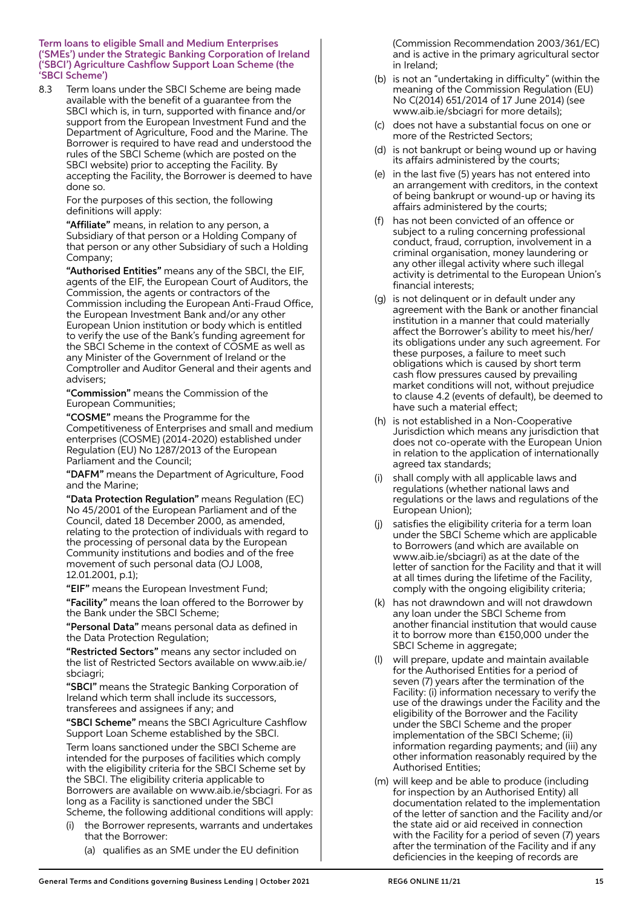**Term loans to eligible Small and Medium Enterprises ('SMEs') under the Strategic Banking Corporation of Ireland ('SBCI') Agriculture Cashflow Support Loan Scheme (the 'SBCI Scheme')**

8.3 Term loans under the SBCI Scheme are being made available with the benefit of a guarantee from the SBCI which is, in turn, supported with finance and/or support from the European Investment Fund and the Department of Agriculture, Food and the Marine. The Borrower is required to have read and understood the rules of the SBCI Scheme (which are posted on the SBCI website) prior to accepting the Facility. By accepting the Facility, the Borrower is deemed to have done so.

For the purposes of this section, the following definitions will apply:

**"Affiliate"** means, in relation to any person, a Subsidiary of that person or a Holding Company of that person or any other Subsidiary of such a Holding Company;

**"Authorised Entities"** means any of the SBCI, the EIF, agents of the EIF, the European Court of Auditors, the Commission, the agents or contractors of the Commission including the European Anti-Fraud Office, the European Investment Bank and/or any other European Union institution or body which is entitled to verify the use of the Bank's funding agreement for the SBCI Scheme in the context of COSME as well as any Minister of the Government of Ireland or the Comptroller and Auditor General and their agents and advisers;

**"Commission"** means the Commission of the European Communities;

**"COSME"** means the Programme for the Competitiveness of Enterprises and small and medium enterprises (COSME) (2014-2020) established under Regulation (EU) No 1287/2013 of the European Parliament and the Council;

**"DAFM"** means the Department of Agriculture, Food and the Marine;

**"Data Protection Regulation"** means Regulation (EC) No 45/2001 of the European Parliament and of the Council, dated 18 December 2000, as amended, relating to the protection of individuals with regard to the processing of personal data by the European Community institutions and bodies and of the free movement of such personal data (OJ L008, 12.01.2001, p.1);

**"EIF"** means the European Investment Fund;

**"Facility"** means the loan offered to the Borrower by the Bank under the SBCI Scheme;

**"Personal Data"** means personal data as defined in the Data Protection Regulation;

**"Restricted Sectors"** means any sector included on the list of Restricted Sectors available on www.aib.ie/sbciagri;

**"SBCI"** means the Strategic Banking Corporation of Ireland which term shall include its successors, transferees and assignees if any; and

**"SBCI Scheme"** means the SBCI Agriculture Cashflow Support Loan Scheme established by the SBCI.

Term loans sanctioned under the SBCI Scheme are intended for the purposes of facilities which comply with the eligibility criteria for the SBCI Scheme set by the SBCI. The eligibility criteria applicable to Borrowers are available on www.aib.ie/sbciagri. For as long as a Facility is sanctioned under the SBCI Scheme, the following additional conditions will apply:

(i) the Borrower represents, warrants and undertakes that the Borrower:

(a) qualifies as an SME under the EU definition (Commission Recommendation 2003/361/EC) and is active in the primary agricultural sector in Ireland;

(b) is not an "undertaking in difficulty" (within the meaning of the Commission Regulation (EU) No C(2014) 651/2014 of 17 June 2014) (see www.aib.ie/sbciagri for more details);

(c) does not have a substantial focus on one or more of the Restricted Sectors;

(d) is not bankrupt or being wound up or having its affairs administered by the courts;

(e) in the last five (5) years has not entered into an arrangement with creditors, in the context of being bankrupt or wound-up or having its affairs administered by the courts;

(f) has not been convicted of an offence or subject to a ruling concerning professional conduct, fraud, corruption, involvement in a criminal organisation, money laundering or any other illegal activity where such illegal activity is detrimental to the European Union's financial interests;

(g) is not delinquent or in default under any agreement with the Bank or another financial institution in a manner that could materially affect the Borrower's ability to meet his/her/its obligations under any such agreement. For these purposes, a failure to meet such obligations which is caused by short term cash flow pressures caused by prevailing market conditions will not, without prejudice to clause 4.2 (events of default), be deemed to have such a material effect;

(h) is not established in a Non-Cooperative Jurisdiction which means any jurisdiction that does not co-operate with the European Union in relation to the application of internationally agreed tax standards;

(i) shall comply with all applicable laws and regulations (whether national laws and regulations or the laws and regulations of the European Union);

(j) satisfies the eligibility criteria for a term loan under the SBCI Scheme which are applicable to Borrowers (and which are available on www.aib.ie/sbciagri) as at the date of the letter of sanction for the Facility and that it will at all times during the lifetime of the Facility, comply with the ongoing eligibility criteria;

(k) has not drawndown and will not drawdown any loan under the SBCI Scheme from another financial institution that would cause it to borrow more than €150,000 under the SBCI Scheme in aggregate;

(l) will prepare, update and maintain available for the Authorised Entities for a period of seven (7) years after the termination of the Facility: (i) information necessary to verify the use of the drawings under the Facility and the eligibility of the Borrower and the Facility under the SBCI Scheme and the proper implementation of the SBCI Scheme; (ii) information regarding payments; and (iii) any other information reasonably required by the Authorised Entities;

(m) will keep and be able to produce (including for inspection by an Authorised Entity) all documentation related to the implementation of the letter of sanction and the Facility and/or the state aid or aid received in connection with the Facility for a period of seven (7) years after the termination of the Facility and if any deficiencies in the keeping of records are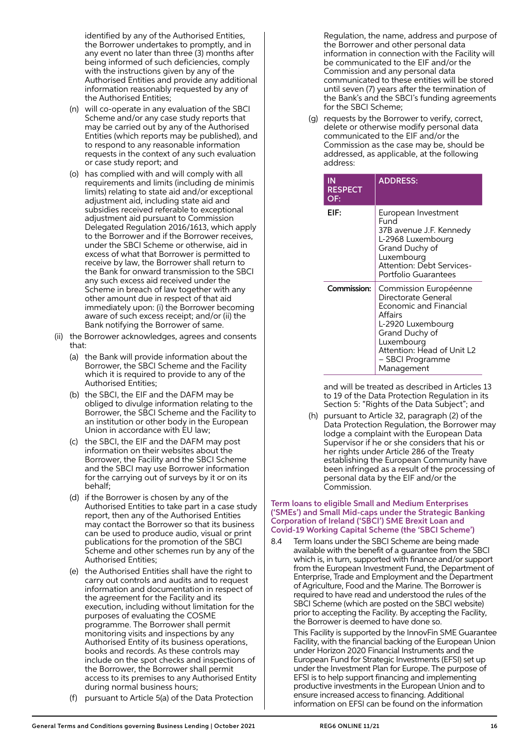identified by any of the Authorised Entities, the Borrower undertakes to promptly, and in any event no later than three (3) months after being informed of such deficiencies, comply with the instructions given by any of the Authorised Entities and provide any additional information reasonably requested by any of the Authorised Entities;

(n) will co-operate in any evaluation of the SBCI Scheme and/or any case study reports that may be carried out by any of the Authorised Entities (which reports may be published), and to respond to any reasonable information requests in the context of any such evaluation or case study report; and

(o) has complied with and will comply with all requirements and limits (including de minimis limits) relating to state aid and/or exceptional adjustment aid, including state aid and subsidies received referable to exceptional adjustment aid pursuant to Commission Delegated Regulation 2016/1613, which apply to the Borrower and if the Borrower receives, under the SBCI Scheme or otherwise, aid in excess of what that Borrower is permitted to receive by law, the Borrower shall return to the Bank for onward transmission to the SBCI any such excess aid received under the Scheme in breach of law together with any other amount due in respect of that aid immediately upon: (i) the Borrower becoming aware of such excess receipt; and/or (ii) the Bank notifying the Borrower of same.

(ii) the Borrower acknowledges, agrees and consents that:

(a) the Bank will provide information about the Borrower, the SBCI Scheme and the Facility which it is required to provide to any of the Authorised Entities;

(b) the SBCI, the EIF and the DAFM may be obliged to divulge information relating to the Borrower, the SBCI Scheme and the Facility to an institution or other body in the European Union in accordance with EU law;

(c) the SBCI, the EIF and the DAFM may post information on their websites about the Borrower, the Facility and the SBCI Scheme and the SBCI may use Borrower information for the carrying out of surveys by it or on its behalf;

(d) if the Borrower is chosen by any of the Authorised Entities to take part in a case study report, then any of the Authorised Entities may contact the Borrower so that its business can be used to produce audio, visual or print publications for the promotion of the SBCI Scheme and other schemes run by any of the Authorised Entities;

(e) the Authorised Entities shall have the right to carry out controls and audits and to request information and documentation in respect of the agreement for the Facility and its execution, including without limitation for the purposes of evaluating the COSME programme. The Borrower shall permit monitoring visits and inspections by any Authorised Entity of its business operations, books and records. As these controls may include on the spot checks and inspections of the Borrower, the Borrower shall permit access to its premises to any Authorised Entity during normal business hours;

(f) pursuant to Article 5(a) of the Data Protection Regulation, the name, address and purpose of the Borrower and other personal data information in connection with the Facility will be communicated to the EIF and/or the Commission and any personal data communicated to these entities will be stored until seven (7) years after the termination of the Bank's and the SBCI's funding agreements for the SBCI Scheme;

(g) requests by the Borrower to verify, correct, delete or otherwise modify personal data communicated to the EIF and/or the Commission as the case may be, should be addressed, as applicable, at the following address:

| IN RESPECT OF: | ADDRESS: |
|---|---|
| **EIF:** | European Investment Fund<br>37B avenue J.F. Kennedy<br>L-2968 Luxembourg<br>Grand Duchy of Luxembourg<br>Attention: Debt Services-Portfolio Guarantees |
| **Commission:** | Commission Européenne<br>Directorate General Economic and Financial Affairs<br>L-2920 Luxembourg<br>Grand Duchy of Luxembourg<br>Attention: Head of Unit L2 – SBCI Programme Management |

and will be treated as described in Articles 13 to 19 of the Data Protection Regulation in its Section 5: "Rights of the Data Subject"; and

(h) pursuant to Article 32, paragraph (2) of the Data Protection Regulation, the Borrower may lodge a complaint with the European Data Supervisor if he or she considers that his or her rights under Article 286 of the Treaty establishing the European Community have been infringed as a result of the processing of personal data by the EIF and/or the Commission.

### Term loans to eligible Small and Medium Enterprises ('SMEs') and Small Mid-caps under the Strategic Banking Corporation of Ireland ('SBCI') SME Brexit Loan and Covid-19 Working Capital Scheme (the 'SBCI Scheme')

8.4 Term loans under the SBCI Scheme are being made available with the benefit of a guarantee from the SBCI which is, in turn, supported with finance and/or support from the European Investment Fund, the Department of Enterprise, Trade and Employment and the Department of Agriculture, Food and the Marine. The Borrower is required to have read and understood the rules of the SBCI Scheme (which are posted on the SBCI website) prior to accepting the Facility. By accepting the Facility, the Borrower is deemed to have done so.

This Facility is supported by the InnovFin SME Guarantee Facility, with the financial backing of the European Union under Horizon 2020 Financial Instruments and the European Fund for Strategic Investments (EFSI) set up under the Investment Plan for Europe. The purpose of EFSI is to help support financing and implementing productive investments in the European Union and to ensure increased access to financing. Additional information on EFSI can be found on the information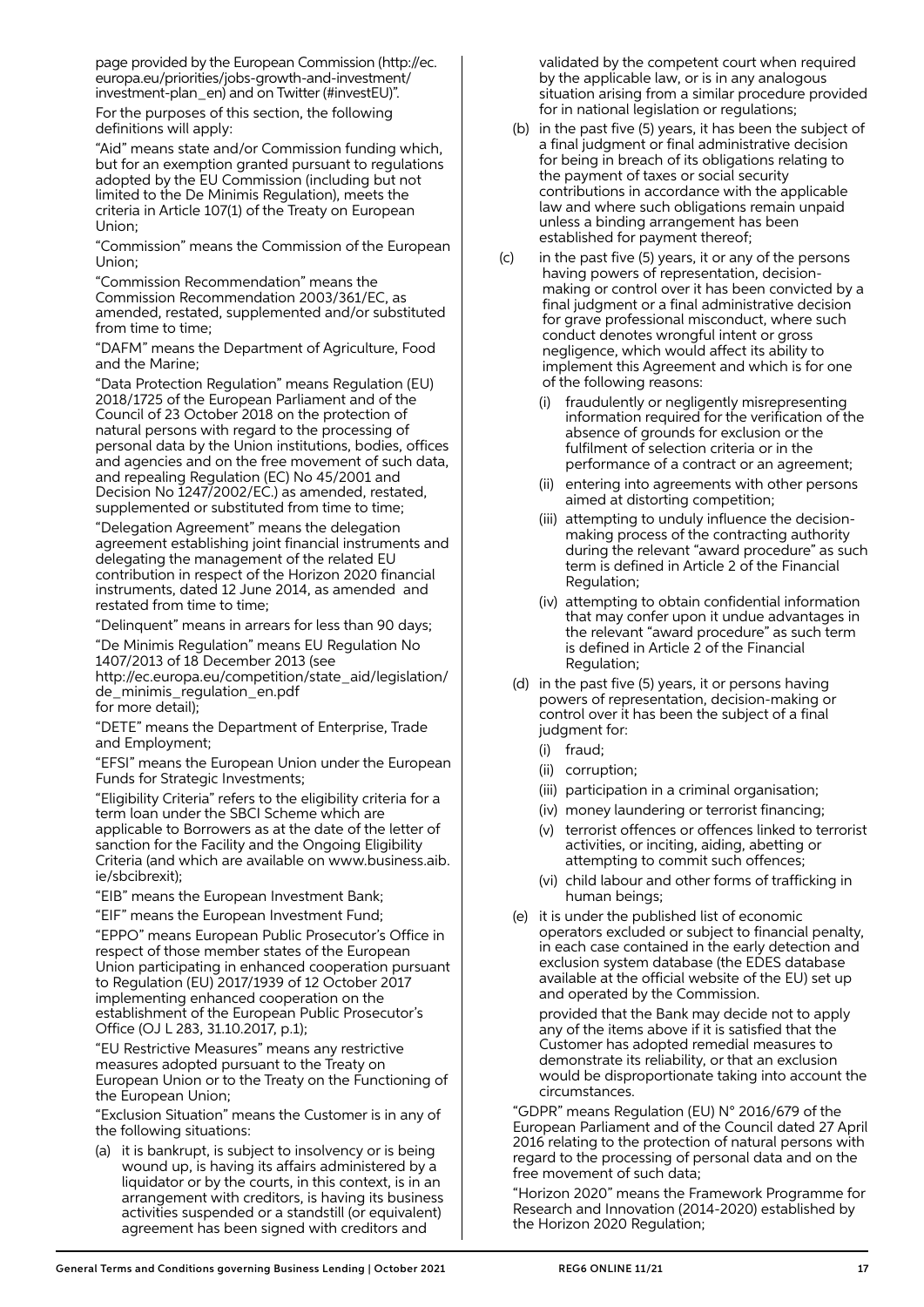page provided by the European Commission (http://ec.europa.eu/priorities/jobs-growth-and-investment/investment-plan_en) and on Twitter (#investEU)".

For the purposes of this section, the following definitions will apply:

"Aid" means state and/or Commission funding which, but for an exemption granted pursuant to regulations adopted by the EU Commission (including but not limited to the De Minimis Regulation), meets the criteria in Article 107(1) of the Treaty on European Union;

"Commission" means the Commission of the European Union;

"Commission Recommendation" means the Commission Recommendation 2003/361/EC, as amended, restated, supplemented and/or substituted from time to time;

"DAFM" means the Department of Agriculture, Food and the Marine;

"Data Protection Regulation" means Regulation (EU) 2018/1725 of the European Parliament and of the Council of 23 October 2018 on the protection of natural persons with regard to the processing of personal data by the Union institutions, bodies, offices and agencies and on the free movement of such data, and repealing Regulation (EC) No 45/2001 and Decision No 1247/2002/EC.) as amended, restated, supplemented or substituted from time to time;

"Delegation Agreement" means the delegation agreement establishing joint financial instruments and delegating the management of the related EU contribution in respect of the Horizon 2020 financial instruments, dated 12 June 2014, as amended and restated from time to time;

"Delinquent" means in arrears for less than 90 days;

"De Minimis Regulation" means EU Regulation No 1407/2013 of 18 December 2013 (see http://ec.europa.eu/competition/state_aid/legislation/de_minimis_regulation_en.pdf for more detail);

"DETE" means the Department of Enterprise, Trade and Employment;

"EFSI" means the European Union under the European Funds for Strategic Investments;

"Eligibility Criteria" refers to the eligibility criteria for a term loan under the SBCI Scheme which are applicable to Borrowers as at the date of the letter of sanction for the Facility and the Ongoing Eligibility Criteria (and which are available on www.business.aib.ie/sbcibrexit);

"EIB" means the European Investment Bank;

"EIF" means the European Investment Fund;

"EPPO" means European Public Prosecutor's Office in respect of those member states of the European Union participating in enhanced cooperation pursuant to Regulation (EU) 2017/1939 of 12 October 2017 implementing enhanced cooperation on the establishment of the European Public Prosecutor's Office (OJ L 283, 31.10.2017, p.1);

"EU Restrictive Measures" means any restrictive measures adopted pursuant to the Treaty on European Union or to the Treaty on the Functioning of the European Union;

"Exclusion Situation" means the Customer is in any of the following situations:

(a) it is bankrupt, is subject to insolvency or is being wound up, is having its affairs administered by a liquidator or by the courts, in this context, is in an arrangement with creditors, is having its business activities suspended or a standstill (or equivalent) agreement has been signed with creditors and validated by the competent court when required by the applicable law, or is in any analogous situation arising from a similar procedure provided for in national legislation or regulations;

(b) in the past five (5) years, it has been the subject of a final judgment or final administrative decision for being in breach of its obligations relating to the payment of taxes or social security contributions in accordance with the applicable law and where such obligations remain unpaid unless a binding arrangement has been established for payment thereof;

(c) in the past five (5) years, it or any of the persons having powers of representation, decision-making or control over it has been convicted by a final judgment or a final administrative decision for grave professional misconduct, where such conduct denotes wrongful intent or gross negligence, which would affect its ability to implement this Agreement and which is for one of the following reasons:

   (i) fraudulently or negligently misrepresenting information required for the verification of the absence of grounds for exclusion or the fulfilment of selection criteria or in the performance of a contract or an agreement;

   (ii) entering into agreements with other persons aimed at distorting competition;

   (iii) attempting to unduly influence the decision-making process of the contracting authority during the relevant "award procedure" as such term is defined in Article 2 of the Financial Regulation;

   (iv) attempting to obtain confidential information that may confer upon it undue advantages in the relevant "award procedure" as such term is defined in Article 2 of the Financial Regulation;

(d) in the past five (5) years, it or persons having powers of representation, decision-making or control over it has been the subject of a final judgment for:

   (i) fraud;

   (ii) corruption;

   (iii) participation in a criminal organisation;

   (iv) money laundering or terrorist financing;

   (v) terrorist offences or offences linked to terrorist activities, or inciting, aiding, abetting or attempting to commit such offences;

   (vi) child labour and other forms of trafficking in human beings;

(e) it is under the published list of economic operators excluded or subject to financial penalty, in each case contained in the early detection and exclusion system database (the EDES database available at the official website of the EU) set up and operated by the Commission.

provided that the Bank may decide not to apply any of the items above if it is satisfied that the Customer has adopted remedial measures to demonstrate its reliability, or that an exclusion would be disproportionate taking into account the circumstances.

"GDPR" means Regulation (EU) N° 2016/679 of the European Parliament and of the Council dated 27 April 2016 relating to the protection of natural persons with regard to the processing of personal data and on the free movement of such data;

"Horizon 2020" means the Framework Programme for Research and Innovation (2014-2020) established by the Horizon 2020 Regulation;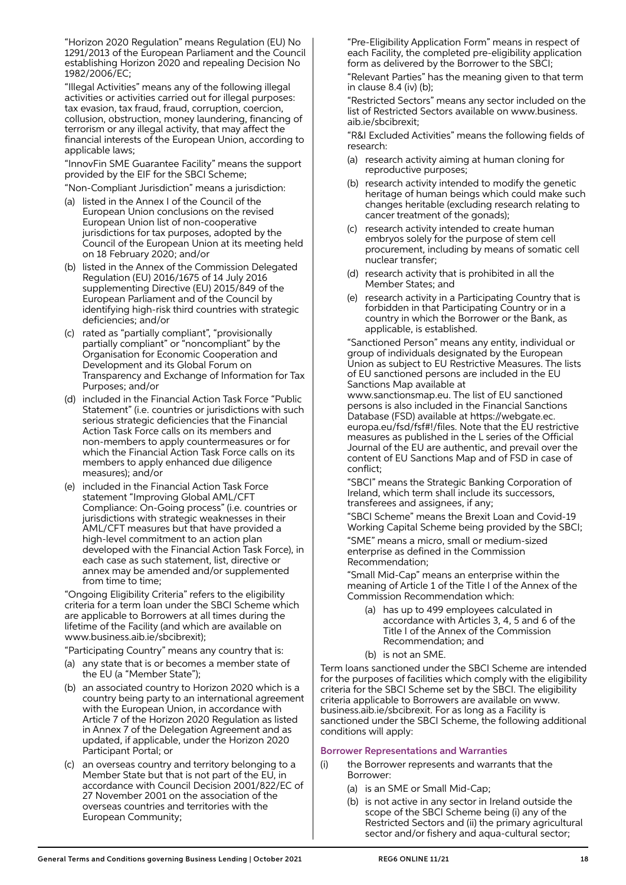"Horizon 2020 Regulation" means Regulation (EU) No 1291/2013 of the European Parliament and the Council establishing Horizon 2020 and repealing Decision No 1982/2006/EC;

"Illegal Activities" means any of the following illegal activities or activities carried out for illegal purposes: tax evasion, tax fraud, fraud, corruption, coercion, collusion, obstruction, money laundering, financing of terrorism or any illegal activity, that may affect the financial interests of the European Union, according to applicable laws;

"InnovFin SME Guarantee Facility" means the support provided by the EIF for the SBCI Scheme;

"Non-Compliant Jurisdiction" means a jurisdiction:

(a) listed in the Annex I of the Council of the European Union conclusions on the revised European Union list of non-cooperative jurisdictions for tax purposes, adopted by the Council of the European Union at its meeting held on 18 February 2020; and/or

(b) listed in the Annex of the Commission Delegated Regulation (EU) 2016/1675 of 14 July 2016 supplementing Directive (EU) 2015/849 of the European Parliament and of the Council by identifying high-risk third countries with strategic deficiencies; and/or

(c) rated as "partially compliant", "provisionally partially compliant" or "noncompliant" by the Organisation for Economic Cooperation and Development and its Global Forum on Transparency and Exchange of Information for Tax Purposes; and/or

(d) included in the Financial Action Task Force "Public Statement" (i.e. countries or jurisdictions with such serious strategic deficiencies that the Financial Action Task Force calls on its members and non-members to apply countermeasures or for which the Financial Action Task Force calls on its members to apply enhanced due diligence measures); and/or

(e) included in the Financial Action Task Force statement "Improving Global AML/CFT Compliance: On-Going process" (i.e. countries or jurisdictions with strategic weaknesses in their AML/CFT measures but that have provided a high-level commitment to an action plan developed with the Financial Action Task Force), in each case as such statement, list, directive or annex may be amended and/or supplemented from time to time;

"Ongoing Eligibility Criteria" refers to the eligibility criteria for a term loan under the SBCI Scheme which are applicable to Borrowers at all times during the lifetime of the Facility (and which are available on www.business.aib.ie/sbcibrexit);

"Participating Country" means any country that is:

(a) any state that is or becomes a member state of the EU (a "Member State");

(b) an associated country to Horizon 2020 which is a country being party to an international agreement with the European Union, in accordance with Article 7 of the Horizon 2020 Regulation as listed in Annex 7 of the Delegation Agreement and as updated, if applicable, under the Horizon 2020 Participant Portal; or

(c) an overseas country and territory belonging to a Member State but that is not part of the EU, in accordance with Council Decision 2001/822/EC of 27 November 2001 on the association of the overseas countries and territories with the European Community;

"Pre-Eligibility Application Form" means in respect of each Facility, the completed pre-eligibility application form as delivered by the Borrower to the SBCI;

"Relevant Parties" has the meaning given to that term in clause 8.4 (iv) (b);

"Restricted Sectors" means any sector included on the list of Restricted Sectors available on www.business.aib.ie/sbcibrexit;

"R&I Excluded Activities" means the following fields of research:

(a) research activity aiming at human cloning for reproductive purposes;

(b) research activity intended to modify the genetic heritage of human beings which could make such changes heritable (excluding research relating to cancer treatment of the gonads);

(c) research activity intended to create human embryos solely for the purpose of stem cell procurement, including by means of somatic cell nuclear transfer;

(d) research activity that is prohibited in all the Member States; and

(e) research activity in a Participating Country that is forbidden in that Participating Country or in a country in which the Borrower or the Bank, as applicable, is established.

"Sanctioned Person" means any entity, individual or group of individuals designated by the European Union as subject to EU Restrictive Measures. The lists of EU sanctioned persons are included in the EU Sanctions Map available at www.sanctionsmap.eu. The list of EU sanctioned persons is also included in the Financial Sanctions Database (FSD) available at https://webgate.ec.europa.eu/fsd/fsf#!/files. Note that the EU restrictive measures as published in the L series of the Official Journal of the EU are authentic, and prevail over the content of EU Sanctions Map and of FSD in case of conflict;

"SBCI" means the Strategic Banking Corporation of Ireland, which term shall include its successors, transferees and assignees, if any;

"SBCI Scheme" means the Brexit Loan and Covid-19 Working Capital Scheme being provided by the SBCI;

"SME" means a micro, small or medium-sized enterprise as defined in the Commission Recommendation;

"Small Mid-Cap" means an enterprise within the meaning of Article 1 of the Title I of the Annex of the Commission Recommendation which:

(a) has up to 499 employees calculated in accordance with Articles 3, 4, 5 and 6 of the Title I of the Annex of the Commission Recommendation; and

(b) is not an SME.

Term loans sanctioned under the SBCI Scheme are intended for the purposes of facilities which comply with the eligibility criteria for the SBCI Scheme set by the SBCI. The eligibility criteria applicable to Borrowers are available on www.business.aib.ie/sbcibrexit. For as long as a Facility is sanctioned under the SBCI Scheme, the following additional conditions will apply:

### Borrower Representations and Warranties

(i) the Borrower represents and warrants that the Borrower:

 (a) is an SME or Small Mid-Cap;

 (b) is not active in any sector in Ireland outside the scope of the SBCI Scheme being (i) any of the Restricted Sectors and (ii) the primary agricultural sector and/or fishery and aqua-cultural sector;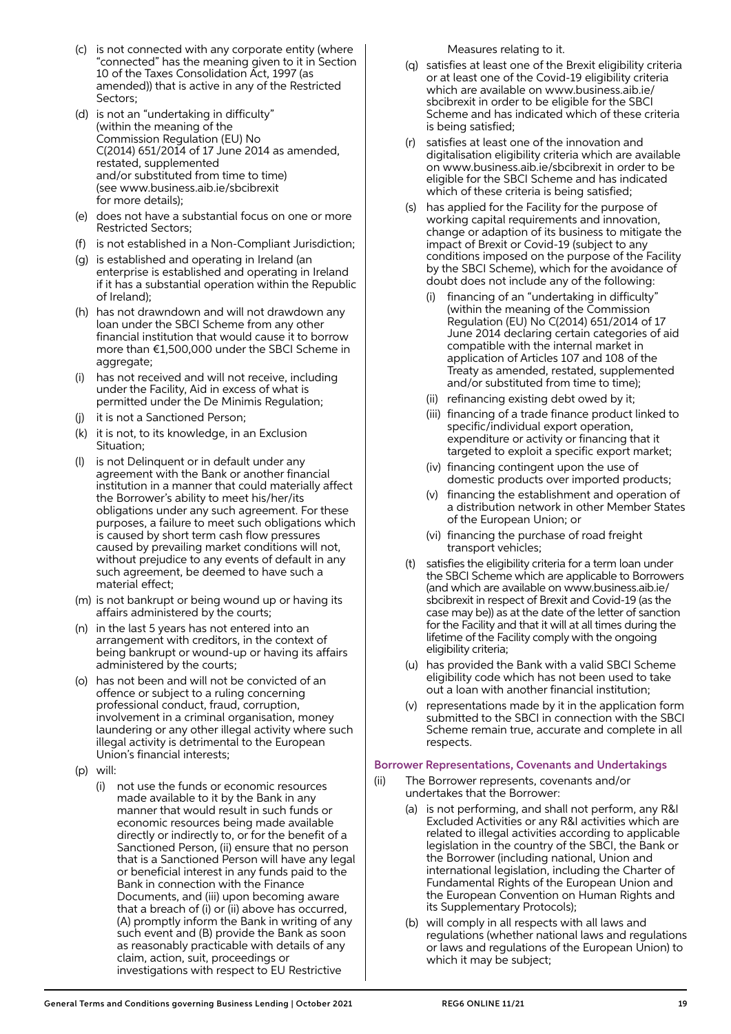- (c) is not connected with any corporate entity (where "connected" has the meaning given to it in Section 10 of the Taxes Consolidation Act, 1997 (as amended)) that is active in any of the Restricted Sectors;
- (d) is not an "undertaking in difficulty" (within the meaning of the Commission Regulation (EU) No C(2014) 651/2014 of 17 June 2014 as amended, restated, supplemented and/or substituted from time to time) (see www.business.aib.ie/sbcibrexit for more details);
- (e) does not have a substantial focus on one or more Restricted Sectors;
- (f) is not established in a Non-Compliant Jurisdiction;
- (g) is established and operating in Ireland (an enterprise is established and operating in Ireland if it has a substantial operation within the Republic of Ireland);
- (h) has not drawndown and will not drawdown any loan under the SBCI Scheme from any other financial institution that would cause it to borrow more than €1,500,000 under the SBCI Scheme in aggregate;
- (i) has not received and will not receive, including under the Facility, Aid in excess of what is permitted under the De Minimis Regulation;
- (j) it is not a Sanctioned Person;
- (k) it is not, to its knowledge, in an Exclusion Situation;
- (l) is not Delinquent or in default under any agreement with the Bank or another financial institution in a manner that could materially affect the Borrower's ability to meet his/her/its obligations under any such agreement. For these purposes, a failure to meet such obligations which is caused by short term cash flow pressures caused by prevailing market conditions will not, without prejudice to any events of default in any such agreement, be deemed to have such a material effect;
- (m) is not bankrupt or being wound up or having its affairs administered by the courts;
- (n) in the last 5 years has not entered into an arrangement with creditors, in the context of being bankrupt or wound-up or having its affairs administered by the courts;
- (o) has not been and will not be convicted of an offence or subject to a ruling concerning professional conduct, fraud, corruption, involvement in a criminal organisation, money laundering or any other illegal activity where such illegal activity is detrimental to the European Union's financial interests;
- (p) will:
  - (i) not use the funds or economic resources made available to it by the Bank in any manner that would result in such funds or economic resources being made available directly or indirectly to, or for the benefit of a Sanctioned Person, (ii) ensure that no person that is a Sanctioned Person will have any legal or beneficial interest in any funds paid to the Bank in connection with the Finance Documents, and (iii) upon becoming aware that a breach of (i) or (ii) above has occurred, (A) promptly inform the Bank in writing of any such event and (B) provide the Bank as soon as reasonably practicable with details of any claim, action, suit, proceedings or investigations with respect to EU Restrictive Measures relating to it.
- (q) satisfies at least one of the Brexit eligibility criteria or at least one of the Covid-19 eligibility criteria which are available on www.business.aib.ie/sbcibrexit in order to be eligible for the SBCI Scheme and has indicated which of these criteria is being satisfied;
- (r) satisfies at least one of the innovation and digitalisation eligibility criteria which are available on www.business.aib.ie/sbcibrexit in order to be eligible for the SBCI Scheme and has indicated which of these criteria is being satisfied;
- (s) has applied for the Facility for the purpose of working capital requirements and innovation, change or adaption of its business to mitigate the impact of Brexit or Covid-19 (subject to any conditions imposed on the purpose of the Facility by the SBCI Scheme), which for the avoidance of doubt does not include any of the following:
  - (i) financing of an "undertaking in difficulty" (within the meaning of the Commission Regulation (EU) No C(2014) 651/2014 of 17 June 2014 declaring certain categories of aid compatible with the internal market in application of Articles 107 and 108 of the Treaty as amended, restated, supplemented and/or substituted from time to time);
  - (ii) refinancing existing debt owed by it;
  - (iii) financing of a trade finance product linked to specific/individual export operation, expenditure or activity or financing that it targeted to exploit a specific export market;
  - (iv) financing contingent upon the use of domestic products over imported products;
  - (v) financing the establishment and operation of a distribution network in other Member States of the European Union; or
  - (vi) financing the purchase of road freight transport vehicles;
- (t) satisfies the eligibility criteria for a term loan under the SBCI Scheme which are applicable to Borrowers (and which are available on www.business.aib.ie/sbcibrexit in respect of Brexit and Covid-19 (as the case may be)) as at the date of the letter of sanction for the Facility and that it will at all times during the lifetime of the Facility comply with the ongoing eligibility criteria;
- (u) has provided the Bank with a valid SBCI Scheme eligibility code which has not been used to take out a loan with another financial institution;
- (v) representations made by it in the application form submitted to the SBCI in connection with the SBCI Scheme remain true, accurate and complete in all respects.

### Borrower Representations, Covenants and Undertakings

- (ii) The Borrower represents, covenants and/or undertakes that the Borrower:
  - (a) is not performing, and shall not perform, any R&I Excluded Activities or any R&I activities which are related to illegal activities according to applicable legislation in the country of the SBCI, the Bank or the Borrower (including national, Union and international legislation, including the Charter of Fundamental Rights of the European Union and the European Convention on Human Rights and its Supplementary Protocols);
  - (b) will comply in all respects with all laws and regulations (whether national laws and regulations or laws and regulations of the European Union) to which it may be subject;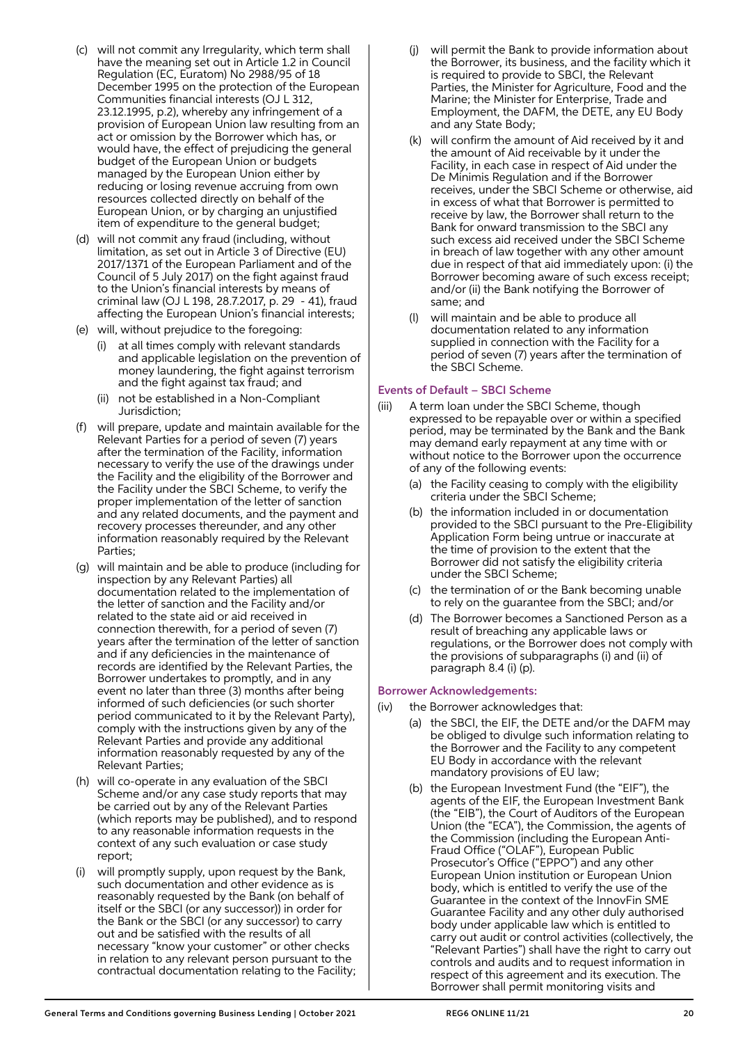(c) will not commit any Irregularity, which term shall have the meaning set out in Article 1.2 in Council Regulation (EC, Euratom) No 2988/95 of 18 December 1995 on the protection of the European Communities financial interests (OJ L 312, 23.12.1995, p.2), whereby any infringement of a provision of European Union law resulting from an act or omission by the Borrower which has, or would have, the effect of prejudicing the general budget of the European Union or budgets managed by the European Union either by reducing or losing revenue accruing from own resources collected directly on behalf of the European Union, or by charging an unjustified item of expenditure to the general budget;

(d) will not commit any fraud (including, without limitation, as set out in Article 3 of Directive (EU) 2017/1371 of the European Parliament and of the Council of 5 July 2017) on the fight against fraud to the Union's financial interests by means of criminal law (OJ L 198, 28.7.2017, p. 29 - 41), fraud affecting the European Union's financial interests;

(e) will, without prejudice to the foregoing:

  (i) at all times comply with relevant standards and applicable legislation on the prevention of money laundering, the fight against terrorism and the fight against tax fraud; and

  (ii) not be established in a Non-Compliant Jurisdiction;

(f) will prepare, update and maintain available for the Relevant Parties for a period of seven (7) years after the termination of the Facility, information necessary to verify the use of the drawings under the Facility and the eligibility of the Borrower and the Facility under the SBCI Scheme, to verify the proper implementation of the letter of sanction and any related documents, and the payment and recovery processes thereunder, and any other information reasonably required by the Relevant Parties;

(g) will maintain and be able to produce (including for inspection by any Relevant Parties) all documentation related to the implementation of the letter of sanction and the Facility and/or related to the state aid or aid received in connection therewith, for a period of seven (7) years after the termination of the letter of sanction and if any deficiencies in the maintenance of records are identified by the Relevant Parties, the Borrower undertakes to promptly, and in any event no later than three (3) months after being informed of such deficiencies (or such shorter period communicated to it by the Relevant Party), comply with the instructions given by any of the Relevant Parties and provide any additional information reasonably requested by any of the Relevant Parties;

(h) will co-operate in any evaluation of the SBCI Scheme and/or any case study reports that may be carried out by any of the Relevant Parties (which reports may be published), and to respond to any reasonable information requests in the context of any such evaluation or case study report;

(i) will promptly supply, upon request by the Bank, such documentation and other evidence as is reasonably requested by the Bank (on behalf of itself or the SBCI (or any successor)) in order for the Bank or the SBCI (or any successor) to carry out and be satisfied with the results of all necessary "know your customer" or other checks in relation to any relevant person pursuant to the contractual documentation relating to the Facility;

(j) will permit the Bank to provide information about the Borrower, its business, and the facility which it is required to provide to SBCI, the Relevant Parties, the Minister for Agriculture, Food and the Marine; the Minister for Enterprise, Trade and Employment, the DAFM, the DETE, any EU Body and any State Body;

(k) will confirm the amount of Aid received by it and the amount of Aid receivable by it under the Facility, in each case in respect of Aid under the De Minimis Regulation and if the Borrower receives, under the SBCI Scheme or otherwise, aid in excess of what that Borrower is permitted to receive by law, the Borrower shall return to the Bank for onward transmission to the SBCI any such excess aid received under the SBCI Scheme in breach of law together with any other amount due in respect of that aid immediately upon: (i) the Borrower becoming aware of such excess receipt; and/or (ii) the Bank notifying the Borrower of same; and

(l) will maintain and be able to produce all documentation related to any information supplied in connection with the Facility for a period of seven (7) years after the termination of the SBCI Scheme.

### Events of Default – SBCI Scheme

(iii) A term loan under the SBCI Scheme, though expressed to be repayable over or within a specified period, may be terminated by the Bank and the Bank may demand early repayment at any time with or without notice to the Borrower upon the occurrence of any of the following events:

  (a) the Facility ceasing to comply with the eligibility criteria under the SBCI Scheme;

  (b) the information included in or documentation provided to the SBCI pursuant to the Pre-Eligibility Application Form being untrue or inaccurate at the time of provision to the extent that the Borrower did not satisfy the eligibility criteria under the SBCI Scheme;

  (c) the termination of or the Bank becoming unable to rely on the guarantee from the SBCI; and/or

  (d) The Borrower becomes a Sanctioned Person as a result of breaching any applicable laws or regulations, or the Borrower does not comply with the provisions of subparagraphs (i) and (ii) of paragraph 8.4 (i) (p).

### Borrower Acknowledgements:

(iv) the Borrower acknowledges that:

  (a) the SBCI, the EIF, the DETE and/or the DAFM may be obliged to divulge such information relating to the Borrower and the Facility to any competent EU Body in accordance with the relevant mandatory provisions of EU law;

  (b) the European Investment Fund (the "EIF"), the agents of the EIF, the European Investment Bank (the "EIB"), the Court of Auditors of the European Union (the "ECA"), the Commission, the agents of the Commission (including the European Anti-Fraud Office ("OLAF"), European Public Prosecutor's Office ("EPPO") and any other European Union institution or European Union body, which is entitled to verify the use of the Guarantee in the context of the InnovFin SME Guarantee Facility and any other duly authorised body under applicable law which is entitled to carry out audit or control activities (collectively, the "Relevant Parties") shall have the right to carry out controls and audits and to request information in respect of this agreement and its execution. The Borrower shall permit monitoring visits and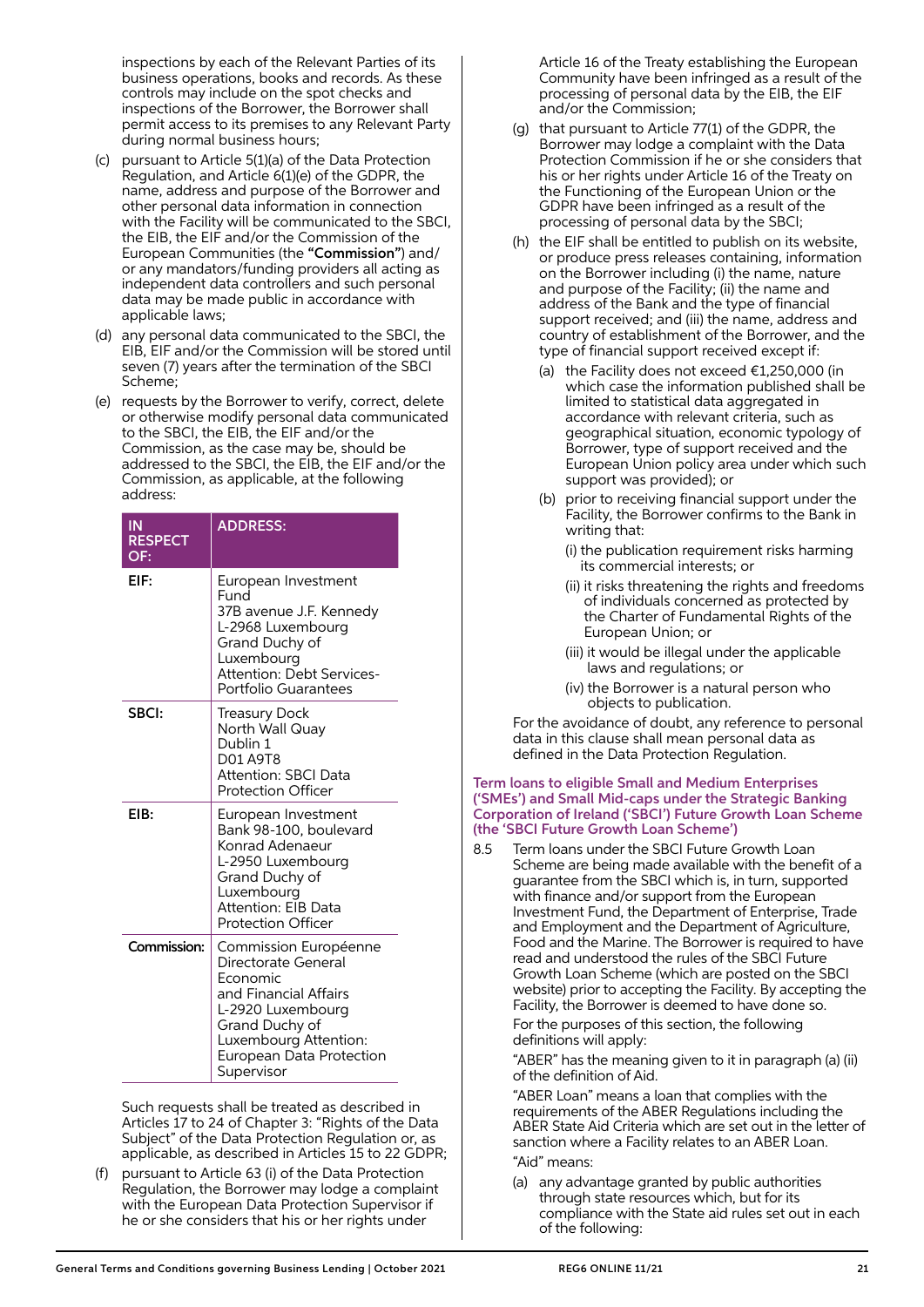inspections by each of the Relevant Parties of its business operations, books and records. As these controls may include on the spot checks and inspections of the Borrower, the Borrower shall permit access to its premises to any Relevant Party during normal business hours;

(c) pursuant to Article 5(1)(a) of the Data Protection Regulation, and Article 6(1)(e) of the GDPR, the name, address and purpose of the Borrower and other personal data information in connection with the Facility will be communicated to the SBCI, the EIB, the EIF and/or the Commission of the European Communities (the **"Commission"**) and/ or any mandators/funding providers all acting as independent data controllers and such personal data may be made public in accordance with applicable laws;

(d) any personal data communicated to the SBCI, the EIB, EIF and/or the Commission will be stored until seven (7) years after the termination of the SBCI Scheme;

(e) requests by the Borrower to verify, correct, delete or otherwise modify personal data communicated to the SBCI, the EIB, the EIF and/or the Commission, as the case may be, should be addressed to the SBCI, the EIB, the EIF and/or the Commission, as applicable, at the following address:

| IN RESPECT OF: | ADDRESS: |
|---|---|
| **EIF:** | European Investment Fund 37B avenue J.F. Kennedy L-2968 Luxembourg Grand Duchy of Luxembourg Attention: Debt Services-Portfolio Guarantees |
| **SBCI:** | Treasury Dock North Wall Quay Dublin 1 D01 A9T8 Attention: SBCI Data Protection Officer |
| **EIB:** | European Investment Bank 98-100, boulevard Konrad Adenaeur L-2950 Luxembourg Grand Duchy of Luxembourg Attention: EIB Data Protection Officer |
| **Commission:** | Commission Européenne Directorate General Economic and Financial Affairs L-2920 Luxembourg Grand Duchy of Luxembourg Attention: European Data Protection Supervisor |

Such requests shall be treated as described in Articles 17 to 24 of Chapter 3: "Rights of the Data Subject" of the Data Protection Regulation or, as applicable, as described in Articles 15 to 22 GDPR;

(f) pursuant to Article 63 (i) of the Data Protection Regulation, the Borrower may lodge a complaint with the European Data Protection Supervisor if he or she considers that his or her rights under Article 16 of the Treaty establishing the European Community have been infringed as a result of the processing of personal data by the EIB, the EIF and/or the Commission;

(g) that pursuant to Article 77(1) of the GDPR, the Borrower may lodge a complaint with the Data Protection Commission if he or she considers that his or her rights under Article 16 of the Treaty on the Functioning of the European Union or the GDPR have been infringed as a result of the processing of personal data by the SBCI;

(h) the EIF shall be entitled to publish on its website, or produce press releases containing, information on the Borrower including (i) the name, nature and purpose of the Facility; (ii) the name and address of the Bank and the type of financial support received; and (iii) the name, address and country of establishment of the Borrower, and the type of financial support received except if:

   (a) the Facility does not exceed €1,250,000 (in which case the information published shall be limited to statistical data aggregated in accordance with relevant criteria, such as geographical situation, economic typology of Borrower, type of support received and the European Union policy area under which such support was provided); or

   (b) prior to receiving financial support under the Facility, the Borrower confirms to the Bank in writing that:

      (i) the publication requirement risks harming its commercial interests; or

      (ii) it risks threatening the rights and freedoms of individuals concerned as protected by the Charter of Fundamental Rights of the European Union; or

      (iii) it would be illegal under the applicable laws and regulations; or

      (iv) the Borrower is a natural person who objects to publication.

For the avoidance of doubt, any reference to personal data in this clause shall mean personal data as defined in the Data Protection Regulation.

### Term loans to eligible Small and Medium Enterprises ('SMEs') and Small Mid-caps under the Strategic Banking Corporation of Ireland ('SBCI') Future Growth Loan Scheme (the 'SBCI Future Growth Loan Scheme')

8.5 Term loans under the SBCI Future Growth Loan Scheme are being made available with the benefit of a guarantee from the SBCI which is, in turn, supported with finance and/or support from the European Investment Fund, the Department of Enterprise, Trade and Employment and the Department of Agriculture, Food and the Marine. The Borrower is required to have read and understood the rules of the SBCI Future Growth Loan Scheme (which are posted on the SBCI website) prior to accepting the Facility. By accepting the Facility, the Borrower is deemed to have done so.

For the purposes of this section, the following definitions will apply:

"ABER" has the meaning given to it in paragraph (a) (ii) of the definition of Aid.

"ABER Loan" means a loan that complies with the requirements of the ABER Regulations including the ABER State Aid Criteria which are set out in the letter of sanction where a Facility relates to an ABER Loan.

"Aid" means:

(a) any advantage granted by public authorities through state resources which, but for its compliance with the State aid rules set out in each of the following: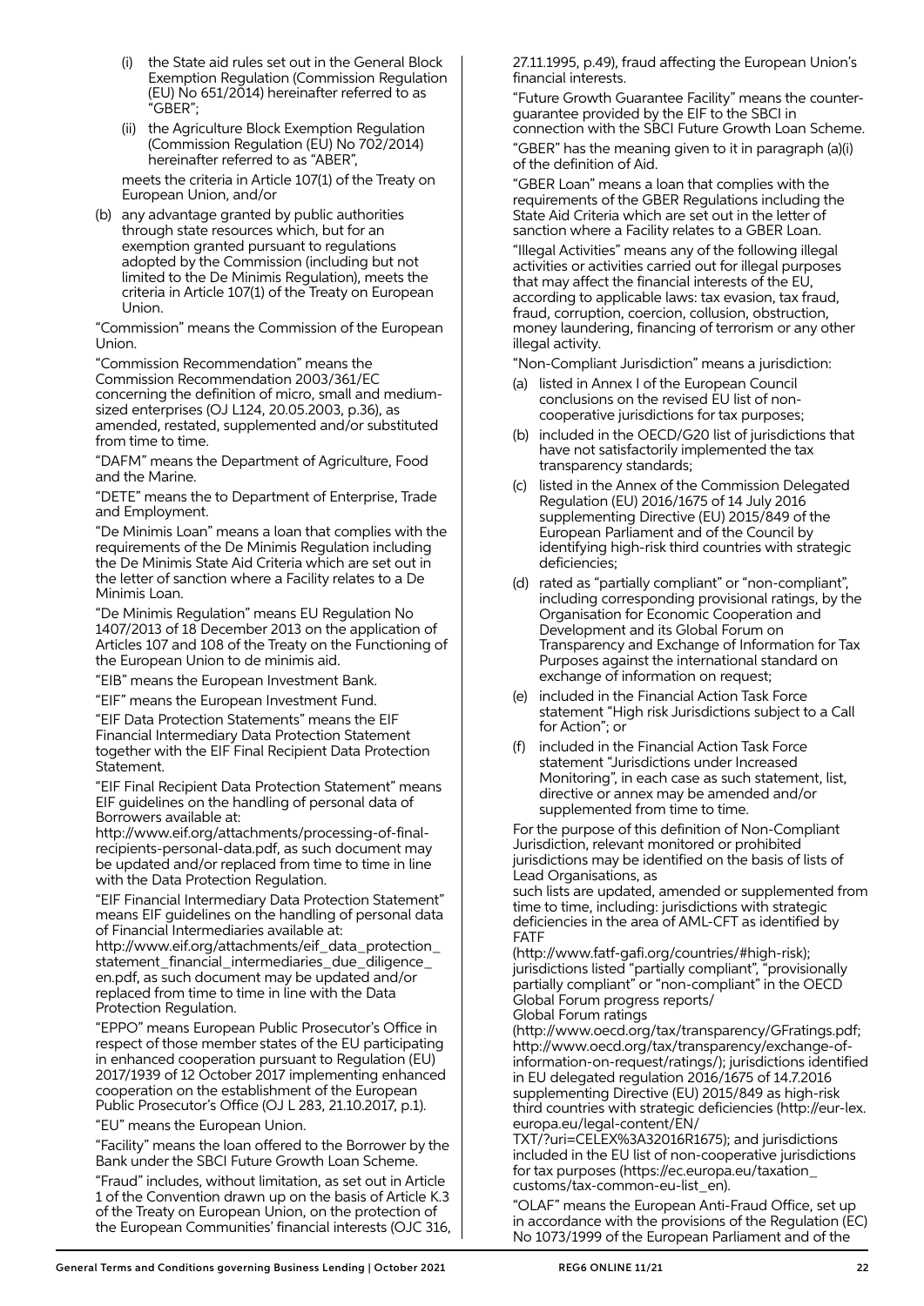(i) the State aid rules set out in the General Block Exemption Regulation (Commission Regulation (EU) No 651/2014) hereinafter referred to as "GBER";

(ii) the Agriculture Block Exemption Regulation (Commission Regulation (EU) No 702/2014) hereinafter referred to as "ABER",

meets the criteria in Article 107(1) of the Treaty on European Union, and/or

(b) any advantage granted by public authorities through state resources which, but for an exemption granted pursuant to regulations adopted by the Commission (including but not limited to the De Minimis Regulation), meets the criteria in Article 107(1) of the Treaty on European Union.

"Commission" means the Commission of the European Union.

"Commission Recommendation" means the Commission Recommendation 2003/361/EC concerning the definition of micro, small and medium-sized enterprises (OJ L124, 20.05.2003, p.36), as amended, restated, supplemented and/or substituted from time to time.

"DAFM" means the Department of Agriculture, Food and the Marine.

"DETE" means the to Department of Enterprise, Trade and Employment.

"De Minimis Loan" means a loan that complies with the requirements of the De Minimis Regulation including the De Minimis State Aid Criteria which are set out in the letter of sanction where a Facility relates to a De Minimis Loan.

"De Minimis Regulation" means EU Regulation No 1407/2013 of 18 December 2013 on the application of Articles 107 and 108 of the Treaty on the Functioning of the European Union to de minimis aid.

"EIB" means the European Investment Bank.

"EIF" means the European Investment Fund.

"EIF Data Protection Statements" means the EIF Financial Intermediary Data Protection Statement together with the EIF Final Recipient Data Protection Statement.

"EIF Final Recipient Data Protection Statement" means EIF guidelines on the handling of personal data of Borrowers available at: http://www.eif.org/attachments/processing-of-final-recipients-personal-data.pdf, as such document may be updated and/or replaced from time to time in line with the Data Protection Regulation.

"EIF Financial Intermediary Data Protection Statement" means EIF guidelines on the handling of personal data of Financial Intermediaries available at: http://www.eif.org/attachments/eif_data_protection_statement_financial_intermediaries_due_diligence_en.pdf, as such document may be updated and/or replaced from time to time in line with the Data Protection Regulation.

"EPPO" means European Public Prosecutor's Office in respect of those member states of the EU participating in enhanced cooperation pursuant to Regulation (EU) 2017/1939 of 12 October 2017 implementing enhanced cooperation on the establishment of the European Public Prosecutor's Office (OJ L 283, 21.10.2017, p.1).

"EU" means the European Union.

"Facility" means the loan offered to the Borrower by the Bank under the SBCI Future Growth Loan Scheme.

"Fraud" includes, without limitation, as set out in Article 1 of the Convention drawn up on the basis of Article K.3 of the Treaty on European Union, on the protection of the European Communities' financial interests (OJC 316, 27.11.1995, p.49), fraud affecting the European Union's financial interests.

"Future Growth Guarantee Facility" means the counter-guarantee provided by the EIF to the SBCI in connection with the SBCI Future Growth Loan Scheme.

"GBER" has the meaning given to it in paragraph (a)(i) of the definition of Aid.

"GBER Loan" means a loan that complies with the requirements of the GBER Regulations including the State Aid Criteria which are set out in the letter of sanction where a Facility relates to a GBER Loan.

"Illegal Activities" means any of the following illegal activities or activities carried out for illegal purposes that may affect the financial interests of the EU, according to applicable laws: tax evasion, tax fraud, fraud, corruption, coercion, collusion, obstruction, money laundering, financing of terrorism or any other illegal activity.

"Non-Compliant Jurisdiction" means a jurisdiction:

(a) listed in Annex I of the European Council conclusions on the revised EU list of non-cooperative jurisdictions for tax purposes;

(b) included in the OECD/G20 list of jurisdictions that have not satisfactorily implemented the tax transparency standards;

(c) listed in the Annex of the Commission Delegated Regulation (EU) 2016/1675 of 14 July 2016 supplementing Directive (EU) 2015/849 of the European Parliament and of the Council by identifying high-risk third countries with strategic deficiencies;

(d) rated as "partially compliant" or "non-compliant", including corresponding provisional ratings, by the Organisation for Economic Cooperation and Development and its Global Forum on Transparency and Exchange of Information for Tax Purposes against the international standard on exchange of information on request;

(e) included in the Financial Action Task Force statement "High risk Jurisdictions subject to a Call for Action"; or

(f) included in the Financial Action Task Force statement "Jurisdictions under Increased Monitoring", in each case as such statement, list, directive or annex may be amended and/or supplemented from time to time.

For the purpose of this definition of Non-Compliant Jurisdiction, relevant monitored or prohibited jurisdictions may be identified on the basis of lists of Lead Organisations, as such lists are updated, amended or supplemented from time to time, including: jurisdictions with strategic deficiencies in the area of AML-CFT as identified by FATF (http://www.fatf-gafi.org/countries/#high-risk); jurisdictions listed "partially compliant", "provisionally partially compliant" or "non-compliant" in the OECD Global Forum progress reports/ Global Forum ratings (http://www.oecd.org/tax/transparency/GFratings.pdf; http://www.oecd.org/tax/transparency/exchange-of-information-on-request/ratings/); jurisdictions identified in EU delegated regulation 2016/1675 of 14.7.2016 supplementing Directive (EU) 2015/849 as high-risk third countries with strategic deficiencies (http://eur-lex.europa.eu/legal-content/EN/TXT/?uri=CELEX%3A32016R1675); and jurisdictions included in the EU list of non-cooperative jurisdictions for tax purposes (https://ec.europa.eu/taxation_customs/tax-common-eu-list_en).

"OLAF" means the European Anti-Fraud Office, set up in accordance with the provisions of the Regulation (EC) No 1073/1999 of the European Parliament and of the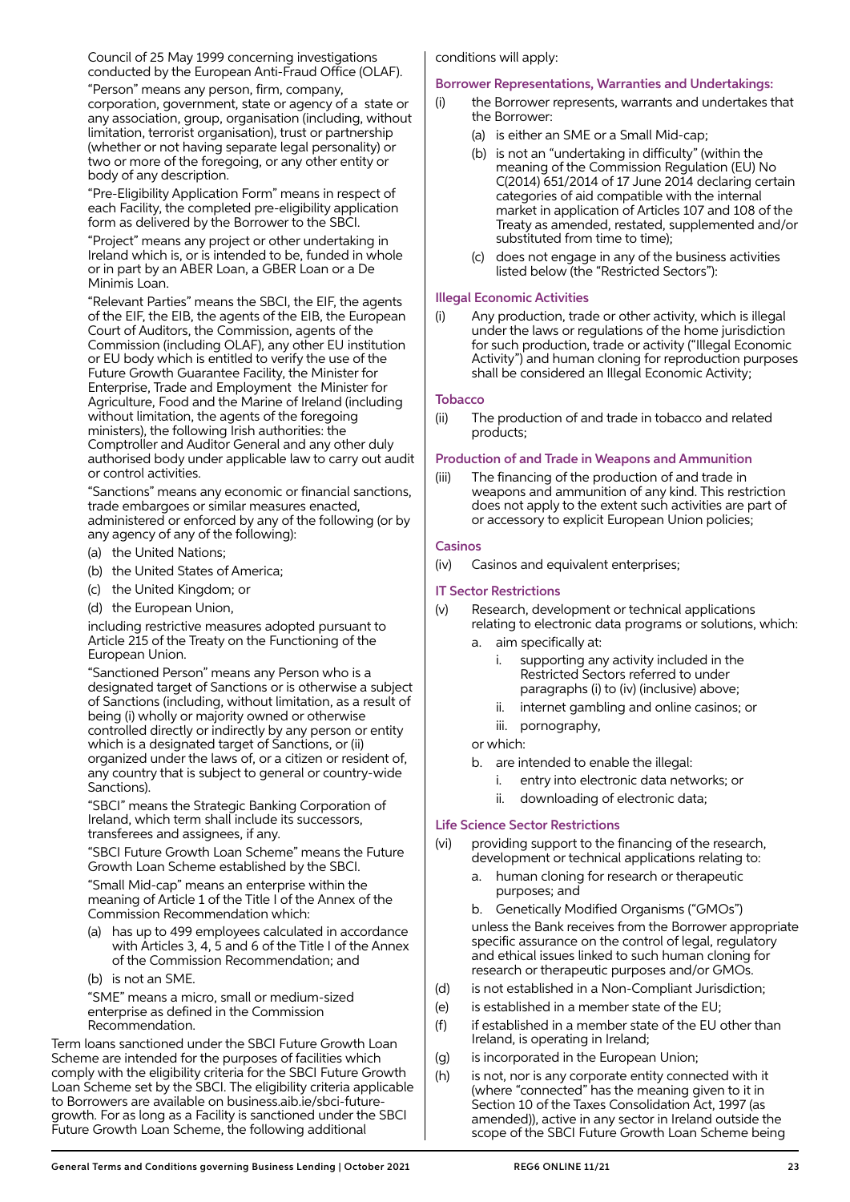Council of 25 May 1999 concerning investigations conducted by the European Anti-Fraud Office (OLAF).

"Person" means any person, firm, company, corporation, government, state or agency of a state or any association, group, organisation (including, without limitation, terrorist organisation), trust or partnership (whether or not having separate legal personality) or two or more of the foregoing, or any other entity or body of any description.

"Pre-Eligibility Application Form" means in respect of each Facility, the completed pre-eligibility application form as delivered by the Borrower to the SBCI.

"Project" means any project or other undertaking in Ireland which is, or is intended to be, funded in whole or in part by an ABER Loan, a GBER Loan or a De Minimis Loan.

"Relevant Parties" means the SBCI, the EIF, the agents of the EIF, the EIB, the agents of the EIB, the European Court of Auditors, the Commission, agents of the Commission (including OLAF), any other EU institution or EU body which is entitled to verify the use of the Future Growth Guarantee Facility, the Minister for Enterprise, Trade and Employment the Minister for Agriculture, Food and the Marine of Ireland (including without limitation, the agents of the foregoing ministers), the following Irish authorities: the Comptroller and Auditor General and any other duly authorised body under applicable law to carry out audit or control activities.

"Sanctions" means any economic or financial sanctions, trade embargoes or similar measures enacted, administered or enforced by any of the following (or by any agency of any of the following):

(a) the United Nations;

(b) the United States of America;

(c) the United Kingdom; or

(d) the European Union,

including restrictive measures adopted pursuant to Article 215 of the Treaty on the Functioning of the European Union.

"Sanctioned Person" means any Person who is a designated target of Sanctions or is otherwise a subject of Sanctions (including, without limitation, as a result of being (i) wholly or majority owned or otherwise controlled directly or indirectly by any person or entity which is a designated target of Sanctions, or (ii) organized under the laws of, or a citizen or resident of, any country that is subject to general or country-wide Sanctions).

"SBCI" means the Strategic Banking Corporation of Ireland, which term shall include its successors, transferees and assignees, if any.

"SBCI Future Growth Loan Scheme" means the Future Growth Loan Scheme established by the SBCI.

"Small Mid-cap" means an enterprise within the meaning of Article 1 of the Title I of the Annex of the Commission Recommendation which:

(a) has up to 499 employees calculated in accordance with Articles 3, 4, 5 and 6 of the Title I of the Annex of the Commission Recommendation; and

(b) is not an SME.

"SME" means a micro, small or medium-sized enterprise as defined in the Commission Recommendation.

Term loans sanctioned under the SBCI Future Growth Loan Scheme are intended for the purposes of facilities which comply with the eligibility criteria for the SBCI Future Growth Loan Scheme set by the SBCI. The eligibility criteria applicable to Borrowers are available on business.aib.ie/sbci-future-growth. For as long as a Facility is sanctioned under the SBCI Future Growth Loan Scheme, the following additional conditions will apply:

### Borrower Representations, Warranties and Undertakings:

(i) the Borrower represents, warrants and undertakes that the Borrower:

(a) is either an SME or a Small Mid-cap;

(b) is not an "undertaking in difficulty" (within the meaning of the Commission Regulation (EU) No C(2014) 651/2014 of 17 June 2014 declaring certain categories of aid compatible with the internal market in application of Articles 107 and 108 of the Treaty as amended, restated, supplemented and/or substituted from time to time);

(c) does not engage in any of the business activities listed below (the "Restricted Sectors"):

### Illegal Economic Activities

(i) Any production, trade or other activity, which is illegal under the laws or regulations of the home jurisdiction for such production, trade or activity ("Illegal Economic Activity") and human cloning for reproduction purposes shall be considered an Illegal Economic Activity;

### Tobacco

(ii) The production of and trade in tobacco and related products;

### Production of and Trade in Weapons and Ammunition

(iii) The financing of the production of and trade in weapons and ammunition of any kind. This restriction does not apply to the extent such activities are part of or accessory to explicit European Union policies;

### Casinos

(iv) Casinos and equivalent enterprises;

### IT Sector Restrictions

(v) Research, development or technical applications relating to electronic data programs or solutions, which:

a. aim specifically at:

i. supporting any activity included in the Restricted Sectors referred to under paragraphs (i) to (iv) (inclusive) above;

ii. internet gambling and online casinos; or

iii. pornography,

or which:

b. are intended to enable the illegal:

i. entry into electronic data networks; or

ii. downloading of electronic data;

### Life Science Sector Restrictions

(vi) providing support to the financing of the research, development or technical applications relating to:

a. human cloning for research or therapeutic purposes; and

b. Genetically Modified Organisms ("GMOs")

unless the Bank receives from the Borrower appropriate specific assurance on the control of legal, regulatory and ethical issues linked to such human cloning for research or therapeutic purposes and/or GMOs.

(d) is not established in a Non-Compliant Jurisdiction;

(e) is established in a member state of the EU;

(f) if established in a member state of the EU other than Ireland, is operating in Ireland;

(g) is incorporated in the European Union;

(h) is not, nor is any corporate entity connected with it (where "connected" has the meaning given to it in Section 10 of the Taxes Consolidation Act, 1997 (as amended)), active in any sector in Ireland outside the scope of the SBCI Future Growth Loan Scheme being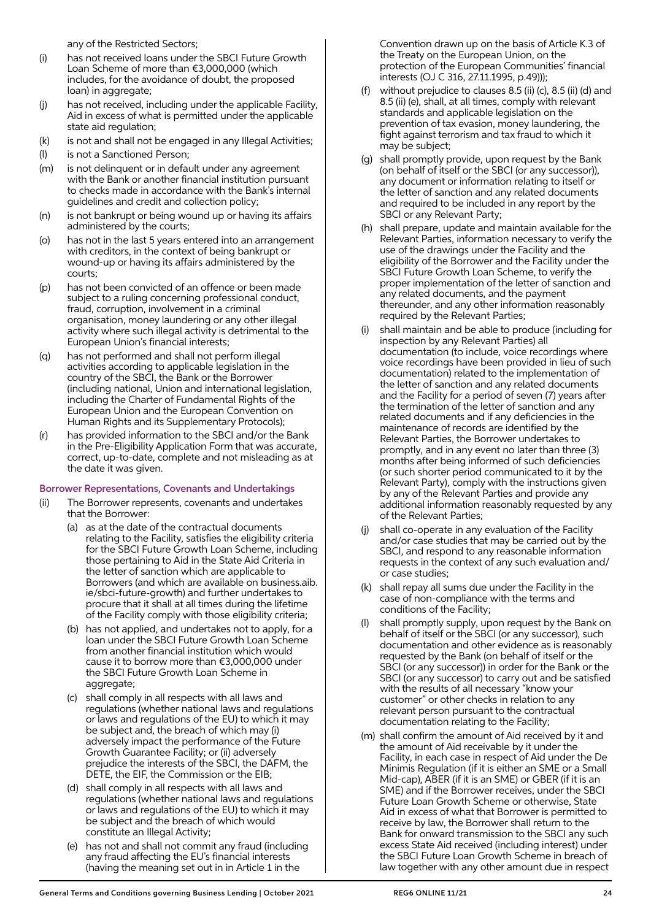any of the Restricted Sectors;

(i) has not received loans under the SBCI Future Growth Loan Scheme of more than €3,000,000 (which includes, for the avoidance of doubt, the proposed loan) in aggregate;

(j) has not received, including under the applicable Facility, Aid in excess of what is permitted under the applicable state aid regulation;

(k) is not and shall not be engaged in any Illegal Activities;

(l) is not a Sanctioned Person;

(m) is not delinquent or in default under any agreement with the Bank or another financial institution pursuant to checks made in accordance with the Bank's internal guidelines and credit and collection policy;

(n) is not bankrupt or being wound up or having its affairs administered by the courts;

(o) has not in the last 5 years entered into an arrangement with creditors, in the context of being bankrupt or wound-up or having its affairs administered by the courts;

(p) has not been convicted of an offence or been made subject to a ruling concerning professional conduct, fraud, corruption, involvement in a criminal organisation, money laundering or any other illegal activity where such illegal activity is detrimental to the European Union's financial interests;

(q) has not performed and shall not perform illegal activities according to applicable legislation in the country of the SBCI, the Bank or the Borrower (including national, Union and international legislation, including the Charter of Fundamental Rights of the European Union and the European Convention on Human Rights and its Supplementary Protocols);

(r) has provided information to the SBCI and/or the Bank in the Pre-Eligibility Application Form that was accurate, correct, up-to-date, complete and not misleading as at the date it was given.

**Borrower Representations, Covenants and Undertakings**

(ii) The Borrower represents, covenants and undertakes that the Borrower:

(a) as at the date of the contractual documents relating to the Facility, satisfies the eligibility criteria for the SBCI Future Growth Loan Scheme, including those pertaining to Aid in the State Aid Criteria in the letter of sanction which are applicable to Borrowers (and which are available on business.aib.ie/sbci-future-growth) and further undertakes to procure that it shall at all times during the lifetime of the Facility comply with those eligibility criteria;

(b) has not applied, and undertakes not to apply, for a loan under the SBCI Future Growth Loan Scheme from another financial institution which would cause it to borrow more than €3,000,000 under the SBCI Future Growth Loan Scheme in aggregate;

(c) shall comply in all respects with all laws and regulations (whether national laws and regulations or laws and regulations of the EU) to which it may be subject and, the breach of which may (i) adversely impact the performance of the Future Growth Guarantee Facility; or (ii) adversely prejudice the interests of the SBCI, the DAFM, the DETE, the EIF, the Commission or the EIB;

(d) shall comply in all respects with all laws and regulations (whether national laws and regulations or laws and regulations of the EU) to which it may be subject and the breach of which would constitute an Illegal Activity;

(e) has not and shall not commit any fraud (including any fraud affecting the EU's financial interests (having the meaning set out in in Article 1 in the Convention drawn up on the basis of Article K.3 of the Treaty on the European Union, on the protection of the European Communities' financial interests (OJ C 316, 27.11.1995, p.49)));

(f) without prejudice to clauses 8.5 (ii) (c), 8.5 (ii) (d) and 8.5 (ii) (e), shall, at all times, comply with relevant standards and applicable legislation on the prevention of tax evasion, money laundering, the fight against terrorism and tax fraud to which it may be subject;

(g) shall promptly provide, upon request by the Bank (on behalf of itself or the SBCI (or any successor)), any document or information relating to itself or the letter of sanction and any related documents and required to be included in any report by the SBCI or any Relevant Party;

(h) shall prepare, update and maintain available for the Relevant Parties, information necessary to verify the use of the drawings under the Facility and the eligibility of the Borrower and the Facility under the SBCI Future Growth Loan Scheme, to verify the proper implementation of the letter of sanction and any related documents, and the payment thereunder, and any other information reasonably required by the Relevant Parties;

(i) shall maintain and be able to produce (including for inspection by any Relevant Parties) all documentation (to include, voice recordings where voice recordings have been provided in lieu of such documentation) related to the implementation of the letter of sanction and any related documents and the Facility for a period of seven (7) years after the termination of the letter of sanction and any related documents and if any deficiencies in the maintenance of records are identified by the Relevant Parties, the Borrower undertakes to promptly, and in any event no later than three (3) months after being informed of such deficiencies (or such shorter period communicated to it by the Relevant Party), comply with the instructions given by any of the Relevant Parties and provide any additional information reasonably requested by any of the Relevant Parties;

(j) shall co-operate in any evaluation of the Facility and/or case studies that may be carried out by the SBCI, and respond to any reasonable information requests in the context of any such evaluation and/or case studies;

(k) shall repay all sums due under the Facility in the case of non-compliance with the terms and conditions of the Facility;

(l) shall promptly supply, upon request by the Bank on behalf of itself or the SBCI (or any successor), such documentation and other evidence as is reasonably requested by the Bank (on behalf of itself or the SBCI (or any successor)) in order for the Bank or the SBCI (or any successor) to carry out and be satisfied with the results of all necessary "know your customer" or other checks in relation to any relevant person pursuant to the contractual documentation relating to the Facility;

(m) shall confirm the amount of Aid received by it and the amount of Aid receivable by it under the Facility, in each case in respect of Aid under the De Minimis Regulation (if it is either an SME or a Small Mid-cap), ABER (if it is an SME) or GBER (if it is an SME) and if the Borrower receives, under the SBCI Future Loan Growth Scheme or otherwise, State Aid in excess of what that Borrower is permitted to receive by law, the Borrower shall return to the Bank for onward transmission to the SBCI any such excess State Aid received (including interest) under the SBCI Future Loan Growth Scheme in breach of law together with any other amount due in respect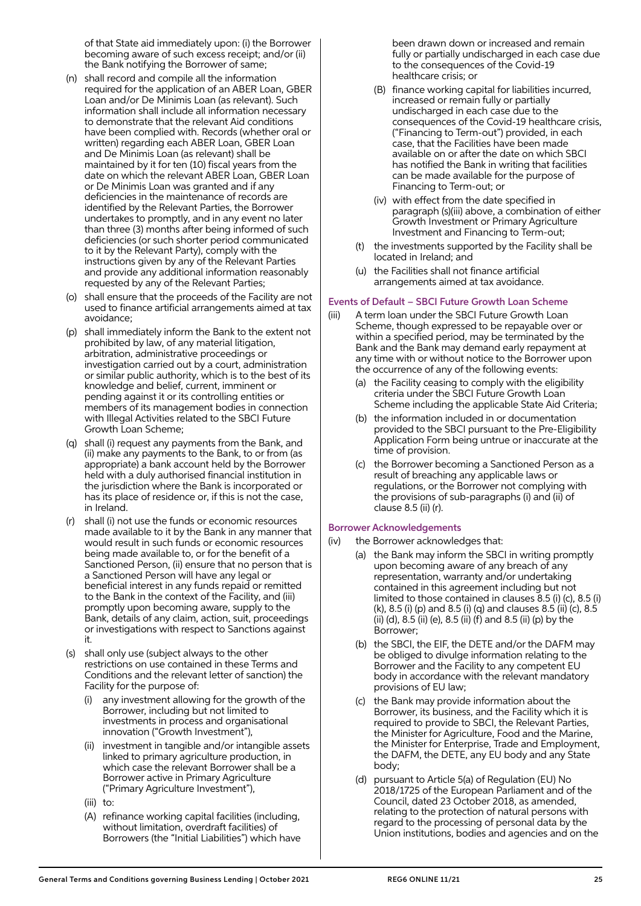of that State aid immediately upon: (i) the Borrower becoming aware of such excess receipt; and/or (ii) the Bank notifying the Borrower of same;

(n) shall record and compile all the information required for the application of an ABER Loan, GBER Loan and/or De Minimis Loan (as relevant). Such information shall include all information necessary to demonstrate that the relevant Aid conditions have been complied with. Records (whether oral or written) regarding each ABER Loan, GBER Loan and De Minimis Loan (as relevant) shall be maintained by it for ten (10) fiscal years from the date on which the relevant ABER Loan, GBER Loan or De Minimis Loan was granted and if any deficiencies in the maintenance of records are identified by the Relevant Parties, the Borrower undertakes to promptly, and in any event no later than three (3) months after being informed of such deficiencies (or such shorter period communicated to it by the Relevant Party), comply with the instructions given by any of the Relevant Parties and provide any additional information reasonably requested by any of the Relevant Parties;

(o) shall ensure that the proceeds of the Facility are not used to finance artificial arrangements aimed at tax avoidance;

(p) shall immediately inform the Bank to the extent not prohibited by law, of any material litigation, arbitration, administrative proceedings or investigation carried out by a court, administration or similar public authority, which is to the best of its knowledge and belief, current, imminent or pending against it or its controlling entities or members of its management bodies in connection with Illegal Activities related to the SBCI Future Growth Loan Scheme;

(q) shall (i) request any payments from the Bank, and (ii) make any payments to the Bank, to or from (as appropriate) a bank account held by the Borrower held with a duly authorised financial institution in the jurisdiction where the Bank is incorporated or has its place of residence or, if this is not the case, in Ireland.

(r) shall (i) not use the funds or economic resources made available to it by the Bank in any manner that would result in such funds or economic resources being made available to, or for the benefit of a Sanctioned Person, (ii) ensure that no person that is a Sanctioned Person will have any legal or beneficial interest in any funds repaid or remitted to the Bank in the context of the Facility, and (iii) promptly upon becoming aware, supply to the Bank, details of any claim, action, suit, proceedings or investigations with respect to Sanctions against it.

(s) shall only use (subject always to the other restrictions on use contained in these Terms and Conditions and the relevant letter of sanction) the Facility for the purpose of:

(i) any investment allowing for the growth of the Borrower, including but not limited to investments in process and organisational innovation ("Growth Investment"),

(ii) investment in tangible and/or intangible assets linked to primary agriculture production, in which case the relevant Borrower shall be a Borrower active in Primary Agriculture ("Primary Agriculture Investment"),

(iii) to:

(A) refinance working capital facilities (including, without limitation, overdraft facilities) of Borrowers (the "Initial Liabilities") which have been drawn down or increased and remain fully or partially undischarged in each case due to the consequences of the Covid-19 healthcare crisis; or

(B) finance working capital for liabilities incurred, increased or remain fully or partially undischarged in each case due to the consequences of the Covid-19 healthcare crisis, ("Financing to Term-out") provided, in each case, that the Facilities have been made available on or after the date on which SBCI has notified the Bank in writing that facilities can be made available for the purpose of Financing to Term-out; or

(iv) with effect from the date specified in paragraph (s)(iii) above, a combination of either Growth Investment or Primary Agriculture Investment and Financing to Term-out;

(t) the investments supported by the Facility shall be located in Ireland; and

(u) the Facilities shall not finance artificial arrangements aimed at tax avoidance.

### Events of Default – SBCI Future Growth Loan Scheme

(iii) A term loan under the SBCI Future Growth Loan Scheme, though expressed to be repayable over or within a specified period, may be terminated by the Bank and the Bank may demand early repayment at any time with or without notice to the Borrower upon the occurrence of any of the following events:

(a) the Facility ceasing to comply with the eligibility criteria under the SBCI Future Growth Loan Scheme including the applicable State Aid Criteria;

(b) the information included in or documentation provided to the SBCI pursuant to the Pre-Eligibility Application Form being untrue or inaccurate at the time of provision.

(c) the Borrower becoming a Sanctioned Person as a result of breaching any applicable laws or regulations, or the Borrower not complying with the provisions of sub-paragraphs (i) and (ii) of clause 8.5 (ii) (r).

### Borrower Acknowledgements

(iv) the Borrower acknowledges that:

(a) the Bank may inform the SBCI in writing promptly upon becoming aware of any breach of any representation, warranty and/or undertaking contained in this agreement including but not limited to those contained in clauses 8.5 (i) (c), 8.5 (i) (k), 8.5 (i) (p) and 8.5 (i) (q) and clauses 8.5 (ii) (c), 8.5 (ii) (d), 8.5 (ii) (e), 8.5 (ii) (f) and 8.5 (ii) (p) by the Borrower;

(b) the SBCI, the EIF, the DETE and/or the DAFM may be obliged to divulge information relating to the Borrower and the Facility to any competent EU body in accordance with the relevant mandatory provisions of EU law;

(c) the Bank may provide information about the Borrower, its business, and the Facility which it is required to provide to SBCI, the Relevant Parties, the Minister for Agriculture, Food and the Marine, the Minister for Enterprise, Trade and Employment, the DAFM, the DETE, any EU body and any State body;

(d) pursuant to Article 5(a) of Regulation (EU) No 2018/1725 of the European Parliament and of the Council, dated 23 October 2018, as amended, relating to the protection of natural persons with regard to the processing of personal data by the Union institutions, bodies and agencies and on the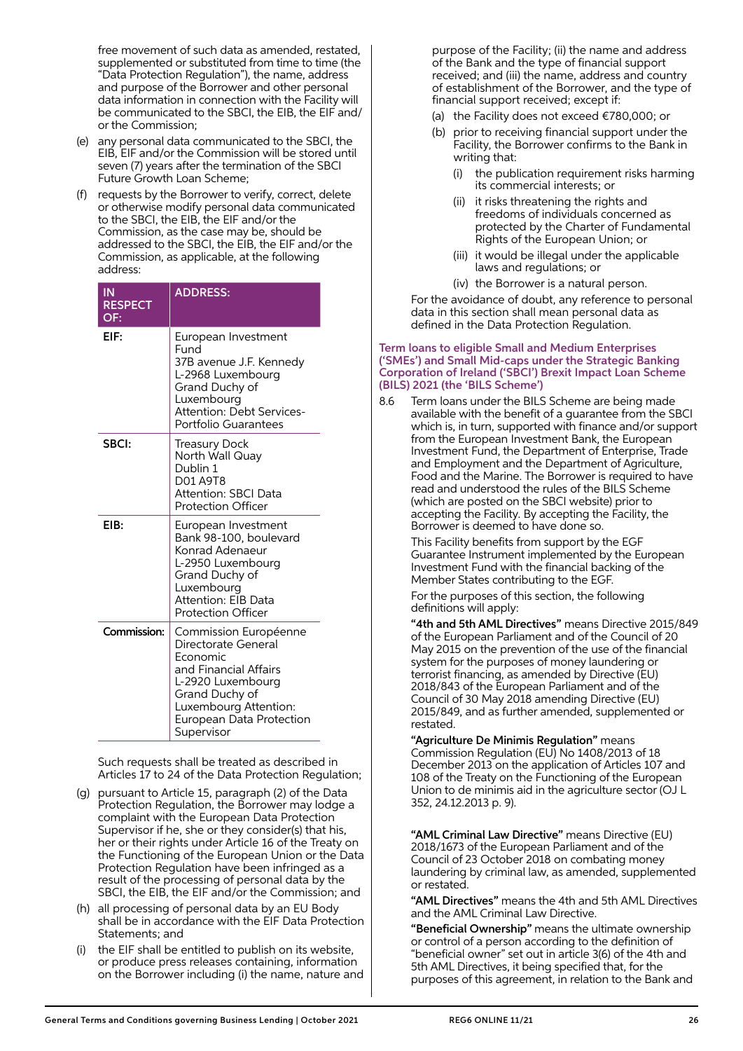free movement of such data as amended, restated, supplemented or substituted from time to time (the "Data Protection Regulation"), the name, address and purpose of the Borrower and other personal data information in connection with the Facility will be communicated to the SBCI, the EIB, the EIF and/or the Commission;

(e) any personal data communicated to the SBCI, the EIB, EIF and/or the Commission will be stored until seven (7) years after the termination of the SBCI Future Growth Loan Scheme;

(f) requests by the Borrower to verify, correct, delete or otherwise modify personal data communicated to the SBCI, the EIB, the EIF and/or the Commission, as the case may be, should be addressed to the SBCI, the EIB, the EIF and/or the Commission, as applicable, at the following address:

| IN RESPECT OF: | ADDRESS: |
|---|---|
| **EIF:** | European Investment Fund 37B avenue J.F. Kennedy L-2968 Luxembourg Grand Duchy of Luxembourg Attention: Debt Services-Portfolio Guarantees |
| **SBCI:** | Treasury Dock North Wall Quay Dublin 1 D01 A9T8 Attention: SBCI Data Protection Officer |
| **EIB:** | European Investment Bank 98-100, boulevard Konrad Adenaeur L-2950 Luxembourg Grand Duchy of Luxembourg Attention: EIB Data Protection Officer |
| **Commission:** | Commission Européenne Directorate General Economic and Financial Affairs L-2920 Luxembourg Grand Duchy of Luxembourg Attention: European Data Protection Supervisor |

Such requests shall be treated as described in Articles 17 to 24 of the Data Protection Regulation;

(g) pursuant to Article 15, paragraph (2) of the Data Protection Regulation, the Borrower may lodge a complaint with the European Data Protection Supervisor if he, she or they consider(s) that his, her or their rights under Article 16 of the Treaty on the Functioning of the European Union or the Data Protection Regulation have been infringed as a result of the processing of personal data by the SBCI, the EIB, the EIF and/or the Commission; and

(h) all processing of personal data by an EU Body shall be in accordance with the EIF Data Protection Statements; and

(i) the EIF shall be entitled to publish on its website, or produce press releases containing, information on the Borrower including (i) the name, nature and purpose of the Facility; (ii) the name and address of the Bank and the type of financial support received; and (iii) the name, address and country of establishment of the Borrower, and the type of financial support received; except if:

   (a) the Facility does not exceed €780,000; or

   (b) prior to receiving financial support under the Facility, the Borrower confirms to the Bank in writing that:

      (i) the publication requirement risks harming its commercial interests; or

      (ii) it risks threatening the rights and freedoms of individuals concerned as protected by the Charter of Fundamental Rights of the European Union; or

      (iii) it would be illegal under the applicable laws and regulations; or

      (iv) the Borrower is a natural person.

For the avoidance of doubt, any reference to personal data in this section shall mean personal data as defined in the Data Protection Regulation.

### Term loans to eligible Small and Medium Enterprises ('SMEs') and Small Mid-caps under the Strategic Banking Corporation of Ireland ('SBCI') Brexit Impact Loan Scheme (BILS) 2021 (the 'BILS Scheme')

8.6 Term loans under the BILS Scheme are being made available with the benefit of a guarantee from the SBCI which is, in turn, supported with finance and/or support from the European Investment Bank, the European Investment Fund, the Department of Enterprise, Trade and Employment and the Department of Agriculture, Food and the Marine. The Borrower is required to have read and understood the rules of the BILS Scheme (which are posted on the SBCI website) prior to accepting the Facility. By accepting the Facility, the Borrower is deemed to have done so.

This Facility benefits from support by the EGF Guarantee Instrument implemented by the European Investment Fund with the financial backing of the Member States contributing to the EGF.

For the purposes of this section, the following definitions will apply:

**"4th and 5th AML Directives"** means Directive 2015/849 of the European Parliament and of the Council of 20 May 2015 on the prevention of the use of the financial system for the purposes of money laundering or terrorist financing, as amended by Directive (EU) 2018/843 of the European Parliament and of the Council of 30 May 2018 amending Directive (EU) 2015/849, and as further amended, supplemented or restated.

**"Agriculture De Minimis Regulation"** means Commission Regulation (EU) No 1408/2013 of 18 December 2013 on the application of Articles 107 and 108 of the Treaty on the Functioning of the European Union to de minimis aid in the agriculture sector (OJ L 352, 24.12.2013 p. 9).

**"AML Criminal Law Directive"** means Directive (EU) 2018/1673 of the European Parliament and of the Council of 23 October 2018 on combating money laundering by criminal law, as amended, supplemented or restated.

**"AML Directives"** means the 4th and 5th AML Directives and the AML Criminal Law Directive.

**"Beneficial Ownership"** means the ultimate ownership or control of a person according to the definition of "beneficial owner" set out in article 3(6) of the 4th and 5th AML Directives, it being specified that, for the purposes of this agreement, in relation to the Bank and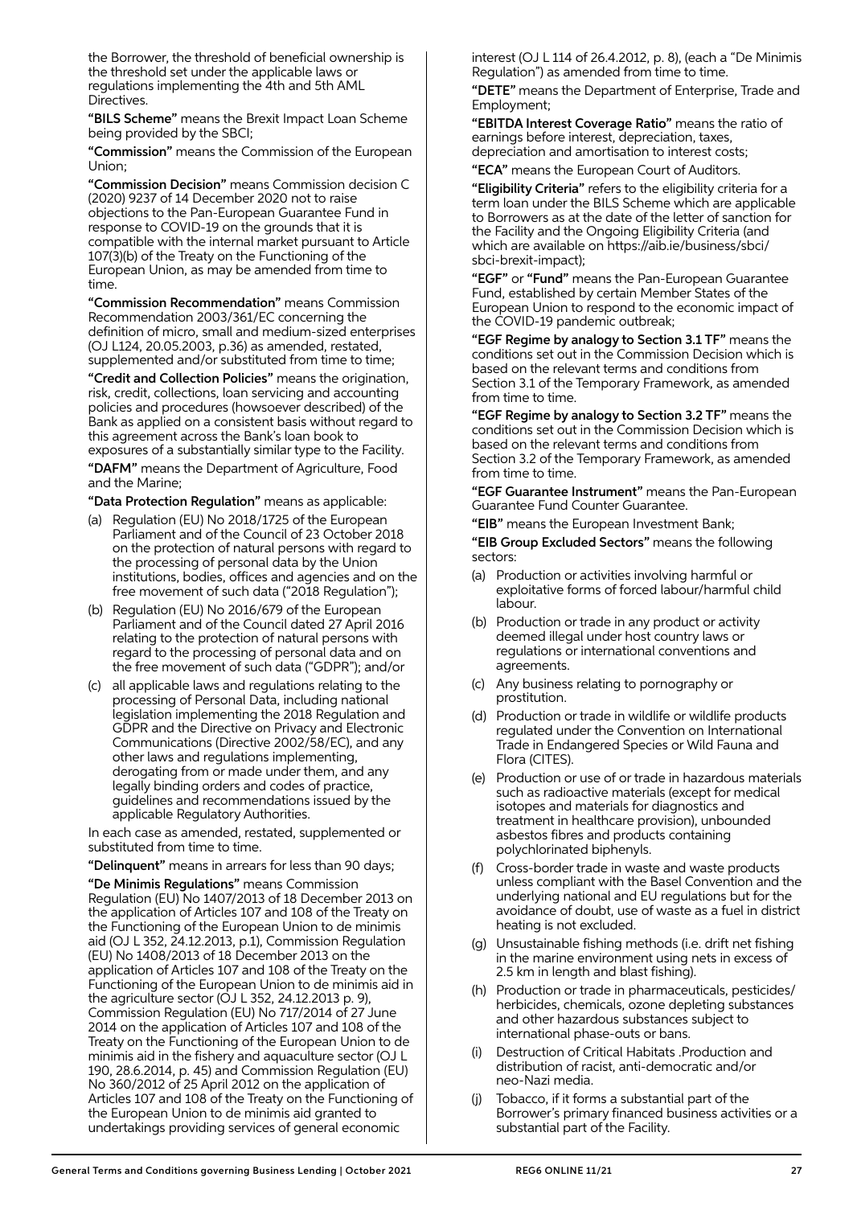the Borrower, the threshold of beneficial ownership is the threshold set under the applicable laws or regulations implementing the 4th and 5th AML Directives.

**"BILS Scheme"** means the Brexit Impact Loan Scheme being provided by the SBCI;

**"Commission"** means the Commission of the European Union;

**"Commission Decision"** means Commission decision C (2020) 9237 of 14 December 2020 not to raise objections to the Pan-European Guarantee Fund in response to COVID-19 on the grounds that it is compatible with the internal market pursuant to Article 107(3)(b) of the Treaty on the Functioning of the European Union, as may be amended from time to time.

**"Commission Recommendation"** means Commission Recommendation 2003/361/EC concerning the definition of micro, small and medium-sized enterprises (OJ L124, 20.05.2003, p.36) as amended, restated, supplemented and/or substituted from time to time;

**"Credit and Collection Policies"** means the origination, risk, credit, collections, loan servicing and accounting policies and procedures (howsoever described) of the Bank as applied on a consistent basis without regard to this agreement across the Bank's loan book to exposures of a substantially similar type to the Facility.

**"DAFM"** means the Department of Agriculture, Food and the Marine;

**"Data Protection Regulation"** means as applicable:

(a) Regulation (EU) No 2018/1725 of the European Parliament and of the Council of 23 October 2018 on the protection of natural persons with regard to the processing of personal data by the Union institutions, bodies, offices and agencies and on the free movement of such data ("2018 Regulation");

(b) Regulation (EU) No 2016/679 of the European Parliament and of the Council dated 27 April 2016 relating to the protection of natural persons with regard to the processing of personal data and on the free movement of such data ("GDPR"); and/or

(c) all applicable laws and regulations relating to the processing of Personal Data, including national legislation implementing the 2018 Regulation and GDPR and the Directive on Privacy and Electronic Communications (Directive 2002/58/EC), and any other laws and regulations implementing, derogating from or made under them, and any legally binding orders and codes of practice, guidelines and recommendations issued by the applicable Regulatory Authorities.

In each case as amended, restated, supplemented or substituted from time to time.

**"Delinquent"** means in arrears for less than 90 days;

**"De Minimis Regulations"** means Commission Regulation (EU) No 1407/2013 of 18 December 2013 on the application of Articles 107 and 108 of the Treaty on the Functioning of the European Union to de minimis aid (OJ L 352, 24.12.2013, p.1), Commission Regulation (EU) No 1408/2013 of 18 December 2013 on the application of Articles 107 and 108 of the Treaty on the Functioning of the European Union to de minimis aid in the agriculture sector (OJ L 352, 24.12.2013 p. 9), Commission Regulation (EU) No 717/2014 of 27 June 2014 on the application of Articles 107 and 108 of the Treaty on the Functioning of the European Union to de minimis aid in the fishery and aquaculture sector (OJ L 190, 28.6.2014, p. 45) and Commission Regulation (EU) No 360/2012 of 25 April 2012 on the application of Articles 107 and 108 of the Treaty on the Functioning of the European Union to de minimis aid granted to undertakings providing services of general economic interest (OJ L 114 of 26.4.2012, p. 8), (each a "De Minimis Regulation") as amended from time to time.

**"DETE"** means the Department of Enterprise, Trade and Employment;

**"EBITDA Interest Coverage Ratio"** means the ratio of earnings before interest, depreciation, taxes, depreciation and amortisation to interest costs;

**"ECA"** means the European Court of Auditors.

**"Eligibility Criteria"** refers to the eligibility criteria for a term loan under the BILS Scheme which are applicable to Borrowers as at the date of the letter of sanction for the Facility and the Ongoing Eligibility Criteria (and which are available on https://aib.ie/business/sbci/sbci-brexit-impact);

**"EGF"** or **"Fund"** means the Pan-European Guarantee Fund, established by certain Member States of the European Union to respond to the economic impact of the COVID-19 pandemic outbreak;

**"EGF Regime by analogy to Section 3.1 TF"** means the conditions set out in the Commission Decision which is based on the relevant terms and conditions from Section 3.1 of the Temporary Framework, as amended from time to time.

**"EGF Regime by analogy to Section 3.2 TF"** means the conditions set out in the Commission Decision which is based on the relevant terms and conditions from Section 3.2 of the Temporary Framework, as amended from time to time.

**"EGF Guarantee Instrument"** means the Pan-European Guarantee Fund Counter Guarantee.

**"EIB"** means the European Investment Bank;

**"EIB Group Excluded Sectors"** means the following sectors:

(a) Production or activities involving harmful or exploitative forms of forced labour/harmful child labour.

(b) Production or trade in any product or activity deemed illegal under host country laws or regulations or international conventions and agreements.

(c) Any business relating to pornography or prostitution.

(d) Production or trade in wildlife or wildlife products regulated under the Convention on International Trade in Endangered Species or Wild Fauna and Flora (CITES).

(e) Production or use of or trade in hazardous materials such as radioactive materials (except for medical isotopes and materials for diagnostics and treatment in healthcare provision), unbounded asbestos fibres and products containing polychlorinated biphenyls.

(f) Cross-border trade in waste and waste products unless compliant with the Basel Convention and the underlying national and EU regulations but for the avoidance of doubt, use of waste as a fuel in district heating is not excluded.

(g) Unsustainable fishing methods (i.e. drift net fishing in the marine environment using nets in excess of 2.5 km in length and blast fishing).

(h) Production or trade in pharmaceuticals, pesticides/herbicides, chemicals, ozone depleting substances and other hazardous substances subject to international phase-outs or bans.

(i) Destruction of Critical Habitats .Production and distribution of racist, anti-democratic and/or neo-Nazi media.

(j) Tobacco, if it forms a substantial part of the Borrower's primary financed business activities or a substantial part of the Facility.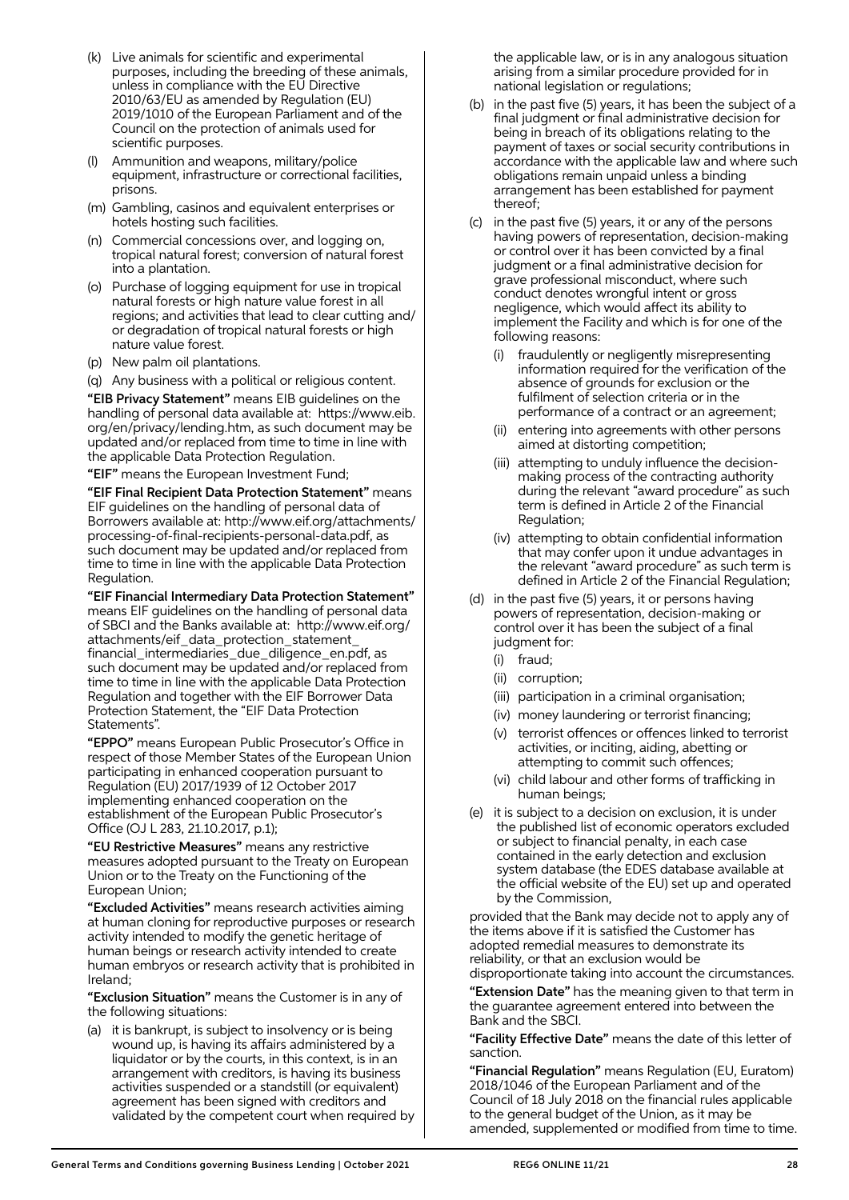(k) Live animals for scientific and experimental purposes, including the breeding of these animals, unless in compliance with the EU Directive 2010/63/EU as amended by Regulation (EU) 2019/1010 of the European Parliament and of the Council on the protection of animals used for scientific purposes.

(l) Ammunition and weapons, military/police equipment, infrastructure or correctional facilities, prisons.

(m) Gambling, casinos and equivalent enterprises or hotels hosting such facilities.

(n) Commercial concessions over, and logging on, tropical natural forest; conversion of natural forest into a plantation.

(o) Purchase of logging equipment for use in tropical natural forests or high nature value forest in all regions; and activities that lead to clear cutting and/or degradation of tropical natural forests or high nature value forest.

(p) New palm oil plantations.

(q) Any business with a political or religious content.

**"EIB Privacy Statement"** means EIB guidelines on the handling of personal data available at: https://www.eib.org/en/privacy/lending.htm, as such document may be updated and/or replaced from time to time in line with the applicable Data Protection Regulation.

**"EIF"** means the European Investment Fund;

**"EIF Final Recipient Data Protection Statement"** means EIF guidelines on the handling of personal data of Borrowers available at: http://www.eif.org/attachments/processing-of-final-recipients-personal-data.pdf, as such document may be updated and/or replaced from time to time in line with the applicable Data Protection Regulation.

**"EIF Financial Intermediary Data Protection Statement"** means EIF guidelines on the handling of personal data of SBCI and the Banks available at: http://www.eif.org/attachments/eif_data_protection_statement_financial_intermediaries_due_diligence_en.pdf, as such document may be updated and/or replaced from time to time in line with the applicable Data Protection Regulation and together with the EIF Borrower Data Protection Statement, the "EIF Data Protection Statements".

**"EPPO"** means European Public Prosecutor's Office in respect of those Member States of the European Union participating in enhanced cooperation pursuant to Regulation (EU) 2017/1939 of 12 October 2017 implementing enhanced cooperation on the establishment of the European Public Prosecutor's Office (OJ L 283, 21.10.2017, p.1);

**"EU Restrictive Measures"** means any restrictive measures adopted pursuant to the Treaty on European Union or to the Treaty on the Functioning of the European Union;

**"Excluded Activities"** means research activities aiming at human cloning for reproductive purposes or research activity intended to modify the genetic heritage of human beings or research activity intended to create human embryos or research activity that is prohibited in Ireland;

**"Exclusion Situation"** means the Customer is in any of the following situations:

(a) it is bankrupt, is subject to insolvency or is being wound up, is having its affairs administered by a liquidator or by the courts, in this context, is in an arrangement with creditors, is having its business activities suspended or a standstill (or equivalent) agreement has been signed with creditors and validated by the competent court when required by the applicable law, or is in any analogous situation arising from a similar procedure provided for in national legislation or regulations;

(b) in the past five (5) years, it has been the subject of a final judgment or final administrative decision for being in breach of its obligations relating to the payment of taxes or social security contributions in accordance with the applicable law and where such obligations remain unpaid unless a binding arrangement has been established for payment thereof;

(c) in the past five (5) years, it or any of the persons having powers of representation, decision-making or control over it has been convicted by a final judgment or a final administrative decision for grave professional misconduct, where such conduct denotes wrongful intent or gross negligence, which would affect its ability to implement the Facility and which is for one of the following reasons:

   (i) fraudulently or negligently misrepresenting information required for the verification of the absence of grounds for exclusion or the fulfilment of selection criteria or in the performance of a contract or an agreement;

   (ii) entering into agreements with other persons aimed at distorting competition;

   (iii) attempting to unduly influence the decision-making process of the contracting authority during the relevant "award procedure" as such term is defined in Article 2 of the Financial Regulation;

   (iv) attempting to obtain confidential information that may confer upon it undue advantages in the relevant "award procedure" as such term is defined in Article 2 of the Financial Regulation;

(d) in the past five (5) years, it or persons having powers of representation, decision-making or control over it has been the subject of a final judgment for:

   (i) fraud;

   (ii) corruption;

   (iii) participation in a criminal organisation;

   (iv) money laundering or terrorist financing;

   (v) terrorist offences or offences linked to terrorist activities, or inciting, aiding, abetting or attempting to commit such offences;

   (vi) child labour and other forms of trafficking in human beings;

(e) it is subject to a decision on exclusion, it is under the published list of economic operators excluded or subject to financial penalty, in each case contained in the early detection and exclusion system database (the EDES database available at the official website of the EU) set up and operated by the Commission,

provided that the Bank may decide not to apply any of the items above if it is satisfied the Customer has adopted remedial measures to demonstrate its reliability, or that an exclusion would be disproportionate taking into account the circumstances.

**"Extension Date"** has the meaning given to that term in the guarantee agreement entered into between the Bank and the SBCI.

**"Facility Effective Date"** means the date of this letter of sanction.

**"Financial Regulation"** means Regulation (EU, Euratom) 2018/1046 of the European Parliament and of the Council of 18 July 2018 on the financial rules applicable to the general budget of the Union, as it may be amended, supplemented or modified from time to time.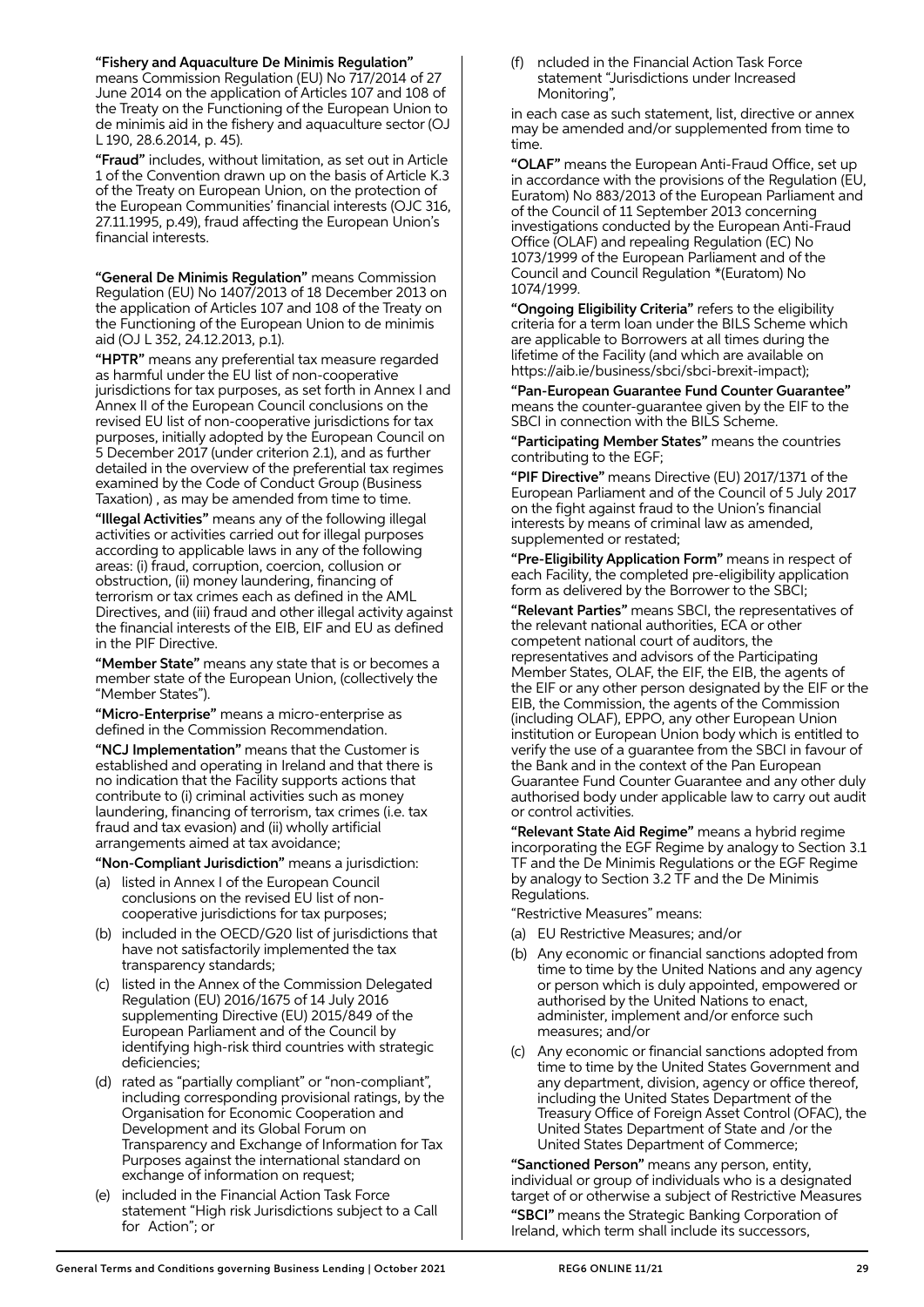**"Fishery and Aquaculture De Minimis Regulation"** means Commission Regulation (EU) No 717/2014 of 27 June 2014 on the application of Articles 107 and 108 of the Treaty on the Functioning of the European Union to de minimis aid in the fishery and aquaculture sector (OJ L 190, 28.6.2014, p. 45).

**"Fraud"** includes, without limitation, as set out in Article 1 of the Convention drawn up on the basis of Article K.3 of the Treaty on European Union, on the protection of the European Communities' financial interests (OJC 316, 27.11.1995, p.49), fraud affecting the European Union's financial interests.

**"General De Minimis Regulation"** means Commission Regulation (EU) No 1407/2013 of 18 December 2013 on the application of Articles 107 and 108 of the Treaty on the Functioning of the European Union to de minimis aid (OJ L 352, 24.12.2013, p.1).

**"HPTR"** means any preferential tax measure regarded as harmful under the EU list of non-cooperative jurisdictions for tax purposes, as set forth in Annex I and Annex II of the European Council conclusions on the revised EU list of non-cooperative jurisdictions for tax purposes, initially adopted by the European Council on 5 December 2017 (under criterion 2.1), and as further detailed in the overview of the preferential tax regimes examined by the Code of Conduct Group (Business Taxation) , as may be amended from time to time.

**"Illegal Activities"** means any of the following illegal activities or activities carried out for illegal purposes according to applicable laws in any of the following areas: (i) fraud, corruption, coercion, collusion or obstruction, (ii) money laundering, financing of terrorism or tax crimes each as defined in the AML Directives, and (iii) fraud and other illegal activity against the financial interests of the EIB, EIF and EU as defined in the PIF Directive.

**"Member State"** means any state that is or becomes a member state of the European Union, (collectively the "Member States").

**"Micro-Enterprise"** means a micro-enterprise as defined in the Commission Recommendation.

**"NCJ Implementation"** means that the Customer is established and operating in Ireland and that there is no indication that the Facility supports actions that contribute to (i) criminal activities such as money laundering, financing of terrorism, tax crimes (i.e. tax fraud and tax evasion) and (ii) wholly artificial arrangements aimed at tax avoidance;

**"Non-Compliant Jurisdiction"** means a jurisdiction:

(a) listed in Annex I of the European Council conclusions on the revised EU list of non-cooperative jurisdictions for tax purposes;

(b) included in the OECD/G20 list of jurisdictions that have not satisfactorily implemented the tax transparency standards;

(c) listed in the Annex of the Commission Delegated Regulation (EU) 2016/1675 of 14 July 2016 supplementing Directive (EU) 2015/849 of the European Parliament and of the Council by identifying high-risk third countries with strategic deficiencies;

(d) rated as "partially compliant" or "non-compliant", including corresponding provisional ratings, by the Organisation for Economic Cooperation and Development and its Global Forum on Transparency and Exchange of Information for Tax Purposes against the international standard on exchange of information on request;

(e) included in the Financial Action Task Force statement "High risk Jurisdictions subject to a Call for Action"; or

(f) ncluded in the Financial Action Task Force statement "Jurisdictions under Increased Monitoring",

in each case as such statement, list, directive or annex may be amended and/or supplemented from time to time.

**"OLAF"** means the European Anti-Fraud Office, set up in accordance with the provisions of the Regulation (EU, Euratom) No 883/2013 of the European Parliament and of the Council of 11 September 2013 concerning investigations conducted by the European Anti-Fraud Office (OLAF) and repealing Regulation (EC) No 1073/1999 of the European Parliament and of the Council and Council Regulation *(Euratom) No 1074/1999.

**"Ongoing Eligibility Criteria"** refers to the eligibility criteria for a term loan under the BILS Scheme which are applicable to Borrowers at all times during the lifetime of the Facility (and which are available on https://aib.ie/business/sbci/sbci-brexit-impact);

**"Pan-European Guarantee Fund Counter Guarantee"** means the counter-guarantee given by the EIF to the SBCI in connection with the BILS Scheme.

**"Participating Member States"** means the countries contributing to the EGF;

**"PIF Directive"** means Directive (EU) 2017/1371 of the European Parliament and of the Council of 5 July 2017 on the fight against fraud to the Union's financial interests by means of criminal law as amended, supplemented or restated;

**"Pre-Eligibility Application Form"** means in respect of each Facility, the completed pre-eligibility application form as delivered by the Borrower to the SBCI;

**"Relevant Parties"** means SBCI, the representatives of the relevant national authorities, ECA or other competent national court of auditors, the representatives and advisors of the Participating Member States, OLAF, the EIF, the EIB, the agents of the EIF or any other person designated by the EIF or the EIB, the Commission, the agents of the Commission (including OLAF), EPPO, any other European Union institution or European Union body which is entitled to verify the use of a guarantee from the SBCI in favour of the Bank and in the context of the Pan European Guarantee Fund Counter Guarantee and any other duly authorised body under applicable law to carry out audit or control activities.

**"Relevant State Aid Regime"** means a hybrid regime incorporating the EGF Regime by analogy to Section 3.1 TF and the De Minimis Regulations or the EGF Regime by analogy to Section 3.2 TF and the De Minimis Regulations.

"Restrictive Measures" means:

(a) EU Restrictive Measures; and/or

(b) Any economic or financial sanctions adopted from time to time by the United Nations and any agency or person which is duly appointed, empowered or authorised by the United Nations to enact, administer, implement and/or enforce such measures; and/or

(c) Any economic or financial sanctions adopted from time to time by the United States Government and any department, division, agency or office thereof, including the United States Department of the Treasury Office of Foreign Asset Control (OFAC), the United States Department of State and /or the United States Department of Commerce;

**"Sanctioned Person"** means any person, entity, individual or group of individuals who is a designated target of or otherwise a subject of Restrictive Measures

**"SBCI"** means the Strategic Banking Corporation of Ireland, which term shall include its successors,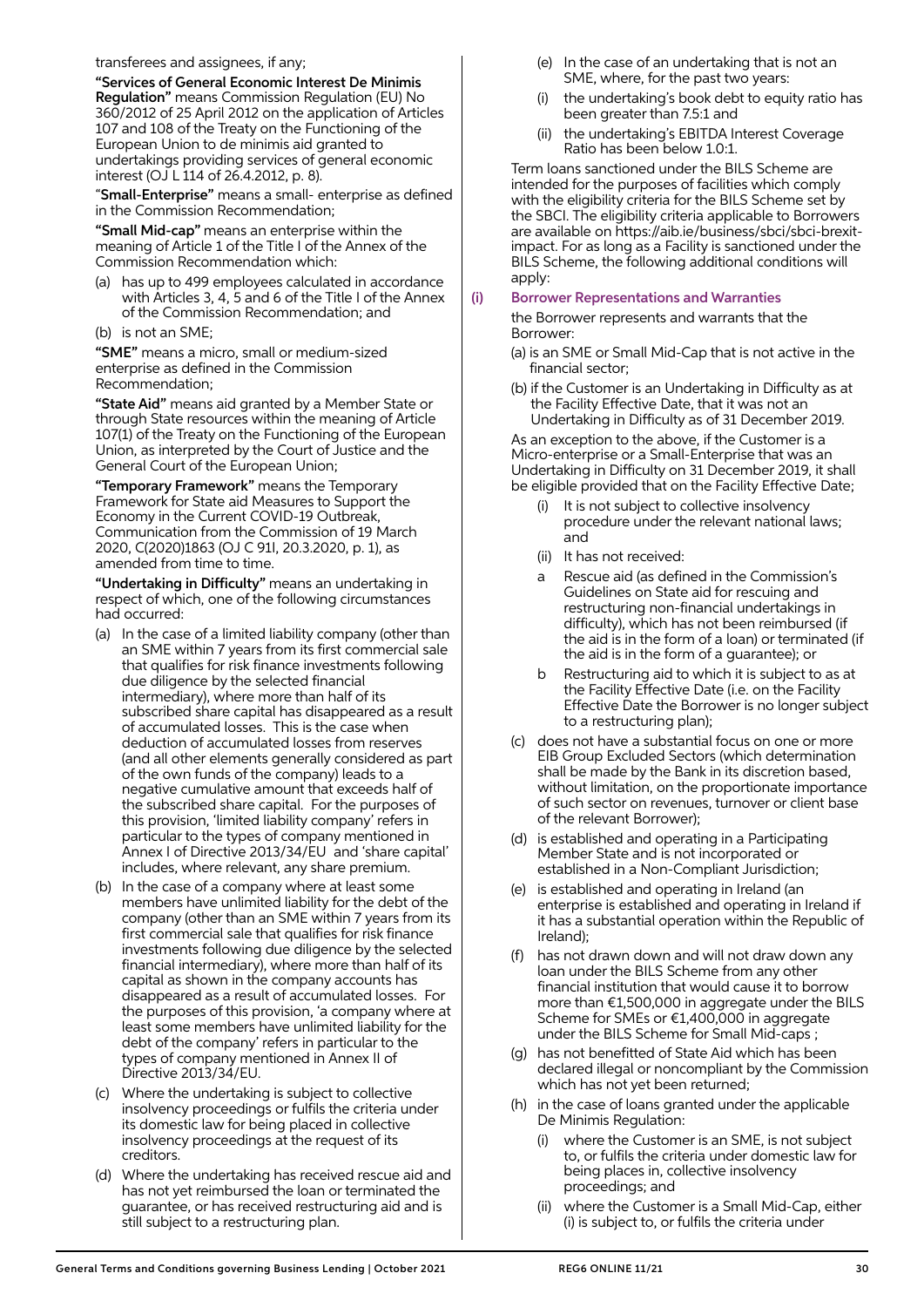transferees and assignees, if any;

**"Services of General Economic Interest De Minimis Regulation"** means Commission Regulation (EU) No 360/2012 of 25 April 2012 on the application of Articles 107 and 108 of the Treaty on the Functioning of the European Union to de minimis aid granted to undertakings providing services of general economic interest (OJ L 114 of 26.4.2012, p. 8).

"**Small-Enterprise"** means a small- enterprise as defined in the Commission Recommendation;

**"Small Mid-cap"** means an enterprise within the meaning of Article 1 of the Title I of the Annex of the Commission Recommendation which:

(a) has up to 499 employees calculated in accordance with Articles 3, 4, 5 and 6 of the Title I of the Annex of the Commission Recommendation; and

(b) is not an SME;

**"SME"** means a micro, small or medium-sized enterprise as defined in the Commission Recommendation;

**"State Aid"** means aid granted by a Member State or through State resources within the meaning of Article 107(1) of the Treaty on the Functioning of the European Union, as interpreted by the Court of Justice and the General Court of the European Union;

**"Temporary Framework"** means the Temporary Framework for State aid Measures to Support the Economy in the Current COVID-19 Outbreak, Communication from the Commission of 19 March 2020, C(2020)1863 (OJ C 91I, 20.3.2020, p. 1), as amended from time to time.

**"Undertaking in Difficulty"** means an undertaking in respect of which, one of the following circumstances had occurred:

(a) In the case of a limited liability company (other than an SME within 7 years from its first commercial sale that qualifies for risk finance investments following due diligence by the selected financial intermediary), where more than half of its subscribed share capital has disappeared as a result of accumulated losses. This is the case when deduction of accumulated losses from reserves (and all other elements generally considered as part of the own funds of the company) leads to a negative cumulative amount that exceeds half of the subscribed share capital. For the purposes of this provision, 'limited liability company' refers in particular to the types of company mentioned in Annex I of Directive 2013/34/EU and 'share capital' includes, where relevant, any share premium.

(b) In the case of a company where at least some members have unlimited liability for the debt of the company (other than an SME within 7 years from its first commercial sale that qualifies for risk finance investments following due diligence by the selected financial intermediary), where more than half of its capital as shown in the company accounts has disappeared as a result of accumulated losses. For the purposes of this provision, 'a company where at least some members have unlimited liability for the debt of the company' refers in particular to the types of company mentioned in Annex II of Directive 2013/34/EU.

(c) Where the undertaking is subject to collective insolvency proceedings or fulfils the criteria under its domestic law for being placed in collective insolvency proceedings at the request of its creditors.

(d) Where the undertaking has received rescue aid and has not yet reimbursed the loan or terminated the guarantee, or has received restructuring aid and is still subject to a restructuring plan.

(e) In the case of an undertaking that is not an SME, where, for the past two years:

(i) the undertaking's book debt to equity ratio has been greater than 7.5:1 and

(ii) the undertaking's EBITDA Interest Coverage Ratio has been below 1.0:1.

Term loans sanctioned under the BILS Scheme are intended for the purposes of facilities which comply with the eligibility criteria for the BILS Scheme set by the SBCI. The eligibility criteria applicable to Borrowers are available on https://aib.ie/business/sbci/sbci-brexit-impact. For as long as a Facility is sanctioned under the BILS Scheme, the following additional conditions will apply:

### (i) Borrower Representations and Warranties

the Borrower represents and warrants that the Borrower:

(a) is an SME or Small Mid-Cap that is not active in the financial sector;

(b) if the Customer is an Undertaking in Difficulty as at the Facility Effective Date, that it was not an Undertaking in Difficulty as of 31 December 2019.

As an exception to the above, if the Customer is a Micro-enterprise or a Small-Enterprise that was an Undertaking in Difficulty on 31 December 2019, it shall be eligible provided that on the Facility Effective Date;

(i) It is not subject to collective insolvency procedure under the relevant national laws; and

(ii) It has not received:

a Rescue aid (as defined in the Commission's Guidelines on State aid for rescuing and restructuring non-financial undertakings in difficulty), which has not been reimbursed (if the aid is in the form of a loan) or terminated (if the aid is in the form of a guarantee); or

b Restructuring aid to which it is subject to as at the Facility Effective Date (i.e. on the Facility Effective Date the Borrower is no longer subject to a restructuring plan);

(c) does not have a substantial focus on one or more EIB Group Excluded Sectors (which determination shall be made by the Bank in its discretion based, without limitation, on the proportionate importance of such sector on revenues, turnover or client base of the relevant Borrower);

(d) is established and operating in a Participating Member State and is not incorporated or established in a Non-Compliant Jurisdiction;

(e) is established and operating in Ireland (an enterprise is established and operating in Ireland if it has a substantial operation within the Republic of Ireland);

(f) has not drawn down and will not draw down any loan under the BILS Scheme from any other financial institution that would cause it to borrow more than €1,500,000 in aggregate under the BILS Scheme for SMEs or €1,400,000 in aggregate under the BILS Scheme for Small Mid-caps ;

(g) has not benefitted of State Aid which has been declared illegal or noncompliant by the Commission which has not yet been returned;

(h) in the case of loans granted under the applicable De Minimis Regulation:

(i) where the Customer is an SME, is not subject to, or fulfils the criteria under domestic law for being places in, collective insolvency proceedings; and

(ii) where the Customer is a Small Mid-Cap, either (i) is subject to, or fulfils the criteria under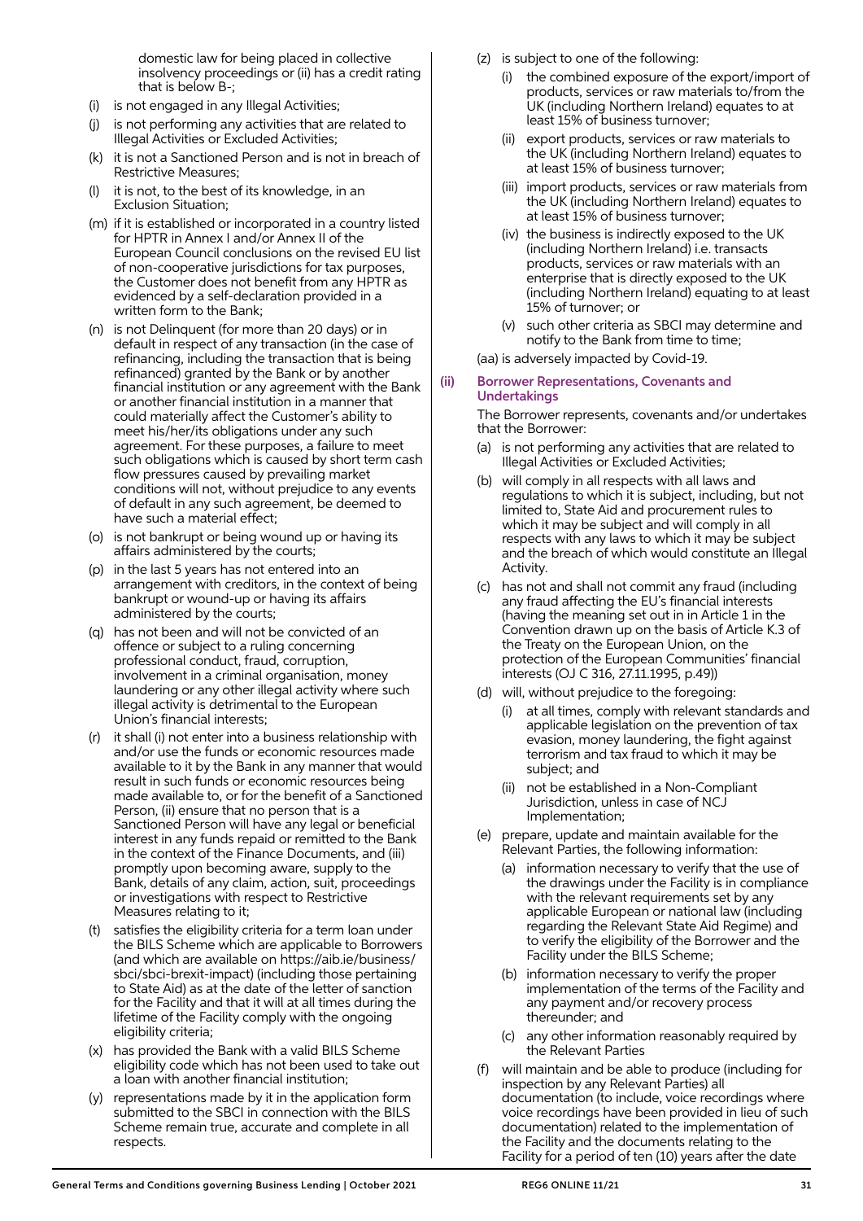domestic law for being placed in collective insolvency proceedings or (ii) has a credit rating that is below B-;

(i) is not engaged in any Illegal Activities;

(j) is not performing any activities that are related to Illegal Activities or Excluded Activities;

(k) it is not a Sanctioned Person and is not in breach of Restrictive Measures;

(l) it is not, to the best of its knowledge, in an Exclusion Situation;

(m) if it is established or incorporated in a country listed for HPTR in Annex I and/or Annex II of the European Council conclusions on the revised EU list of non-cooperative jurisdictions for tax purposes, the Customer does not benefit from any HPTR as evidenced by a self-declaration provided in a written form to the Bank;

(n) is not Delinquent (for more than 20 days) or in default in respect of any transaction (in the case of refinancing, including the transaction that is being refinanced) granted by the Bank or by another financial institution or any agreement with the Bank or another financial institution in a manner that could materially affect the Customer's ability to meet his/her/its obligations under any such agreement. For these purposes, a failure to meet such obligations which is caused by short term cash flow pressures caused by prevailing market conditions will not, without prejudice to any events of default in any such agreement, be deemed to have such a material effect;

(o) is not bankrupt or being wound up or having its affairs administered by the courts;

(p) in the last 5 years has not entered into an arrangement with creditors, in the context of being bankrupt or wound-up or having its affairs administered by the courts;

(q) has not been and will not be convicted of an offence or subject to a ruling concerning professional conduct, fraud, corruption, involvement in a criminal organisation, money laundering or any other illegal activity where such illegal activity is detrimental to the European Union's financial interests;

(r) it shall (i) not enter into a business relationship with and/or use the funds or economic resources made available to it by the Bank in any manner that would result in such funds or economic resources being made available to, or for the benefit of a Sanctioned Person, (ii) ensure that no person that is a Sanctioned Person will have any legal or beneficial interest in any funds repaid or remitted to the Bank in the context of the Finance Documents, and (iii) promptly upon becoming aware, supply to the Bank, details of any claim, action, suit, proceedings or investigations with respect to Restrictive Measures relating to it;

(t) satisfies the eligibility criteria for a term loan under the BILS Scheme which are applicable to Borrowers (and which are available on https://aib.ie/business/sbci/sbci-brexit-impact) (including those pertaining to State Aid) as at the date of the letter of sanction for the Facility and that it will at all times during the lifetime of the Facility comply with the ongoing eligibility criteria;

(x) has provided the Bank with a valid BILS Scheme eligibility code which has not been used to take out a loan with another financial institution;

(y) representations made by it in the application form submitted to the SBCI in connection with the BILS Scheme remain true, accurate and complete in all respects.

(z) is subject to one of the following:

(i) the combined exposure of the export/import of products, services or raw materials to/from the UK (including Northern Ireland) equates to at least 15% of business turnover;

(ii) export products, services or raw materials to the UK (including Northern Ireland) equates to at least 15% of business turnover;

(iii) import products, services or raw materials from the UK (including Northern Ireland) equates to at least 15% of business turnover;

(iv) the business is indirectly exposed to the UK (including Northern Ireland) i.e. transacts products, services or raw materials with an enterprise that is directly exposed to the UK (including Northern Ireland) equating to at least 15% of turnover; or

(v) such other criteria as SBCI may determine and notify to the Bank from time to time;

(aa) is adversely impacted by Covid-19.

### (ii) Borrower Representations, Covenants and Undertakings

The Borrower represents, covenants and/or undertakes that the Borrower:

(a) is not performing any activities that are related to Illegal Activities or Excluded Activities;

(b) will comply in all respects with all laws and regulations to which it is subject, including, but not limited to, State Aid and procurement rules to which it may be subject and will comply in all respects with any laws to which it may be subject and the breach of which would constitute an Illegal Activity.

(c) has not and shall not commit any fraud (including any fraud affecting the EU's financial interests (having the meaning set out in in Article 1 in the Convention drawn up on the basis of Article K.3 of the Treaty on the European Union, on the protection of the European Communities' financial interests (OJ C 316, 27.11.1995, p.49))

(d) will, without prejudice to the foregoing:

(i) at all times, comply with relevant standards and applicable legislation on the prevention of tax evasion, money laundering, the fight against terrorism and tax fraud to which it may be subject; and

(ii) not be established in a Non-Compliant Jurisdiction, unless in case of NCJ Implementation;

(e) prepare, update and maintain available for the Relevant Parties, the following information:

(a) information necessary to verify that the use of the drawings under the Facility is in compliance with the relevant requirements set by any applicable European or national law (including regarding the Relevant State Aid Regime) and to verify the eligibility of the Borrower and the Facility under the BILS Scheme;

(b) information necessary to verify the proper implementation of the terms of the Facility and any payment and/or recovery process thereunder; and

(c) any other information reasonably required by the Relevant Parties

(f) will maintain and be able to produce (including for inspection by any Relevant Parties) all documentation (to include, voice recordings where voice recordings have been provided in lieu of such documentation) related to the implementation of the Facility and the documents relating to the Facility for a period of ten (10) years after the date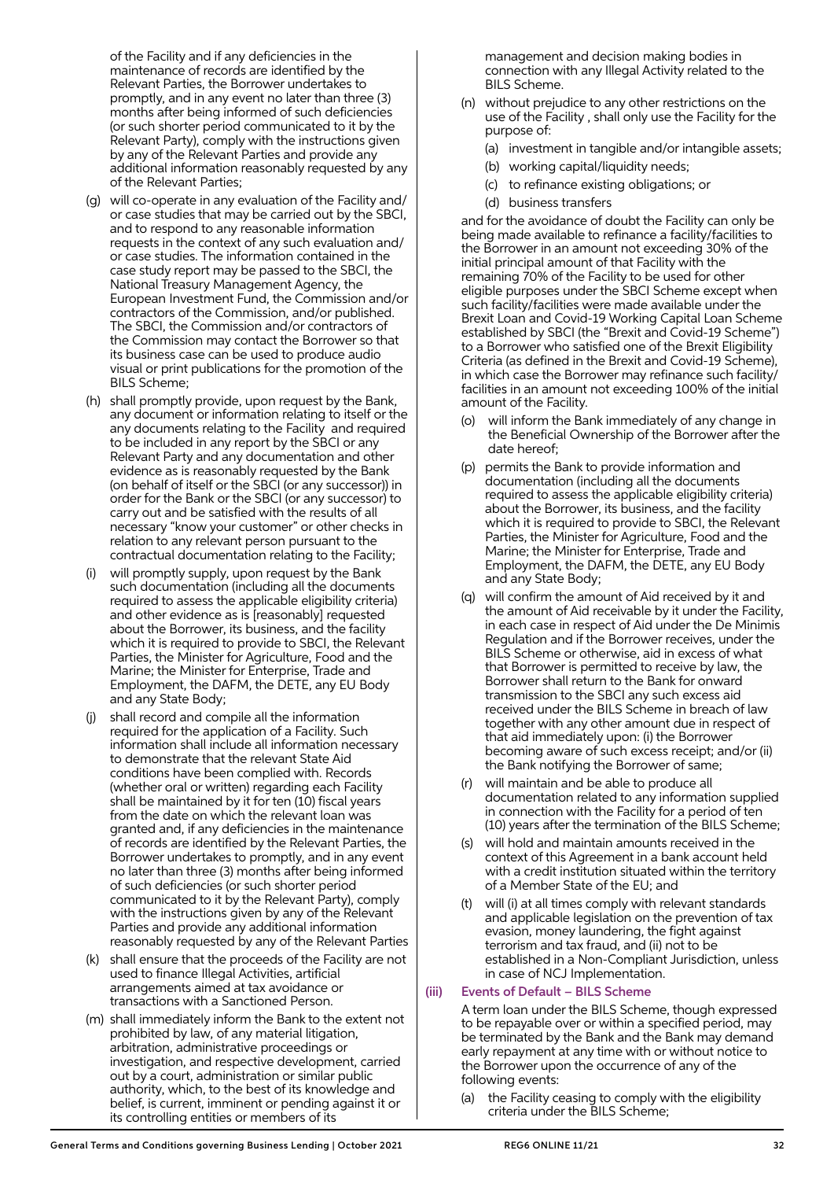of the Facility and if any deficiencies in the maintenance of records are identified by the Relevant Parties, the Borrower undertakes to promptly, and in any event no later than three (3) months after being informed of such deficiencies (or such shorter period communicated to it by the Relevant Party), comply with the instructions given by any of the Relevant Parties and provide any additional information reasonably requested by any of the Relevant Parties;

(g) will co-operate in any evaluation of the Facility and/or case studies that may be carried out by the SBCI, and to respond to any reasonable information requests in the context of any such evaluation and/or case studies. The information contained in the case study report may be passed to the SBCI, the National Treasury Management Agency, the European Investment Fund, the Commission and/or contractors of the Commission, and/or published. The SBCI, the Commission and/or contractors of the Commission may contact the Borrower so that its business case can be used to produce audio visual or print publications for the promotion of the BILS Scheme;

(h) shall promptly provide, upon request by the Bank, any document or information relating to itself or the any documents relating to the Facility and required to be included in any report by the SBCI or any Relevant Party and any documentation and other evidence as is reasonably requested by the Bank (on behalf of itself or the SBCI (or any successor)) in order for the Bank or the SBCI (or any successor) to carry out and be satisfied with the results of all necessary "know your customer" or other checks in relation to any relevant person pursuant to the contractual documentation relating to the Facility;

(i) will promptly supply, upon request by the Bank such documentation (including all the documents required to assess the applicable eligibility criteria) and other evidence as is [reasonably] requested about the Borrower, its business, and the facility which it is required to provide to SBCI, the Relevant Parties, the Minister for Agriculture, Food and the Marine; the Minister for Enterprise, Trade and Employment, the DAFM, the DETE, any EU Body and any State Body;

(j) shall record and compile all the information required for the application of a Facility. Such information shall include all information necessary to demonstrate that the relevant State Aid conditions have been complied with. Records (whether oral or written) regarding each Facility shall be maintained by it for ten (10) fiscal years from the date on which the relevant loan was granted and, if any deficiencies in the maintenance of records are identified by the Relevant Parties, the Borrower undertakes to promptly, and in any event no later than three (3) months after being informed of such deficiencies (or such shorter period communicated to it by the Relevant Party), comply with the instructions given by any of the Relevant Parties and provide any additional information reasonably requested by any of the Relevant Parties

(k) shall ensure that the proceeds of the Facility are not used to finance Illegal Activities, artificial arrangements aimed at tax avoidance or transactions with a Sanctioned Person.

(m) shall immediately inform the Bank to the extent not prohibited by law, of any material litigation, arbitration, administrative proceedings or investigation, and respective development, carried out by a court, administration or similar public authority, which, to the best of its knowledge and belief, is current, imminent or pending against it or its controlling entities or members of its management and decision making bodies in connection with any Illegal Activity related to the BILS Scheme.

(n) without prejudice to any other restrictions on the use of the Facility , shall only use the Facility for the purpose of:

  (a) investment in tangible and/or intangible assets;

  (b) working capital/liquidity needs;

  (c) to refinance existing obligations; or

  (d) business transfers

and for the avoidance of doubt the Facility can only be being made available to refinance a facility/facilities to the Borrower in an amount not exceeding 30% of the initial principal amount of that Facility with the remaining 70% of the Facility to be used for other eligible purposes under the SBCI Scheme except when such facility/facilities were made available under the Brexit Loan and Covid-19 Working Capital Loan Scheme established by SBCI (the "Brexit and Covid-19 Scheme") to a Borrower who satisfied one of the Brexit Eligibility Criteria (as defined in the Brexit and Covid-19 Scheme), in which case the Borrower may refinance such facility/facilities in an amount not exceeding 100% of the initial amount of the Facility.

(o) will inform the Bank immediately of any change in the Beneficial Ownership of the Borrower after the date hereof;

(p) permits the Bank to provide information and documentation (including all the documents required to assess the applicable eligibility criteria) about the Borrower, its business, and the facility which it is required to provide to SBCI, the Relevant Parties, the Minister for Agriculture, Food and the Marine; the Minister for Enterprise, Trade and Employment, the DAFM, the DETE, any EU Body and any State Body;

(q) will confirm the amount of Aid received by it and the amount of Aid receivable by it under the Facility, in each case in respect of Aid under the De Minimis Regulation and if the Borrower receives, under the BILS Scheme or otherwise, aid in excess of what that Borrower is permitted to receive by law, the Borrower shall return to the Bank for onward transmission to the SBCI any such excess aid received under the BILS Scheme in breach of law together with any other amount due in respect of that aid immediately upon: (i) the Borrower becoming aware of such excess receipt; and/or (ii) the Bank notifying the Borrower of same;

(r) will maintain and be able to produce all documentation related to any information supplied in connection with the Facility for a period of ten (10) years after the termination of the BILS Scheme;

(s) will hold and maintain amounts received in the context of this Agreement in a bank account held with a credit institution situated within the territory of a Member State of the EU; and

(t) will (i) at all times comply with relevant standards and applicable legislation on the prevention of tax evasion, money laundering, the fight against terrorism and tax fraud, and (ii) not to be established in a Non-Compliant Jurisdiction, unless in case of NCJ Implementation.

### (iii) Events of Default – BILS Scheme

A term loan under the BILS Scheme, though expressed to be repayable over or within a specified period, may be terminated by the Bank and the Bank may demand early repayment at any time with or without notice to the Borrower upon the occurrence of any of the following events:

(a) the Facility ceasing to comply with the eligibility criteria under the BILS Scheme;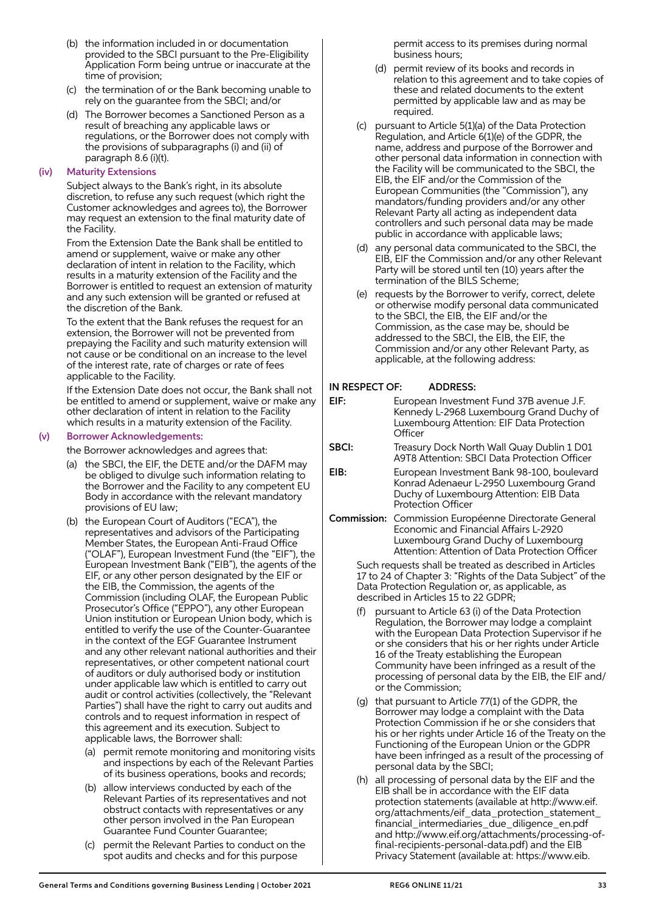(b) the information included in or documentation provided to the SBCI pursuant to the Pre-Eligibility Application Form being untrue or inaccurate at the time of provision;

(c) the termination of or the Bank becoming unable to rely on the guarantee from the SBCI; and/or

(d) The Borrower becomes a Sanctioned Person as a result of breaching any applicable laws or regulations, or the Borrower does not comply with the provisions of subparagraphs (i) and (ii) of paragraph 8.6 (i)(t).

### (iv) Maturity Extensions

Subject always to the Bank's right, in its absolute discretion, to refuse any such request (which right the Customer acknowledges and agrees to), the Borrower may request an extension to the final maturity date of the Facility.

From the Extension Date the Bank shall be entitled to amend or supplement, waive or make any other declaration of intent in relation to the Facility, which results in a maturity extension of the Facility and the Borrower is entitled to request an extension of maturity and any such extension will be granted or refused at the discretion of the Bank.

To the extent that the Bank refuses the request for an extension, the Borrower will not be prevented from prepaying the Facility and such maturity extension will not cause or be conditional on an increase to the level of the interest rate, rate of charges or rate of fees applicable to the Facility.

If the Extension Date does not occur, the Bank shall not be entitled to amend or supplement, waive or make any other declaration of intent in relation to the Facility which results in a maturity extension of the Facility.

### (v) Borrower Acknowledgements:

the Borrower acknowledges and agrees that:

(a) the SBCI, the EIF, the DETE and/or the DAFM may be obliged to divulge such information relating to the Borrower and the Facility to any competent EU Body in accordance with the relevant mandatory provisions of EU law;

(b) the European Court of Auditors ("ECA"), the representatives and advisors of the Participating Member States, the European Anti-Fraud Office ("OLAF"), European Investment Fund (the "EIF"), the European Investment Bank ("EIB"), the agents of the EIF, or any other person designated by the EIF or the EIB, the Commission, the agents of the Commission (including OLAF, the European Public Prosecutor's Office ("EPPO"), any other European Union institution or European Union body, which is entitled to verify the use of the Counter-Guarantee in the context of the EGF Guarantee Instrument and any other relevant national authorities and their representatives, or other competent national court of auditors or duly authorised body or institution under applicable law which is entitled to carry out audit or control activities (collectively, the "Relevant Parties") shall have the right to carry out audits and controls and to request information in respect of this agreement and its execution. Subject to applicable laws, the Borrower shall:

  (a) permit remote monitoring and monitoring visits and inspections by each of the Relevant Parties of its business operations, books and records;

  (b) allow interviews conducted by each of the Relevant Parties of its representatives and not obstruct contacts with representatives or any other person involved in the Pan European Guarantee Fund Counter Guarantee;

  (c) permit the Relevant Parties to conduct on the spot audits and checks and for this purpose permit access to its premises during normal business hours;

  (d) permit review of its books and records in relation to this agreement and to take copies of these and related documents to the extent permitted by applicable law and as may be required.

(c) pursuant to Article 5(1)(a) of the Data Protection Regulation, and Article 6(1)(e) of the GDPR, the name, address and purpose of the Borrower and other personal data information in connection with the Facility will be communicated to the SBCI, the EIB, the EIF and/or the Commission of the European Communities (the "Commission"), any mandators/funding providers and/or any other Relevant Party all acting as independent data controllers and such personal data may be made public in accordance with applicable laws;

(d) any personal data communicated to the SBCI, the EIB, EIF the Commission and/or any other Relevant Party will be stored until ten (10) years after the termination of the BILS Scheme;

(e) requests by the Borrower to verify, correct, delete or otherwise modify personal data communicated to the SBCI, the EIB, the EIF and/or the Commission, as the case may be, should be addressed to the SBCI, the EIB, the EIF, the Commission and/or any other Relevant Party, as applicable, at the following address:

| IN RESPECT OF: | ADDRESS: |
|---|---|
| EIF: | European Investment Fund 37B avenue J.F. Kennedy L-2968 Luxembourg Grand Duchy of Luxembourg Attention: EIF Data Protection Officer |
| SBCI: | Treasury Dock North Wall Quay Dublin 1 D01 A9T8 Attention: SBCI Data Protection Officer |
| EIB: | European Investment Bank 98-100, boulevard Konrad Adenaeur L-2950 Luxembourg Grand Duchy of Luxembourg Attention: EIB Data Protection Officer |
| Commission: | Commission Européenne Directorate General Economic and Financial Affairs L-2920 Luxembourg Grand Duchy of Luxembourg Attention: Attention of Data Protection Officer |

Such requests shall be treated as described in Articles 17 to 24 of Chapter 3: "Rights of the Data Subject" of the Data Protection Regulation or, as applicable, as described in Articles 15 to 22 GDPR;

(f) pursuant to Article 63 (i) of the Data Protection Regulation, the Borrower may lodge a complaint with the European Data Protection Supervisor if he or she considers that his or her rights under Article 16 of the Treaty establishing the European Community have been infringed as a result of the processing of personal data by the EIB, the EIF and/or the Commission;

(g) that pursuant to Article 77(1) of the GDPR, the Borrower may lodge a complaint with the Data Protection Commission if he or she considers that his or her rights under Article 16 of the Treaty on the Functioning of the European Union or the GDPR have been infringed as a result of the processing of personal data by the SBCI;

(h) all processing of personal data by the EIF and the EIB shall be in accordance with the EIF data protection statements (available at http://www.eif.org/attachments/eif_data_protection_statement_financial_intermediaries_due_diligence_en.pdf and http://www.eif.org/attachments/processing-of-final-recipients-personal-data.pdf) and the EIB Privacy Statement (available at: https://www.eib.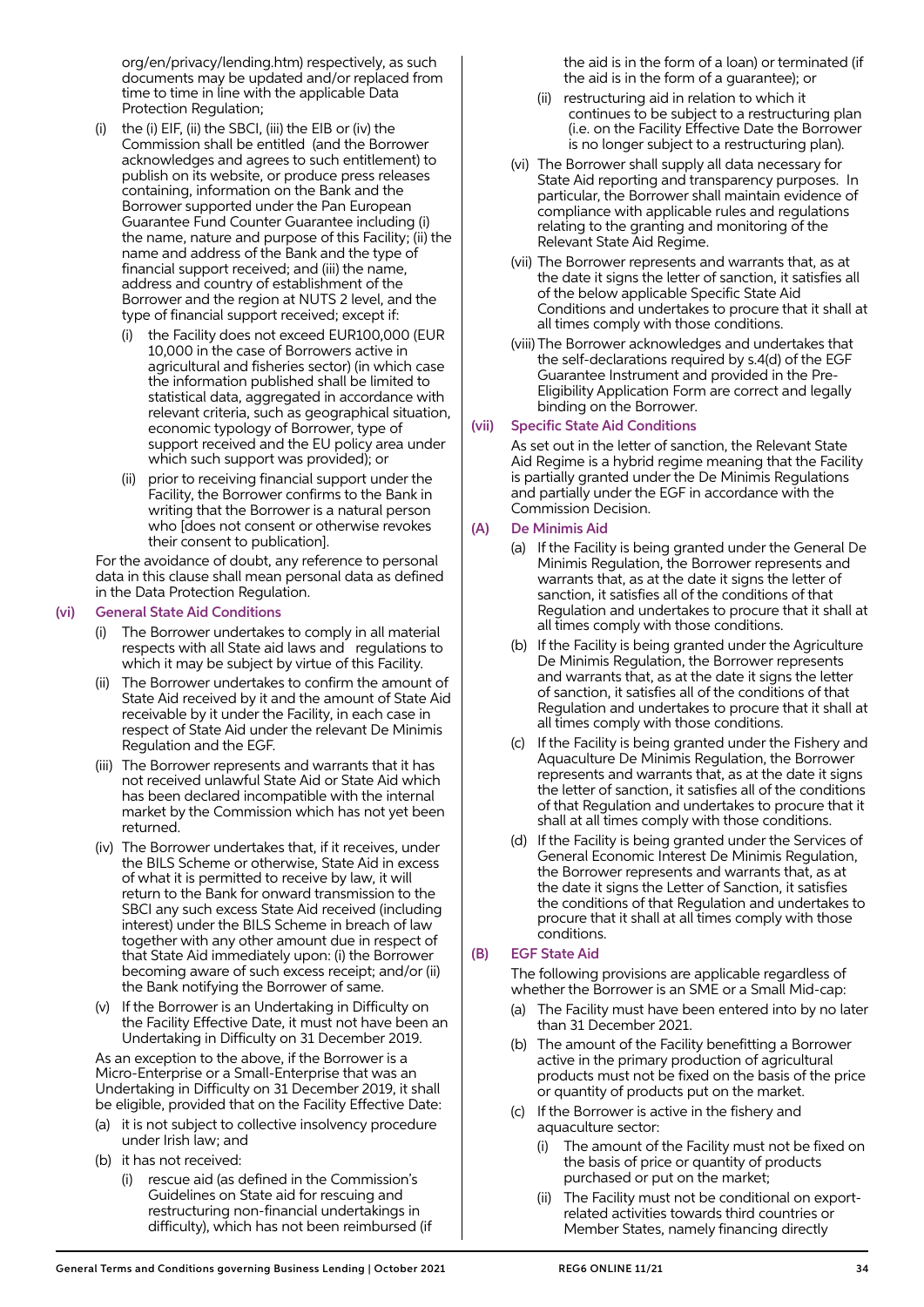org/en/privacy/lending.htm) respectively, as such documents may be updated and/or replaced from time to time in line with the applicable Data Protection Regulation;

(i) the (i) EIF, (ii) the SBCI, (iii) the EIB or (iv) the Commission shall be entitled (and the Borrower acknowledges and agrees to such entitlement) to publish on its website, or produce press releases containing, information on the Bank and the Borrower supported under the Pan European Guarantee Fund Counter Guarantee including (i) the name, nature and purpose of this Facility; (ii) the name and address of the Bank and the type of financial support received; and (iii) the name, address and country of establishment of the Borrower and the region at NUTS 2 level, and the type of financial support received; except if:

(i) the Facility does not exceed EUR100,000 (EUR 10,000 in the case of Borrowers active in agricultural and fisheries sector) (in which case the information published shall be limited to statistical data, aggregated in accordance with relevant criteria, such as geographical situation, economic typology of Borrower, type of support received and the EU policy area under which such support was provided); or

(ii) prior to receiving financial support under the Facility, the Borrower confirms to the Bank in writing that the Borrower is a natural person who [does not consent or otherwise revokes their consent to publication].

For the avoidance of doubt, any reference to personal data in this clause shall mean personal data as defined in the Data Protection Regulation.

### (vi) General State Aid Conditions

(i) The Borrower undertakes to comply in all material respects with all State aid laws and regulations to which it may be subject by virtue of this Facility.

(ii) The Borrower undertakes to confirm the amount of State Aid received by it and the amount of State Aid receivable by it under the Facility, in each case in respect of State Aid under the relevant De Minimis Regulation and the EGF.

(iii) The Borrower represents and warrants that it has not received unlawful State Aid or State Aid which has been declared incompatible with the internal market by the Commission which has not yet been returned.

(iv) The Borrower undertakes that, if it receives, under the BILS Scheme or otherwise, State Aid in excess of what it is permitted to receive by law, it will return to the Bank for onward transmission to the SBCI any such excess State Aid received (including interest) under the BILS Scheme in breach of law together with any other amount due in respect of that State Aid immediately upon: (i) the Borrower becoming aware of such excess receipt; and/or (ii) the Bank notifying the Borrower of same.

(v) If the Borrower is an Undertaking in Difficulty on the Facility Effective Date, it must not have been an Undertaking in Difficulty on 31 December 2019.

As an exception to the above, if the Borrower is a Micro-Enterprise or a Small-Enterprise that was an Undertaking in Difficulty on 31 December 2019, it shall be eligible, provided that on the Facility Effective Date:

(a) it is not subject to collective insolvency procedure under Irish law; and

(b) it has not received:

(i) rescue aid (as defined in the Commission's Guidelines on State aid for rescuing and restructuring non-financial undertakings in difficulty), which has not been reimbursed (if the aid is in the form of a loan) or terminated (if the aid is in the form of a guarantee); or

(ii) restructuring aid in relation to which it continues to be subject to a restructuring plan (i.e. on the Facility Effective Date the Borrower is no longer subject to a restructuring plan).

(vi) The Borrower shall supply all data necessary for State Aid reporting and transparency purposes. In particular, the Borrower shall maintain evidence of compliance with applicable rules and regulations relating to the granting and monitoring of the Relevant State Aid Regime.

(vii) The Borrower represents and warrants that, as at the date it signs the letter of sanction, it satisfies all of the below applicable Specific State Aid Conditions and undertakes to procure that it shall at all times comply with those conditions.

(viii) The Borrower acknowledges and undertakes that the self-declarations required by s.4(d) of the EGF Guarantee Instrument and provided in the Pre-Eligibility Application Form are correct and legally binding on the Borrower.

### (vii) Specific State Aid Conditions

As set out in the letter of sanction, the Relevant State Aid Regime is a hybrid regime meaning that the Facility is partially granted under the De Minimis Regulations and partially under the EGF in accordance with the Commission Decision.

### (A) De Minimis Aid

(a) If the Facility is being granted under the General De Minimis Regulation, the Borrower represents and warrants that, as at the date it signs the letter of sanction, it satisfies all of the conditions of that Regulation and undertakes to procure that it shall at all times comply with those conditions.

(b) If the Facility is being granted under the Agriculture De Minimis Regulation, the Borrower represents and warrants that, as at the date it signs the letter of sanction, it satisfies all of the conditions of that Regulation and undertakes to procure that it shall at all times comply with those conditions.

(c) If the Facility is being granted under the Fishery and Aquaculture De Minimis Regulation, the Borrower represents and warrants that, as at the date it signs the letter of sanction, it satisfies all of the conditions of that Regulation and undertakes to procure that it shall at all times comply with those conditions.

(d) If the Facility is being granted under the Services of General Economic Interest De Minimis Regulation, the Borrower represents and warrants that, as at the date it signs the Letter of Sanction, it satisfies the conditions of that Regulation and undertakes to procure that it shall at all times comply with those conditions.

### (B) EGF State Aid

The following provisions are applicable regardless of whether the Borrower is an SME or a Small Mid-cap:

(a) The Facility must have been entered into by no later than 31 December 2021.

(b) The amount of the Facility benefitting a Borrower active in the primary production of agricultural products must not be fixed on the basis of the price or quantity of products put on the market.

(c) If the Borrower is active in the fishery and aquaculture sector:

(i) The amount of the Facility must not be fixed on the basis of price or quantity of products purchased or put on the market;

(ii) The Facility must not be conditional on export-related activities towards third countries or Member States, namely financing directly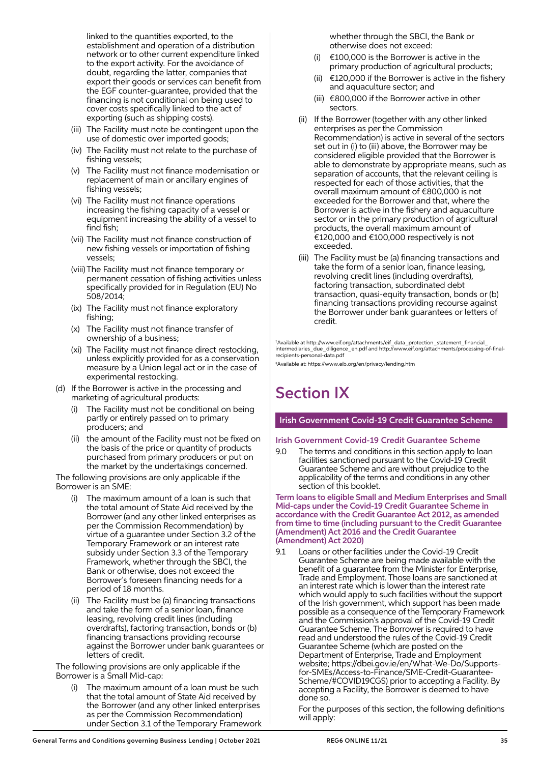linked to the quantities exported, to the establishment and operation of a distribution network or to other current expenditure linked to the export activity. For the avoidance of doubt, regarding the latter, companies that export their goods or services can benefit from the EGF counter-guarantee, provided that the financing is not conditional on being used to cover costs specifically linked to the act of exporting (such as shipping costs).

(iii) The Facility must note be contingent upon the use of domestic over imported goods;

(iv) The Facility must not relate to the purchase of fishing vessels;

(v) The Facility must not finance modernisation or replacement of main or ancillary engines of fishing vessels;

(vi) The Facility must not finance operations increasing the fishing capacity of a vessel or equipment increasing the ability of a vessel to find fish;

(vii) The Facility must not finance construction of new fishing vessels or importation of fishing vessels;

(viii) The Facility must not finance temporary or permanent cessation of fishing activities unless specifically provided for in Regulation (EU) No 508/2014;

(ix) The Facility must not finance exploratory fishing;

(x) The Facility must not finance transfer of ownership of a business;

(xi) The Facility must not finance direct restocking, unless explicitly provided for as a conservation measure by a Union legal act or in the case of experimental restocking.

(d) If the Borrower is active in the processing and marketing of agricultural products:

(i) The Facility must not be conditional on being partly or entirely passed on to primary producers; and

(ii) the amount of the Facility must not be fixed on the basis of the price or quantity of products purchased from primary producers or put on the market by the undertakings concerned.

The following provisions are only applicable if the Borrower is an SME:

(i) The maximum amount of a loan is such that the total amount of State Aid received by the Borrower (and any other linked enterprises as per the Commission Recommendation) by virtue of a guarantee under Section 3.2 of the Temporary Framework or an interest rate subsidy under Section 3.3 of the Temporary Framework, whether through the SBCI, the Bank or otherwise, does not exceed the Borrower's foreseen financing needs for a period of 18 months.

(ii) The Facility must be (a) financing transactions and take the form of a senior loan, finance leasing, revolving credit lines (including overdrafts), factoring transaction, bonds or (b) financing transactions providing recourse against the Borrower under bank guarantees or letters of credit.

The following provisions are only applicable if the Borrower is a Small Mid-cap:

(i) The maximum amount of a loan must be such that the total amount of State Aid received by the Borrower (and any other linked enterprises as per the Commission Recommendation) under Section 3.1 of the Temporary Framework whether through the SBCI, the Bank or otherwise does not exceed:

(i) €100,000 is the Borrower is active in the primary production of agricultural products;

(ii) €120,000 if the Borrower is active in the fishery and aquaculture sector; and

(iii) €800,000 if the Borrower active in other sectors.

(ii) If the Borrower (together with any other linked enterprises as per the Commission Recommendation) is active in several of the sectors set out in (i) to (iii) above, the Borrower may be considered eligible provided that the Borrower is able to demonstrate by appropriate means, such as separation of accounts, that the relevant ceiling is respected for each of those activities, that the overall maximum amount of €800,000 is not exceeded for the Borrower and that, where the Borrower is active in the fishery and aquaculture sector or in the primary production of agricultural products, the overall maximum amount of €120,000 and €100,000 respectively is not exceeded.

(iii) The Facility must be (a) financing transactions and take the form of a senior loan, finance leasing, revolving credit lines (including overdrafts), factoring transaction, subordinated debt transaction, quasi-equity transaction, bonds or (b) financing transactions providing recourse against the Borrower under bank guarantees or letters of credit.

†Available at http://www.eif.org/attachments/eif_data_protection_statement_financial_intermediaries_due_diligence_en.pdf and http://www.eif.org/attachments/processing-of-final-recipients-personal-data.pdf

‡Available at: https://www.eib.org/en/privacy/lending.htm

# Section IX

## Irish Government Covid-19 Credit Guarantee Scheme

### Irish Government Covid-19 Credit Guarantee Scheme

9.0 The terms and conditions in this section apply to loan facilities sanctioned pursuant to the Covid-19 Credit Guarantee Scheme and are without prejudice to the applicability of the terms and conditions in any other section of this booklet.

### Term loans to eligible Small and Medium Enterprises and Small Mid-caps under the Covid-19 Credit Guarantee Scheme in accordance with the Credit Guarantee Act 2012, as amended from time to time (including pursuant to the Credit Guarantee (Amendment) Act 2016 and the Credit Guarantee (Amendment) Act 2020)

9.1 Loans or other facilities under the Covid-19 Credit Guarantee Scheme are being made available with the benefit of a guarantee from the Minister for Enterprise, Trade and Employment. Those loans are sanctioned at an interest rate which is lower than the interest rate which would apply to such facilities without the support of the Irish government, which support has been made possible as a consequence of the Temporary Framework and the Commission's approval of the Covid-19 Credit Guarantee Scheme. The Borrower is required to have read and understood the rules of the Covid-19 Credit Guarantee Scheme (which are posted on the Department of Enterprise, Trade and Employment website; https://dbei.gov.ie/en/What-We-Do/Supports-for-SMEs/Access-to-Finance/SME-Credit-Guarantee-Scheme/#COVID19CGS) prior to accepting a Facility. By accepting a Facility, the Borrower is deemed to have done so.

For the purposes of this section, the following definitions will apply: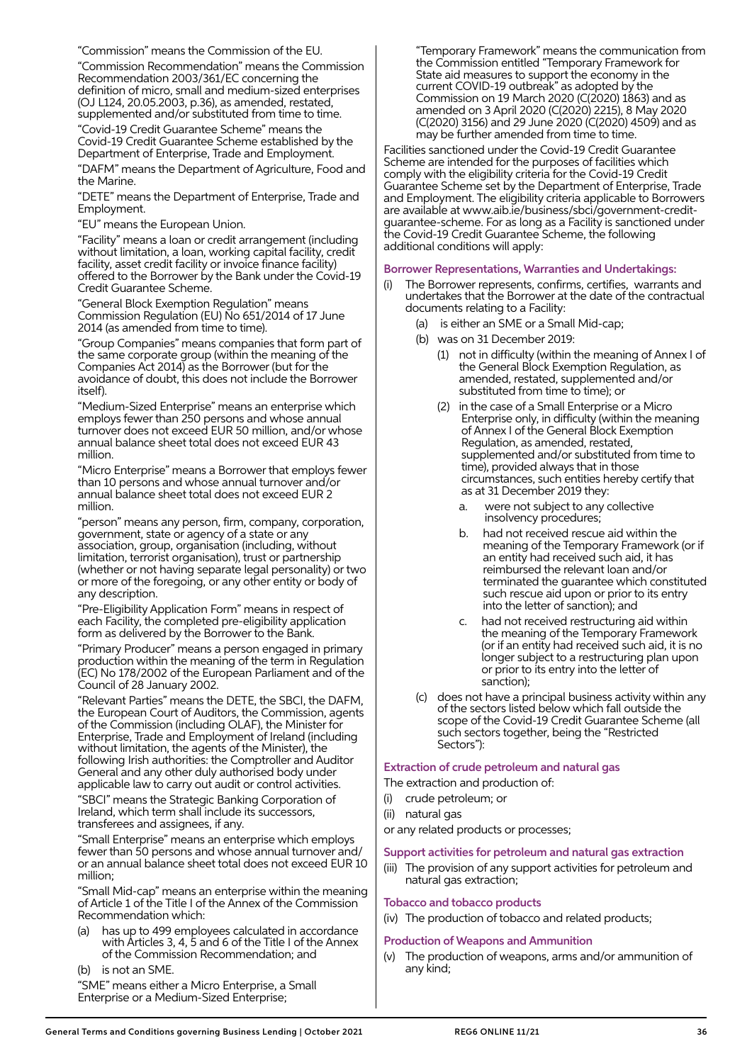"Commission" means the Commission of the EU.

"Commission Recommendation" means the Commission Recommendation 2003/361/EC concerning the definition of micro, small and medium-sized enterprises (OJ L124, 20.05.2003, p.36), as amended, restated, supplemented and/or substituted from time to time.

"Covid-19 Credit Guarantee Scheme" means the Covid-19 Credit Guarantee Scheme established by the Department of Enterprise, Trade and Employment.

"DAFM" means the Department of Agriculture, Food and the Marine.

"DETE" means the Department of Enterprise, Trade and Employment.

"EU" means the European Union.

"Facility" means a loan or credit arrangement (including without limitation, a loan, working capital facility, credit facility, asset credit facility or invoice finance facility) offered to the Borrower by the Bank under the Covid-19 Credit Guarantee Scheme.

"General Block Exemption Regulation" means Commission Regulation (EU) No 651/2014 of 17 June 2014 (as amended from time to time).

"Group Companies" means companies that form part of the same corporate group (within the meaning of the Companies Act 2014) as the Borrower (but for the avoidance of doubt, this does not include the Borrower itself).

"Medium-Sized Enterprise" means an enterprise which employs fewer than 250 persons and whose annual turnover does not exceed EUR 50 million, and/or whose annual balance sheet total does not exceed EUR 43 million.

"Micro Enterprise" means a Borrower that employs fewer than 10 persons and whose annual turnover and/or annual balance sheet total does not exceed EUR 2 million.

"person" means any person, firm, company, corporation, government, state or agency of a state or any association, group, organisation (including, without limitation, terrorist organisation), trust or partnership (whether or not having separate legal personality) or two or more of the foregoing, or any other entity or body of any description.

"Pre-Eligibility Application Form" means in respect of each Facility, the completed pre-eligibility application form as delivered by the Borrower to the Bank.

"Primary Producer" means a person engaged in primary production within the meaning of the term in Regulation (EC) No 178/2002 of the European Parliament and of the Council of 28 January 2002.

"Relevant Parties" means the DETE, the SBCI, the DAFM, the European Court of Auditors, the Commission, agents of the Commission (including OLAF), the Minister for Enterprise, Trade and Employment of Ireland (including without limitation, the agents of the Minister), the following Irish authorities: the Comptroller and Auditor General and any other duly authorised body under applicable law to carry out audit or control activities.

"SBCI" means the Strategic Banking Corporation of Ireland, which term shall include its successors, transferees and assignees, if any.

"Small Enterprise" means an enterprise which employs fewer than 50 persons and whose annual turnover and/or an annual balance sheet total does not exceed EUR 10 million;

"Small Mid-cap" means an enterprise within the meaning of Article 1 of the Title I of the Annex of the Commission Recommendation which:

(a) has up to 499 employees calculated in accordance with Articles 3, 4, 5 and 6 of the Title I of the Annex of the Commission Recommendation; and

(b) is not an SME.

"SME" means either a Micro Enterprise, a Small Enterprise or a Medium-Sized Enterprise;

"Temporary Framework" means the communication from the Commission entitled "Temporary Framework for State aid measures to support the economy in the current COVID-19 outbreak" as adopted by the Commission on 19 March 2020 (C(2020) 1863) and as amended on 3 April 2020 (C(2020) 2215), 8 May 2020 (C(2020) 3156) and 29 June 2020 (C(2020) 4509) and as may be further amended from time to time.

Facilities sanctioned under the Covid-19 Credit Guarantee Scheme are intended for the purposes of facilities which comply with the eligibility criteria for the Covid-19 Credit Guarantee Scheme set by the Department of Enterprise, Trade and Employment. The eligibility criteria applicable to Borrowers are available at www.aib.ie/business/sbci/government-credit-guarantee-scheme. For as long as a Facility is sanctioned under the Covid-19 Credit Guarantee Scheme, the following additional conditions will apply:

### Borrower Representations, Warranties and Undertakings:

(i) The Borrower represents, confirms, certifies, warrants and undertakes that the Borrower at the date of the contractual documents relating to a Facility:

  (a) is either an SME or a Small Mid-cap;

  (b) was on 31 December 2019:

    (1) not in difficulty (within the meaning of Annex I of the General Block Exemption Regulation, as amended, restated, supplemented and/or substituted from time to time); or

    (2) in the case of a Small Enterprise or a Micro Enterprise only, in difficulty (within the meaning of Annex I of the General Block Exemption Regulation, as amended, restated, supplemented and/or substituted from time to time), provided always that in those circumstances, such entities hereby certify that as at 31 December 2019 they:

      a. were not subject to any collective insolvency procedures;

      b. had not received rescue aid within the meaning of the Temporary Framework (or if an entity had received such aid, it has reimbursed the relevant loan and/or terminated the guarantee which constituted such rescue aid upon or prior to its entry into the letter of sanction); and

      c. had not received restructuring aid within the meaning of the Temporary Framework (or if an entity had received such aid, it is no longer subject to a restructuring plan upon or prior to its entry into the letter of sanction);

  (c) does not have a principal business activity within any of the sectors listed below which fall outside the scope of the Covid-19 Credit Guarantee Scheme (all such sectors together, being the "Restricted Sectors"):

### Extraction of crude petroleum and natural gas

The extraction and production of:

(i) crude petroleum; or

(ii) natural gas

or any related products or processes;

### Support activities for petroleum and natural gas extraction

(iii) The provision of any support activities for petroleum and natural gas extraction;

### Tobacco and tobacco products

(iv) The production of tobacco and related products;

### Production of Weapons and Ammunition

(v) The production of weapons, arms and/or ammunition of any kind;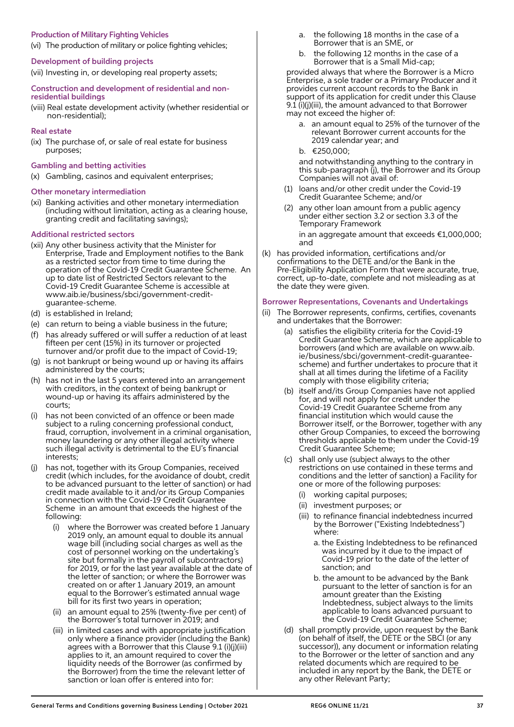#### Production of Military Fighting Vehicles

(vi) The production of military or police fighting vehicles;

#### Development of building projects

(vii) Investing in, or developing real property assets;

#### Construction and development of residential and non-residential buildings

(viii) Real estate development activity (whether residential or non-residential);

#### Real estate

(ix) The purchase of, or sale of real estate for business purposes;

#### Gambling and betting activities

(x) Gambling, casinos and equivalent enterprises;

#### Other monetary intermediation

(xi) Banking activities and other monetary intermediation (including without limitation, acting as a clearing house, granting credit and facilitating savings);

#### Additional restricted sectors

(xii) Any other business activity that the Minister for Enterprise, Trade and Employment notifies to the Bank as a restricted sector from time to time during the operation of the Covid-19 Credit Guarantee Scheme. An up to date list of Restricted Sectors relevant to the Covid-19 Credit Guarantee Scheme is accessible at www.aib.ie/business/sbci/government-credit-guarantee-scheme.

(d) is established in Ireland;

(e) can return to being a viable business in the future;

(f) has already suffered or will suffer a reduction of at least fifteen per cent (15%) in its turnover or projected turnover and/or profit due to the impact of Covid-19;

(g) is not bankrupt or being wound up or having its affairs administered by the courts;

(h) has not in the last 5 years entered into an arrangement with creditors, in the context of being bankrupt or wound-up or having its affairs administered by the courts;

(i) has not been convicted of an offence or been made subject to a ruling concerning professional conduct, fraud, corruption, involvement in a criminal organisation, money laundering or any other illegal activity where such illegal activity is detrimental to the EU's financial interests;

(j) has not, together with its Group Companies, received credit (which includes, for the avoidance of doubt, credit to be advanced pursuant to the letter of sanction) or had credit made available to it and/or its Group Companies in connection with the Covid-19 Credit Guarantee Scheme in an amount that exceeds the highest of the following:

   (i) where the Borrower was created before 1 January 2019 only, an amount equal to double its annual wage bill (including social charges as well as the cost of personnel working on the undertaking's site but formally in the payroll of subcontractors) for 2019, or for the last year available at the date of the letter of sanction; or where the Borrower was created on or after 1 January 2019, an amount equal to the Borrower's estimated annual wage bill for its first two years in operation;

   (ii) an amount equal to 25% (twenty-five per cent) of the Borrower's total turnover in 2019; and

   (iii) in limited cases and with appropriate justification only where a finance provider (including the Bank) agrees with a Borrower that this Clause 9.1 (i)(j)(iii) applies to it, an amount required to cover the liquidity needs of the Borrower (as confirmed by the Borrower) from the time the relevant letter of sanction or loan offer is entered into for:

      a. the following 18 months in the case of a Borrower that is an SME, or

      b. the following 12 months in the case of a Borrower that is a Small Mid-cap;

   provided always that where the Borrower is a Micro Enterprise, a sole trader or a Primary Producer and it provides current account records to the Bank in support of its application for credit under this Clause 9.1 (i)(j)(iii), the amount advanced to that Borrower may not exceed the higher of:

      a. an amount equal to 25% of the turnover of the relevant Borrower current accounts for the 2019 calendar year; and

      b. €250,000;

   and notwithstanding anything to the contrary in this sub-paragraph (j), the Borrower and its Group Companies will not avail of:

   (1) loans and/or other credit under the Covid-19 Credit Guarantee Scheme; and/or

   (2) any other loan amount from a public agency under either section 3.2 or section 3.3 of the Temporary Framework

   in an aggregate amount that exceeds €1,000,000; and

(k) has provided information, certifications and/or confirmations to the DETE and/or the Bank in the Pre-Eligibility Application Form that were accurate, true, correct, up-to-date, complete and not misleading as at the date they were given.

#### Borrower Representations, Covenants and Undertakings

(ii) The Borrower represents, confirms, certifies, covenants and undertakes that the Borrower:

   (a) satisfies the eligibility criteria for the Covid-19 Credit Guarantee Scheme, which are applicable to borrowers (and which are available on www.aib.ie/business/sbci/government-credit-guarantee-scheme) and further undertakes to procure that it shall at all times during the lifetime of a Facility comply with those eligibility criteria;

   (b) itself and/its Group Companies have not applied for, and will not apply for credit under the Covid-19 Credit Guarantee Scheme from any financial institution which would cause the Borrower itself, or the Borrower, together with any other Group Companies, to exceed the borrowing thresholds applicable to them under the Covid-19 Credit Guarantee Scheme;

   (c) shall only use (subject always to the other restrictions on use contained in these terms and conditions and the letter of sanction) a Facility for one or more of the following purposes:

      (i) working capital purposes;

      (ii) investment purposes; or

      (iii) to refinance financial indebtedness incurred by the Borrower ("Existing Indebtedness") where:

         a. the Existing Indebtedness to be refinanced was incurred by it due to the impact of Covid-19 prior to the date of the letter of sanction; and

         b. the amount to be advanced by the Bank pursuant to the letter of sanction is for an amount greater than the Existing Indebtedness, subject always to the limits applicable to loans advanced pursuant to the Covid-19 Credit Guarantee Scheme;

   (d) shall promptly provide, upon request by the Bank (on behalf of itself, the DETE or the SBCI (or any successor)), any document or information relating to the Borrower or the letter of sanction and any related documents which are required to be included in any report by the Bank, the DETE or any other Relevant Party;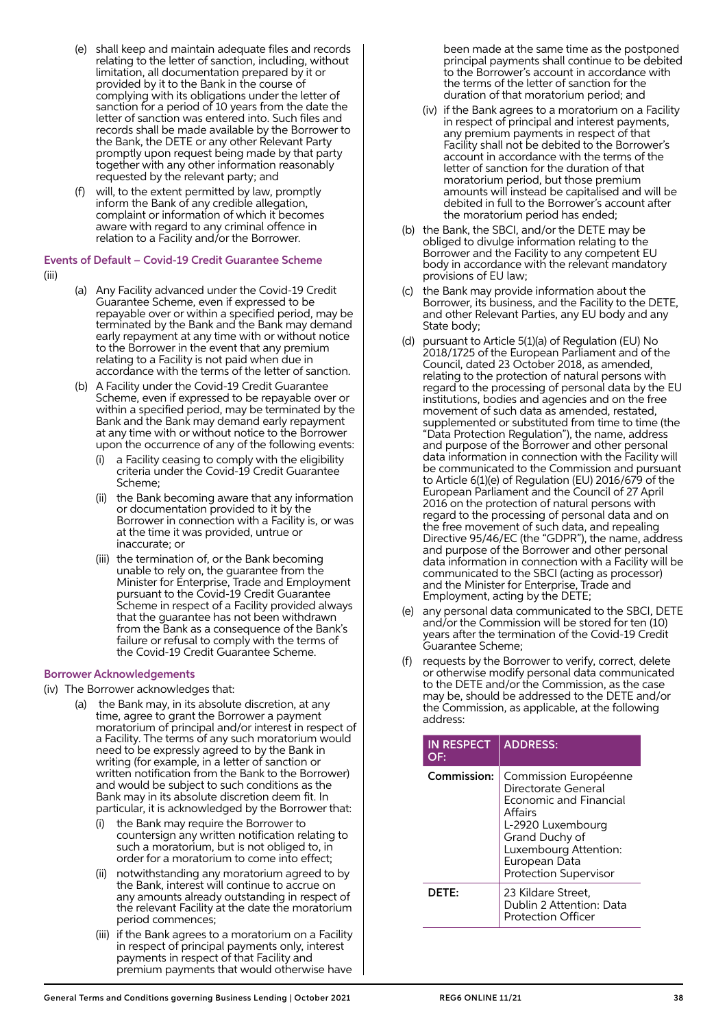(e) shall keep and maintain adequate files and records relating to the letter of sanction, including, without limitation, all documentation prepared by it or provided by it to the Bank in the course of complying with its obligations under the letter of sanction for a period of 10 years from the date the letter of sanction was entered into. Such files and records shall be made available by the Borrower to the Bank, the DETE or any other Relevant Party promptly upon request being made by that party together with any other information reasonably requested by the relevant party; and

(f) will, to the extent permitted by law, promptly inform the Bank of any credible allegation, complaint or information of which it becomes aware with regard to any criminal offence in relation to a Facility and/or the Borrower.

### Events of Default – Covid-19 Credit Guarantee Scheme

(iii)

(a) Any Facility advanced under the Covid-19 Credit Guarantee Scheme, even if expressed to be repayable over or within a specified period, may be terminated by the Bank and the Bank may demand early repayment at any time with or without notice to the Borrower in the event that any premium relating to a Facility is not paid when due in accordance with the terms of the letter of sanction.

(b) A Facility under the Covid-19 Credit Guarantee Scheme, even if expressed to be repayable over or within a specified period, may be terminated by the Bank and the Bank may demand early repayment at any time with or without notice to the Borrower upon the occurrence of any of the following events:

(i) a Facility ceasing to comply with the eligibility criteria under the Covid-19 Credit Guarantee Scheme;

(ii) the Bank becoming aware that any information or documentation provided to it by the Borrower in connection with a Facility is, or was at the time it was provided, untrue or inaccurate; or

(iii) the termination of, or the Bank becoming unable to rely on, the guarantee from the Minister for Enterprise, Trade and Employment pursuant to the Covid-19 Credit Guarantee Scheme in respect of a Facility provided always that the guarantee has not been withdrawn from the Bank as a consequence of the Bank's failure or refusal to comply with the terms of the Covid-19 Credit Guarantee Scheme.

### Borrower Acknowledgements

(iv) The Borrower acknowledges that:

(a) the Bank may, in its absolute discretion, at any time, agree to grant the Borrower a payment moratorium of principal and/or interest in respect of a Facility. The terms of any such moratorium would need to be expressly agreed to by the Bank in writing (for example, in a letter of sanction or written notification from the Bank to the Borrower) and would be subject to such conditions as the Bank may in its absolute discretion deem fit. In particular, it is acknowledged by the Borrower that:

(i) the Bank may require the Borrower to countersign any written notification relating to such a moratorium, but is not obliged to, in order for a moratorium to come into effect;

(ii) notwithstanding any moratorium agreed to by the Bank, interest will continue to accrue on any amounts already outstanding in respect of the relevant Facility at the date the moratorium period commences;

(iii) if the Bank agrees to a moratorium on a Facility in respect of principal payments only, interest payments in respect of that Facility and premium payments that would otherwise have been made at the same time as the postponed principal payments shall continue to be debited to the Borrower's account in accordance with the terms of the letter of sanction for the duration of that moratorium period; and

(iv) if the Bank agrees to a moratorium on a Facility in respect of principal and interest payments, any premium payments in respect of that Facility shall not be debited to the Borrower's account in accordance with the terms of the letter of sanction for the duration of that moratorium period, but those premium amounts will instead be capitalised and will be debited in full to the Borrower's account after the moratorium period has ended;

(b) the Bank, the SBCI, and/or the DETE may be obliged to divulge information relating to the Borrower and the Facility to any competent EU body in accordance with the relevant mandatory provisions of EU law;

(c) the Bank may provide information about the Borrower, its business, and the Facility to the DETE, and other Relevant Parties, any EU body and any State body;

(d) pursuant to Article 5(1)(a) of Regulation (EU) No 2018/1725 of the European Parliament and of the Council, dated 23 October 2018, as amended, relating to the protection of natural persons with regard to the processing of personal data by the EU institutions, bodies and agencies and on the free movement of such data as amended, restated, supplemented or substituted from time to time (the "Data Protection Regulation"), the name, address and purpose of the Borrower and other personal data information in connection with the Facility will be communicated to the Commission and pursuant to Article 6(1)(e) of Regulation (EU) 2016/679 of the European Parliament and the Council of 27 April 2016 on the protection of natural persons with regard to the processing of personal data and on the free movement of such data, and repealing Directive 95/46/EC (the "GDPR"), the name, address and purpose of the Borrower and other personal data information in connection with a Facility will be communicated to the SBCI (acting as processor) and the Minister for Enterprise, Trade and Employment, acting by the DETE;

(e) any personal data communicated to the SBCI, DETE and/or the Commission will be stored for ten (10) years after the termination of the Covid-19 Credit Guarantee Scheme;

(f) requests by the Borrower to verify, correct, delete or otherwise modify personal data communicated to the DETE and/or the Commission, as the case may be, should be addressed to the DETE and/or the Commission, as applicable, at the following address:

| IN RESPECT OF: | ADDRESS: |
|---|---|
| **Commission:** | Commission Européenne Directorate General Economic and Financial Affairs L-2920 Luxembourg Grand Duchy of Luxembourg Attention: European Data Protection Supervisor |
| **DETE:** | 23 Kildare Street, Dublin 2 Attention: Data Protection Officer |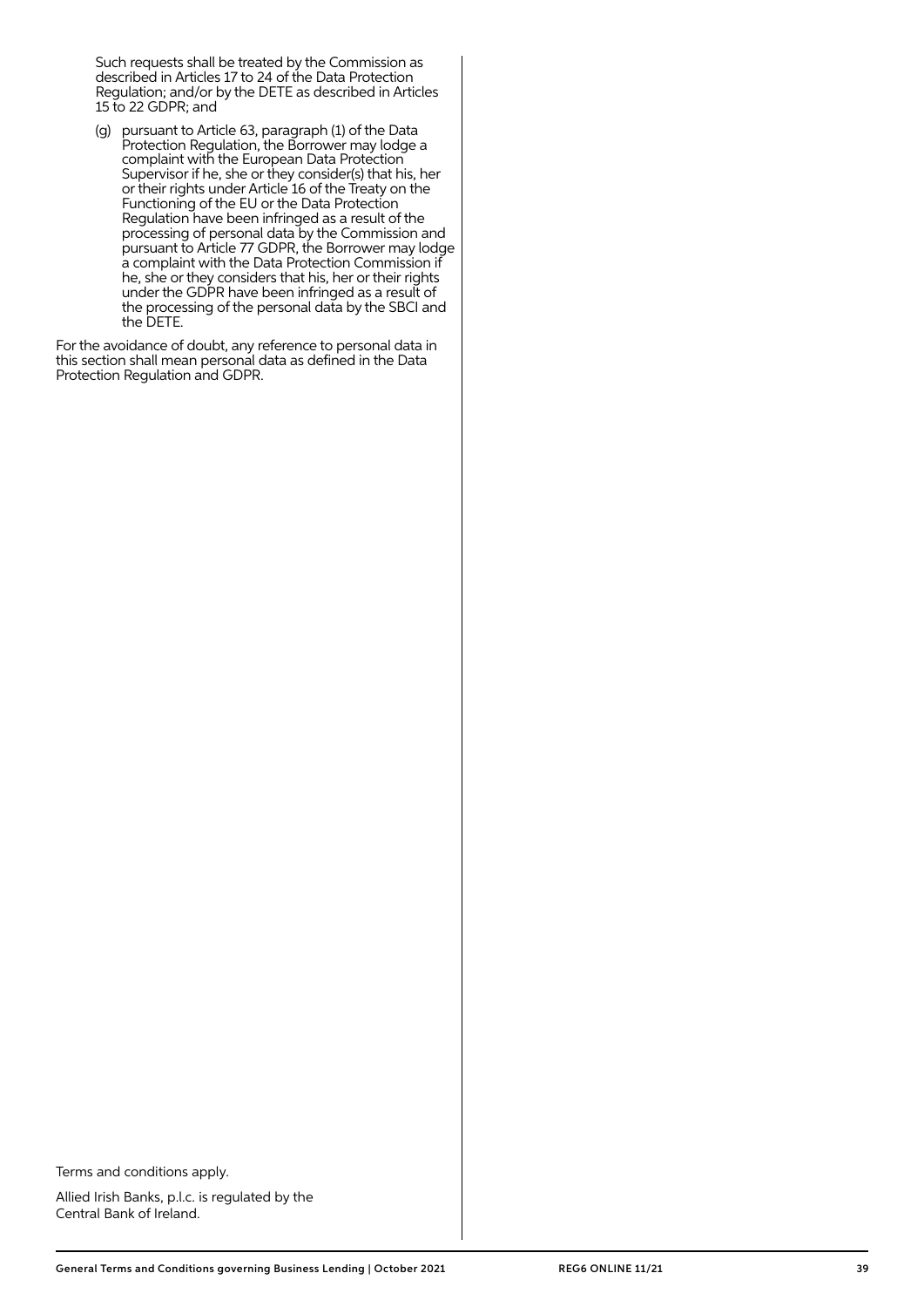Such requests shall be treated by the Commission as described in Articles 17 to 24 of the Data Protection Regulation; and/or by the DETE as described in Articles 15 to 22 GDPR; and

(g) pursuant to Article 63, paragraph (1) of the Data Protection Regulation, the Borrower may lodge a complaint with the European Data Protection Supervisor if he, she or they consider(s) that his, her or their rights under Article 16 of the Treaty on the Functioning of the EU or the Data Protection Regulation have been infringed as a result of the processing of personal data by the Commission and pursuant to Article 77 GDPR, the Borrower may lodge a complaint with the Data Protection Commission if he, she or they considers that his, her or their rights under the GDPR have been infringed as a result of the processing of the personal data by the SBCI and the DETE.

For the avoidance of doubt, any reference to personal data in this section shall mean personal data as defined in the Data Protection Regulation and GDPR.

Terms and conditions apply.

Allied Irish Banks, p.l.c. is regulated by the Central Bank of Ireland.

General Terms and Conditions governing Business Lending | October 2021

REG6 ONLINE 11/21